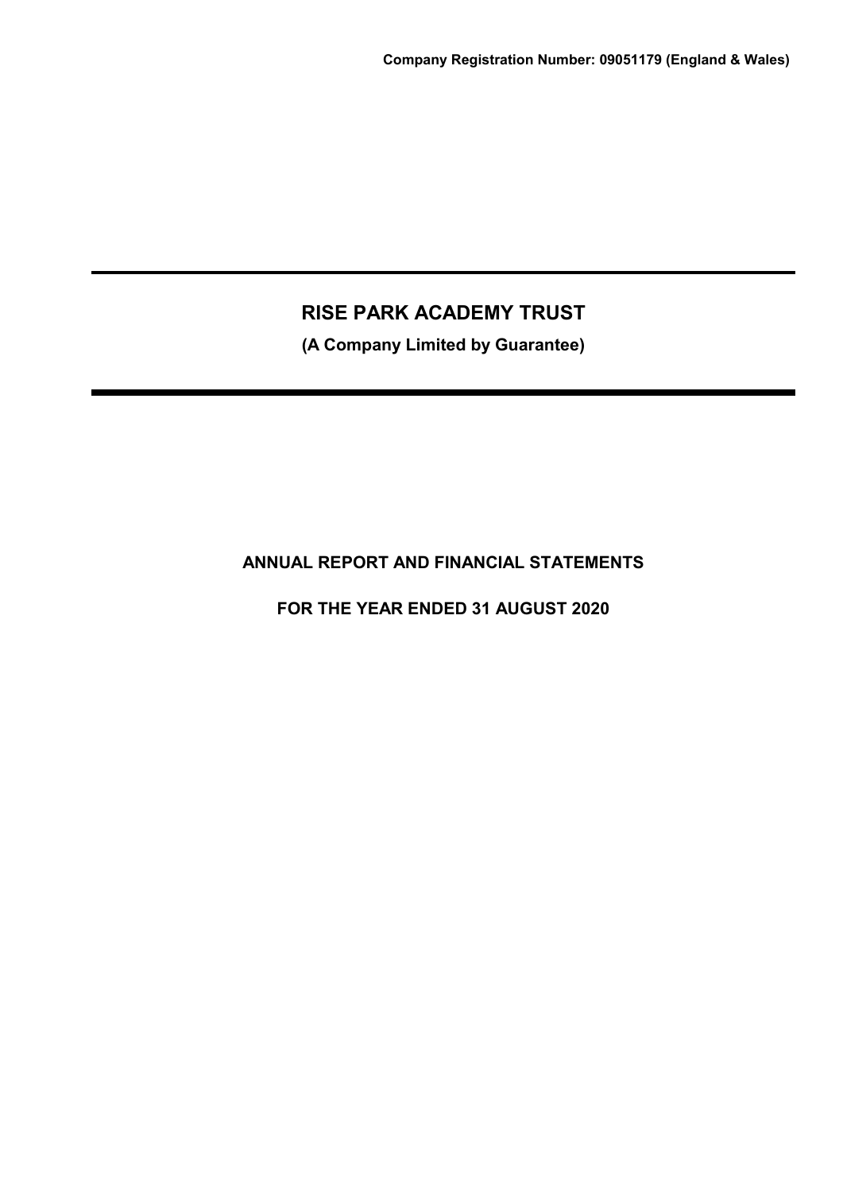**Company Registration Number: 09051179 (England & Wales)**

# RISE PARK ACADEMY TRUST

**(A Company Limited by Guarantee)**

## ANNUAL REPORT AND FINANCIAL STATEMENTS

## FOR THE YEAR ENDED 31 AUGUST 2020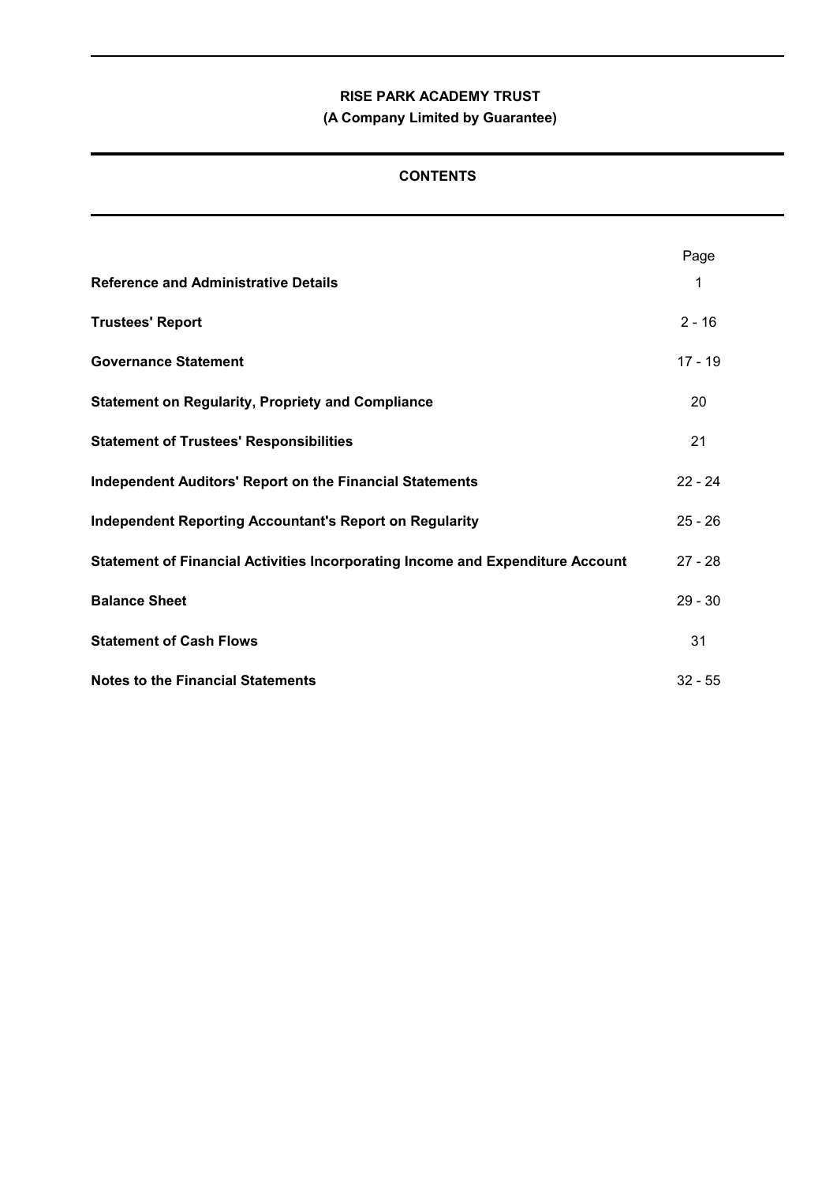**RISE PARK ACADEMY TRUST**

**(A Company Limited by Guarantee)**

## CONTENTS

| | Page |
|---|---|
| **Reference and Administrative Details** | 1 |
| **Trustees' Report** | 2 - 16 |
| **Governance Statement** | 17 - 19 |
| **Statement on Regularity, Propriety and Compliance** | 20 |
| **Statement of Trustees' Responsibilities** | 21 |
| **Independent Auditors' Report on the Financial Statements** | 22 - 24 |
| **Independent Reporting Accountant's Report on Regularity** | 25 - 26 |
| **Statement of Financial Activities Incorporating Income and Expenditure Account** | 27 - 28 |
| **Balance Sheet** | 29 - 30 |
| **Statement of Cash Flows** | 31 |
| **Notes to the Financial Statements** | 32 - 55 |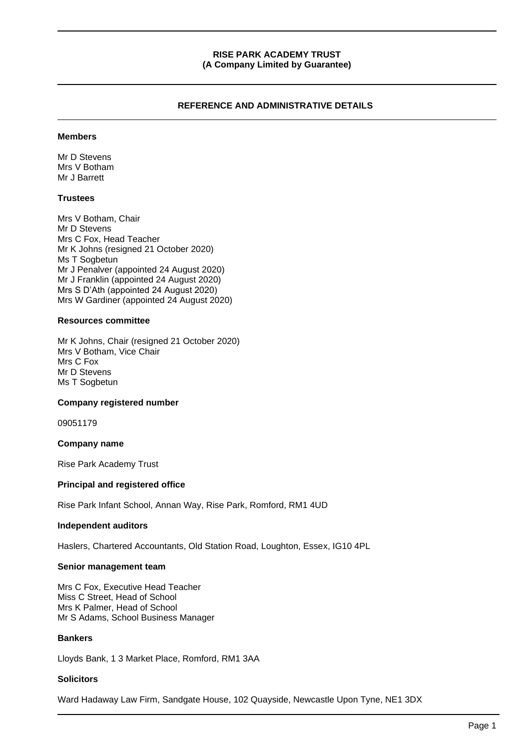**RISE PARK ACADEMY TRUST**
**(A Company Limited by Guarantee)**

## REFERENCE AND ADMINISTRATIVE DETAILS

### Members

Mr D Stevens
Mrs V Botham
Mr J Barrett

### Trustees

Mrs V Botham, Chair
Mr D Stevens
Mrs C Fox, Head Teacher
Mr K Johns (resigned 21 October 2020)
Ms T Sogbetun
Mr J Penalver (appointed 24 August 2020)
Mr J Franklin (appointed 24 August 2020)
Mrs S D'Ath (appointed 24 August 2020)
Mrs W Gardiner (appointed 24 August 2020)

### Resources committee

Mr K Johns, Chair (resigned 21 October 2020)
Mrs V Botham, Vice Chair
Mrs C Fox
Mr D Stevens
Ms T Sogbetun

### Company registered number

09051179

### Company name

Rise Park Academy Trust

### Principal and registered office

Rise Park Infant School, Annan Way, Rise Park, Romford, RM1 4UD

### Independent auditors

Haslers, Chartered Accountants, Old Station Road, Loughton, Essex, IG10 4PL

### Senior management team

Mrs C Fox, Executive Head Teacher
Miss C Street, Head of School
Mrs K Palmer, Head of School
Mr S Adams, School Business Manager

### Bankers

Lloyds Bank, 1 3 Market Place, Romford, RM1 3AA

### Solicitors

Ward Hadaway Law Firm, Sandgate House, 102 Quayside, Newcastle Upon Tyne, NE1 3DX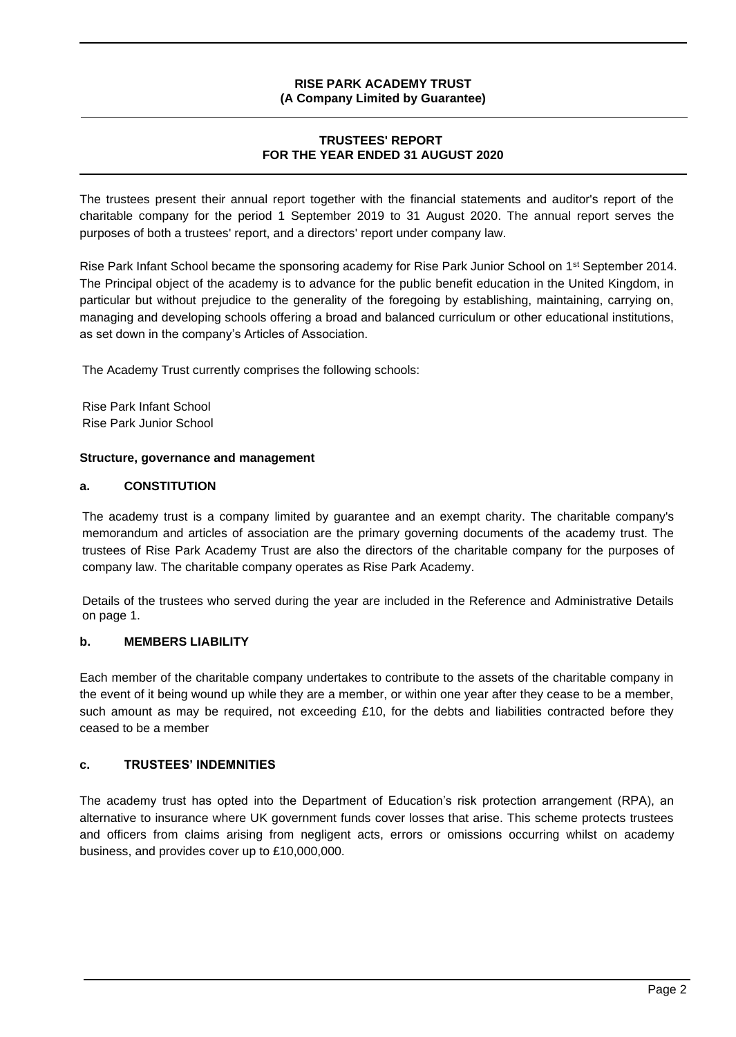**RISE PARK ACADEMY TRUST**
**(A Company Limited by Guarantee)**

# TRUSTEES' REPORT FOR THE YEAR ENDED 31 AUGUST 2020

The trustees present their annual report together with the financial statements and auditor's report of the charitable company for the period 1 September 2019 to 31 August 2020. The annual report serves the purposes of both a trustees' report, and a directors' report under company law.

Rise Park Infant School became the sponsoring academy for Rise Park Junior School on 1st September 2014. The Principal object of the academy is to advance for the public benefit education in the United Kingdom, in particular but without prejudice to the generality of the foregoing by establishing, maintaining, carrying on, managing and developing schools offering a broad and balanced curriculum or other educational institutions, as set down in the company's Articles of Association.

The Academy Trust currently comprises the following schools:

Rise Park Infant School
Rise Park Junior School

## Structure, governance and management

### a. CONSTITUTION

The academy trust is a company limited by guarantee and an exempt charity. The charitable company's memorandum and articles of association are the primary governing documents of the academy trust. The trustees of Rise Park Academy Trust are also the directors of the charitable company for the purposes of company law. The charitable company operates as Rise Park Academy.

Details of the trustees who served during the year are included in the Reference and Administrative Details on page 1.

### b. MEMBERS LIABILITY

Each member of the charitable company undertakes to contribute to the assets of the charitable company in the event of it being wound up while they are a member, or within one year after they cease to be a member, such amount as may be required, not exceeding £10, for the debts and liabilities contracted before they ceased to be a member

### c. TRUSTEES' INDEMNITIES

The academy trust has opted into the Department of Education's risk protection arrangement (RPA), an alternative to insurance where UK government funds cover losses that arise. This scheme protects trustees and officers from claims arising from negligent acts, errors or omissions occurring whilst on academy business, and provides cover up to £10,000,000.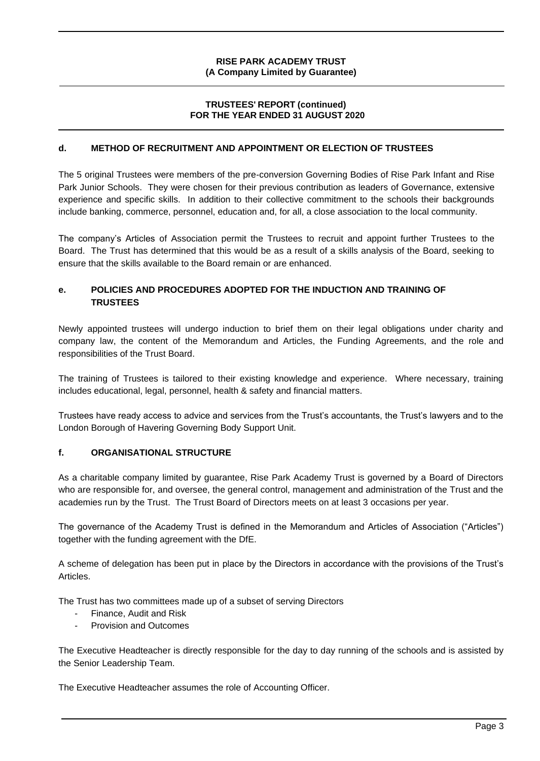## d. METHOD OF RECRUITMENT AND APPOINTMENT OR ELECTION OF TRUSTEES

The 5 original Trustees were members of the pre-conversion Governing Bodies of Rise Park Infant and Rise Park Junior Schools. They were chosen for their previous contribution as leaders of Governance, extensive experience and specific skills. In addition to their collective commitment to the schools their backgrounds include banking, commerce, personnel, education and, for all, a close association to the local community.

The company's Articles of Association permit the Trustees to recruit and appoint further Trustees to the Board. The Trust has determined that this would be as a result of a skills analysis of the Board, seeking to ensure that the skills available to the Board remain or are enhanced.

## e. POLICIES AND PROCEDURES ADOPTED FOR THE INDUCTION AND TRAINING OF TRUSTEES

Newly appointed trustees will undergo induction to brief them on their legal obligations under charity and company law, the content of the Memorandum and Articles, the Funding Agreements, and the role and responsibilities of the Trust Board.

The training of Trustees is tailored to their existing knowledge and experience. Where necessary, training includes educational, legal, personnel, health & safety and financial matters.

Trustees have ready access to advice and services from the Trust's accountants, the Trust's lawyers and to the London Borough of Havering Governing Body Support Unit.

## f. ORGANISATIONAL STRUCTURE

As a charitable company limited by guarantee, Rise Park Academy Trust is governed by a Board of Directors who are responsible for, and oversee, the general control, management and administration of the Trust and the academies run by the Trust. The Trust Board of Directors meets on at least 3 occasions per year.

The governance of the Academy Trust is defined in the Memorandum and Articles of Association ("Articles") together with the funding agreement with the DfE.

A scheme of delegation has been put in place by the Directors in accordance with the provisions of the Trust's Articles.

The Trust has two committees made up of a subset of serving Directors

- Finance, Audit and Risk
- Provision and Outcomes

The Executive Headteacher is directly responsible for the day to day running of the schools and is assisted by the Senior Leadership Team.

The Executive Headteacher assumes the role of Accounting Officer.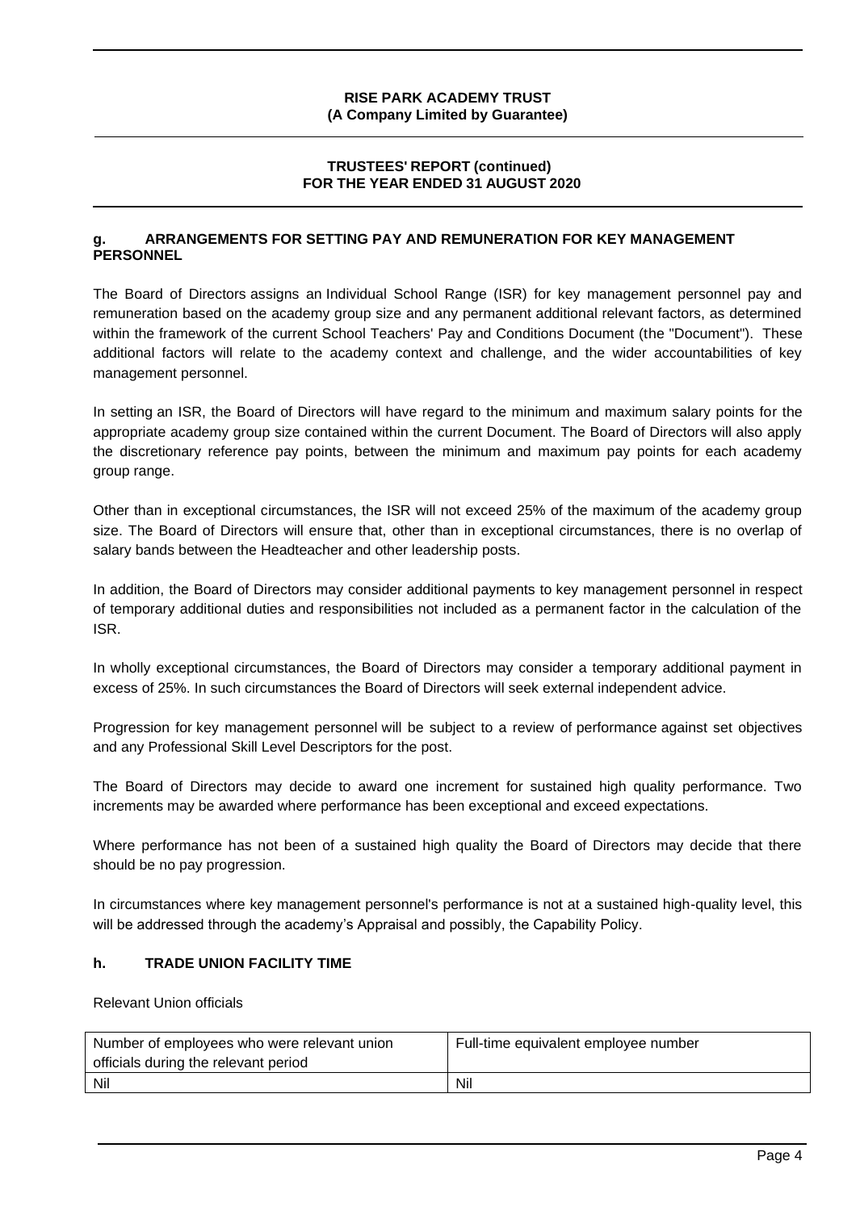### g. ARRANGEMENTS FOR SETTING PAY AND REMUNERATION FOR KEY MANAGEMENT PERSONNEL

The Board of Directors assigns an Individual School Range (ISR) for key management personnel pay and remuneration based on the academy group size and any permanent additional relevant factors, as determined within the framework of the current School Teachers' Pay and Conditions Document (the "Document"). These additional factors will relate to the academy context and challenge, and the wider accountabilities of key management personnel.

In setting an ISR, the Board of Directors will have regard to the minimum and maximum salary points for the appropriate academy group size contained within the current Document. The Board of Directors will also apply the discretionary reference pay points, between the minimum and maximum pay points for each academy group range.

Other than in exceptional circumstances, the ISR will not exceed 25% of the maximum of the academy group size. The Board of Directors will ensure that, other than in exceptional circumstances, there is no overlap of salary bands between the Headteacher and other leadership posts.

In addition, the Board of Directors may consider additional payments to key management personnel in respect of temporary additional duties and responsibilities not included as a permanent factor in the calculation of the ISR.

In wholly exceptional circumstances, the Board of Directors may consider a temporary additional payment in excess of 25%. In such circumstances the Board of Directors will seek external independent advice.

Progression for key management personnel will be subject to a review of performance against set objectives and any Professional Skill Level Descriptors for the post.

The Board of Directors may decide to award one increment for sustained high quality performance. Two increments may be awarded where performance has been exceptional and exceed expectations.

Where performance has not been of a sustained high quality the Board of Directors may decide that there should be no pay progression.

In circumstances where key management personnel's performance is not at a sustained high-quality level, this will be addressed through the academy's Appraisal and possibly, the Capability Policy.

### h. TRADE UNION FACILITY TIME

Relevant Union officials

| Number of employees who were relevant union officials during the relevant period | Full-time equivalent employee number |
|---|---|
| Nil | Nil |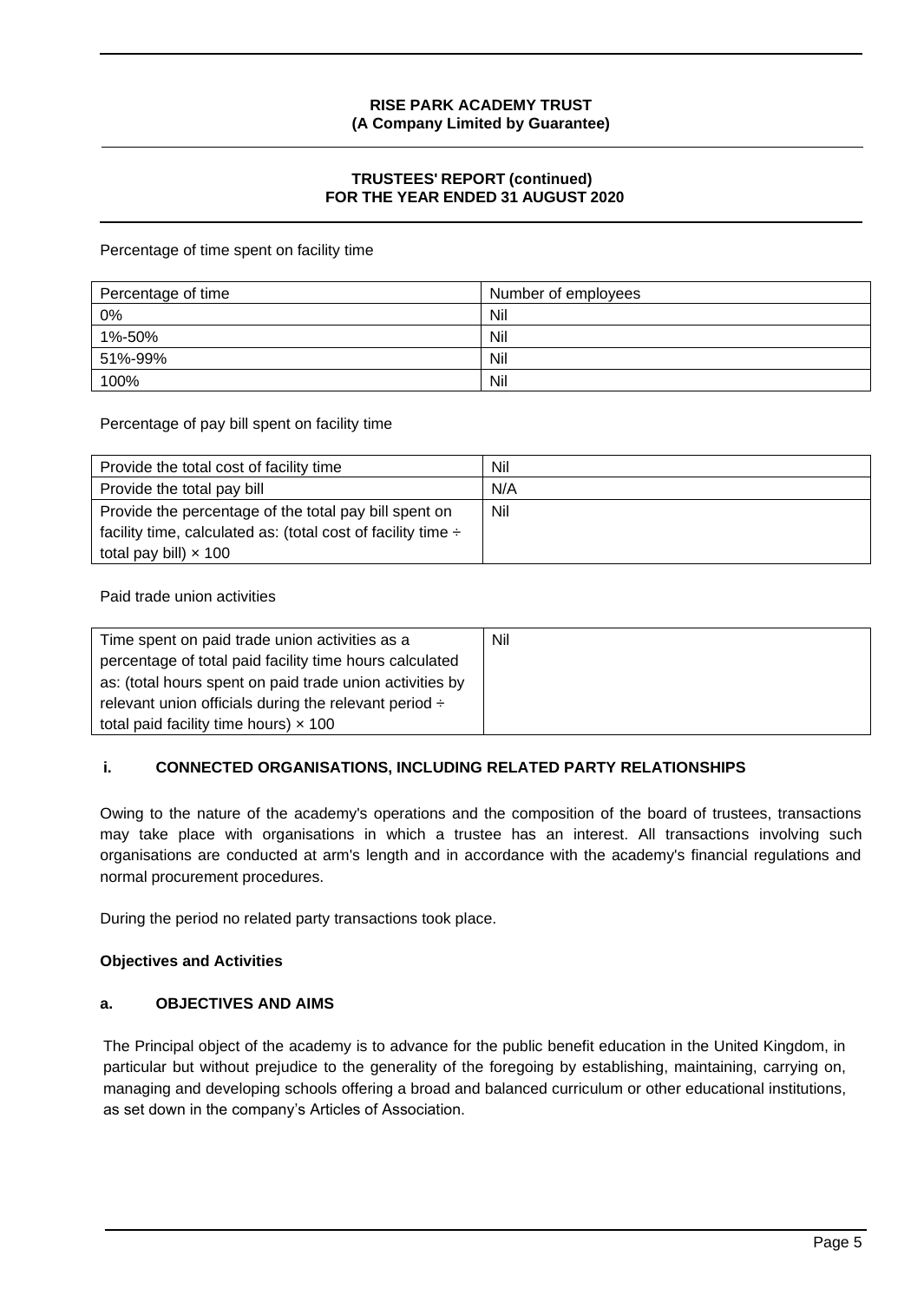Percentage of time spent on facility time

| Percentage of time | Number of employees |
|---|---|
| 0% | Nil |
| 1%-50% | Nil |
| 51%-99% | Nil |
| 100% | Nil |

Percentage of pay bill spent on facility time

| Provide the total cost of facility time | Nil |
|---|---|
| Provide the total pay bill | N/A |
| Provide the percentage of the total pay bill spent on facility time, calculated as: (total cost of facility time ÷ total pay bill) × 100 | Nil |

Paid trade union activities

| Time spent on paid trade union activities as a percentage of total paid facility time hours calculated as: (total hours spent on paid trade union activities by relevant union officials during the relevant period ÷ total paid facility time hours) × 100 | Nil |
|---|---|

### i. CONNECTED ORGANISATIONS, INCLUDING RELATED PARTY RELATIONSHIPS

Owing to the nature of the academy's operations and the composition of the board of trustees, transactions may take place with organisations in which a trustee has an interest. All transactions involving such organisations are conducted at arm's length and in accordance with the academy's financial regulations and normal procurement procedures.

During the period no related party transactions took place.

## Objectives and Activities

### a. OBJECTIVES AND AIMS

The Principal object of the academy is to advance for the public benefit education in the United Kingdom, in particular but without prejudice to the generality of the foregoing by establishing, maintaining, carrying on, managing and developing schools offering a broad and balanced curriculum or other educational institutions, as set down in the company's Articles of Association.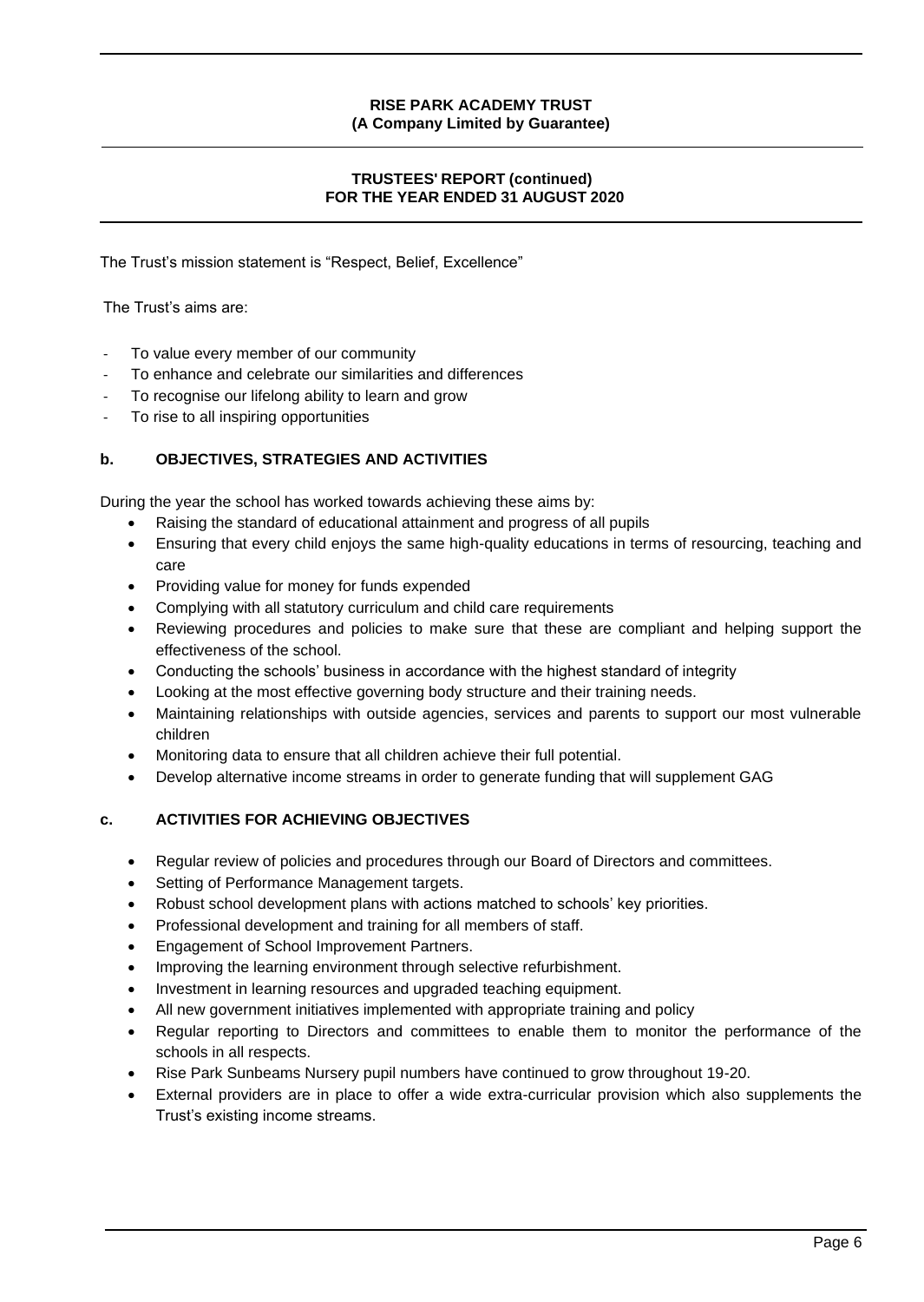The Trust's mission statement is "Respect, Belief, Excellence"

The Trust's aims are:

- To value every member of our community
- To enhance and celebrate our similarities and differences
- To recognise our lifelong ability to learn and grow
- To rise to all inspiring opportunities

## b. OBJECTIVES, STRATEGIES AND ACTIVITIES

During the year the school has worked towards achieving these aims by:

- Raising the standard of educational attainment and progress of all pupils
- Ensuring that every child enjoys the same high-quality educations in terms of resourcing, teaching and care
- Providing value for money for funds expended
- Complying with all statutory curriculum and child care requirements
- Reviewing procedures and policies to make sure that these are compliant and helping support the effectiveness of the school.
- Conducting the schools' business in accordance with the highest standard of integrity
- Looking at the most effective governing body structure and their training needs.
- Maintaining relationships with outside agencies, services and parents to support our most vulnerable children
- Monitoring data to ensure that all children achieve their full potential.
- Develop alternative income streams in order to generate funding that will supplement GAG

## c. ACTIVITIES FOR ACHIEVING OBJECTIVES

- Regular review of policies and procedures through our Board of Directors and committees.
- Setting of Performance Management targets.
- Robust school development plans with actions matched to schools' key priorities.
- Professional development and training for all members of staff.
- Engagement of School Improvement Partners.
- Improving the learning environment through selective refurbishment.
- Investment in learning resources and upgraded teaching equipment.
- All new government initiatives implemented with appropriate training and policy
- Regular reporting to Directors and committees to enable them to monitor the performance of the schools in all respects.
- Rise Park Sunbeams Nursery pupil numbers have continued to grow throughout 19-20.
- External providers are in place to offer a wide extra-curricular provision which also supplements the Trust's existing income streams.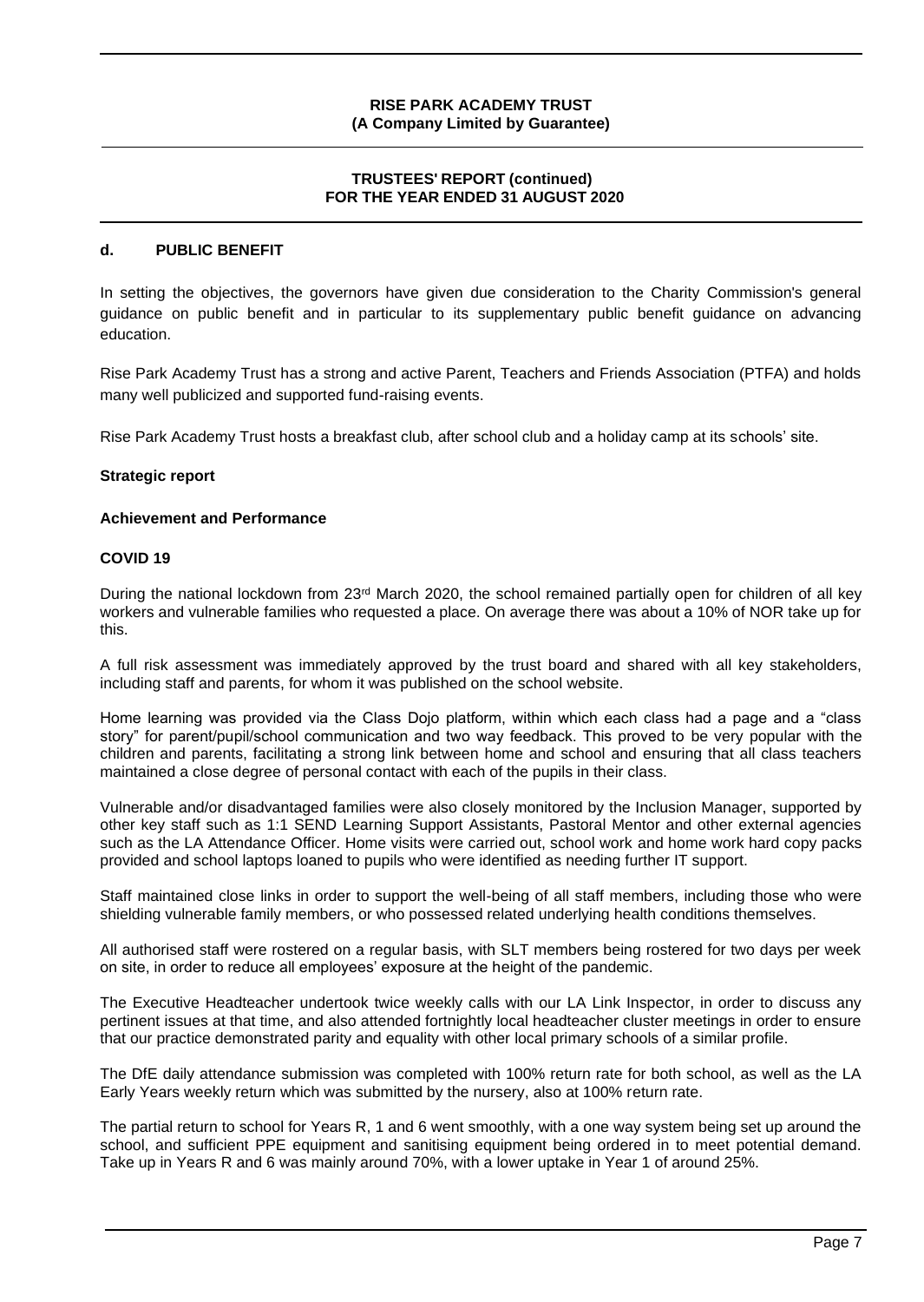## d. PUBLIC BENEFIT

In setting the objectives, the governors have given due consideration to the Charity Commission's general guidance on public benefit and in particular to its supplementary public benefit guidance on advancing education.

Rise Park Academy Trust has a strong and active Parent, Teachers and Friends Association (PTFA) and holds many well publicized and supported fund-raising events.

Rise Park Academy Trust hosts a breakfast club, after school club and a holiday camp at its schools' site.

**Strategic report**

**Achievement and Performance**

**COVID 19**

During the national lockdown from 23rd March 2020, the school remained partially open for children of all key workers and vulnerable families who requested a place. On average there was about a 10% of NOR take up for this.

A full risk assessment was immediately approved by the trust board and shared with all key stakeholders, including staff and parents, for whom it was published on the school website.

Home learning was provided via the Class Dojo platform, within which each class had a page and a "class story" for parent/pupil/school communication and two way feedback. This proved to be very popular with the children and parents, facilitating a strong link between home and school and ensuring that all class teachers maintained a close degree of personal contact with each of the pupils in their class.

Vulnerable and/or disadvantaged families were also closely monitored by the Inclusion Manager, supported by other key staff such as 1:1 SEND Learning Support Assistants, Pastoral Mentor and other external agencies such as the LA Attendance Officer. Home visits were carried out, school work and home work hard copy packs provided and school laptops loaned to pupils who were identified as needing further IT support.

Staff maintained close links in order to support the well-being of all staff members, including those who were shielding vulnerable family members, or who possessed related underlying health conditions themselves.

All authorised staff were rostered on a regular basis, with SLT members being rostered for two days per week on site, in order to reduce all employees' exposure at the height of the pandemic.

The Executive Headteacher undertook twice weekly calls with our LA Link Inspector, in order to discuss any pertinent issues at that time, and also attended fortnightly local headteacher cluster meetings in order to ensure that our practice demonstrated parity and equality with other local primary schools of a similar profile.

The DfE daily attendance submission was completed with 100% return rate for both school, as well as the LA Early Years weekly return which was submitted by the nursery, also at 100% return rate.

The partial return to school for Years R, 1 and 6 went smoothly, with a one way system being set up around the school, and sufficient PPE equipment and sanitising equipment being ordered in to meet potential demand. Take up in Years R and 6 was mainly around 70%, with a lower uptake in Year 1 of around 25%.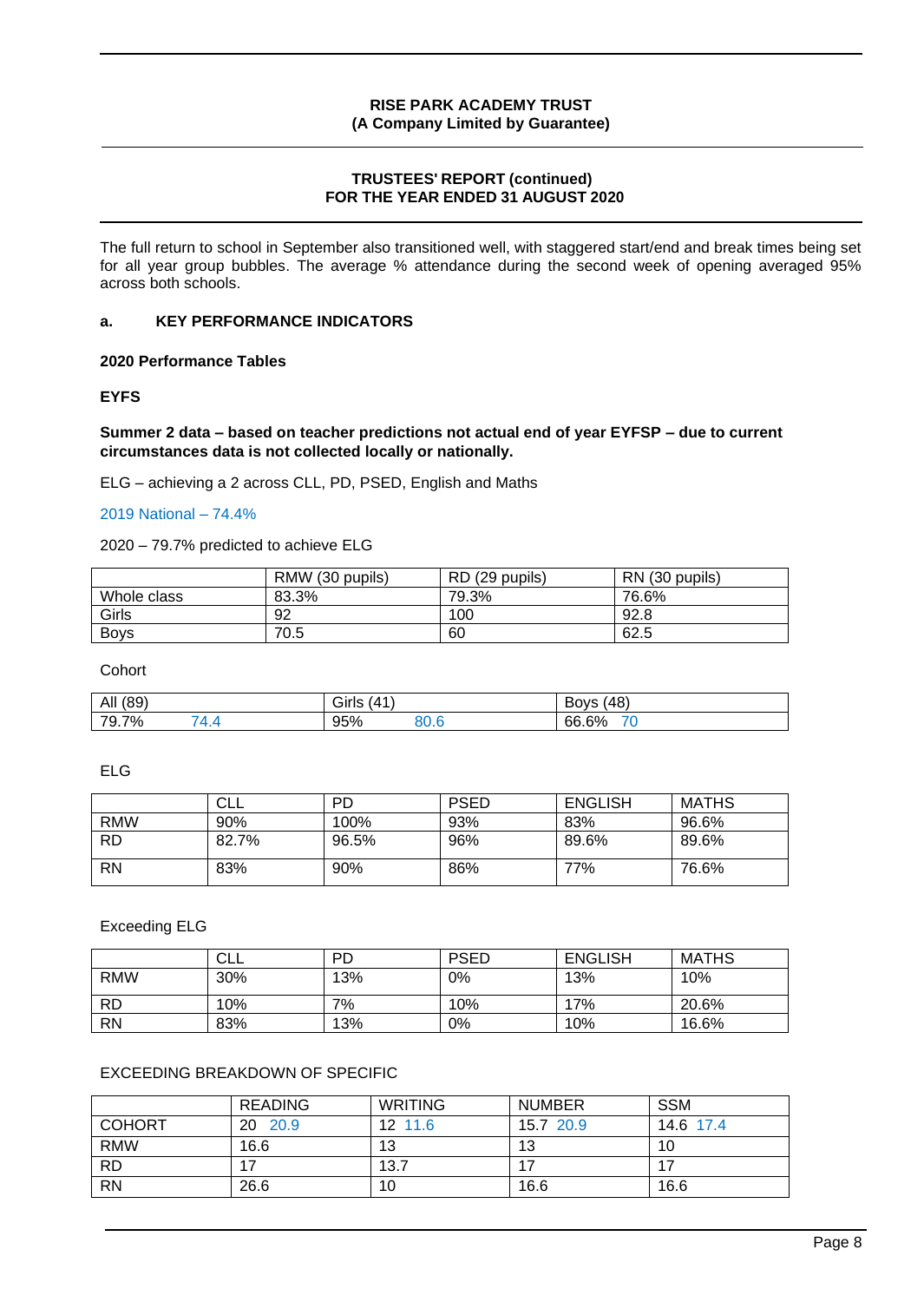**RISE PARK ACADEMY TRUST**
**(A Company Limited by Guarantee)**

**TRUSTEES' REPORT (continued)**
**FOR THE YEAR ENDED 31 AUGUST 2020**

The full return to school in September also transitioned well, with staggered start/end and break times being set for all year group bubbles. The average % attendance during the second week of opening averaged 95% across both schools.

**a. KEY PERFORMANCE INDICATORS**

**2020 Performance Tables**

**EYFS**

**Summer 2 data – based on teacher predictions not actual end of year EYFSP – due to current circumstances data is not collected locally or nationally.**

ELG – achieving a 2 across CLL, PD, PSED, English and Maths

2019 National – 74.4%

2020 – 79.7% predicted to achieve ELG

| | RMW (30 pupils) | RD (29 pupils) | RN (30 pupils) |
|---|---|---|---|
| Whole class | 83.3% | 79.3% | 76.6% |
| Girls | 92 | 100 | 92.8 |
| Boys | 70.5 | 60 | 62.5 |

Cohort

| All (89) | Girls (41) | Boys (48) |
|---|---|---|
| 79.7% 74.4 | 95% 80.6 | 66.6% 70 |

ELG

| | CLL | PD | PSED | ENGLISH | MATHS |
|---|---|---|---|---|---|
| RMW | 90% | 100% | 93% | 83% | 96.6% |
| RD | 82.7% | 96.5% | 96% | 89.6% | 89.6% |
| RN | 83% | 90% | 86% | 77% | 76.6% |

Exceeding ELG

| | CLL | PD | PSED | ENGLISH | MATHS |
|---|---|---|---|---|---|
| RMW | 30% | 13% | 0% | 13% | 10% |
| RD | 10% | 7% | 10% | 17% | 20.6% |
| RN | 83% | 13% | 0% | 10% | 16.6% |

EXCEEDING BREAKDOWN OF SPECIFIC

| | READING | WRITING | NUMBER | SSM |
|---|---|---|---|---|
| COHORT | 20 20.9 | 12 11.6 | 15.7 20.9 | 14.6 17.4 |
| RMW | 16.6 | 13 | 13 | 10 |
| RD | 17 | 13.7 | 17 | 17 |
| RN | 26.6 | 10 | 16.6 | 16.6 |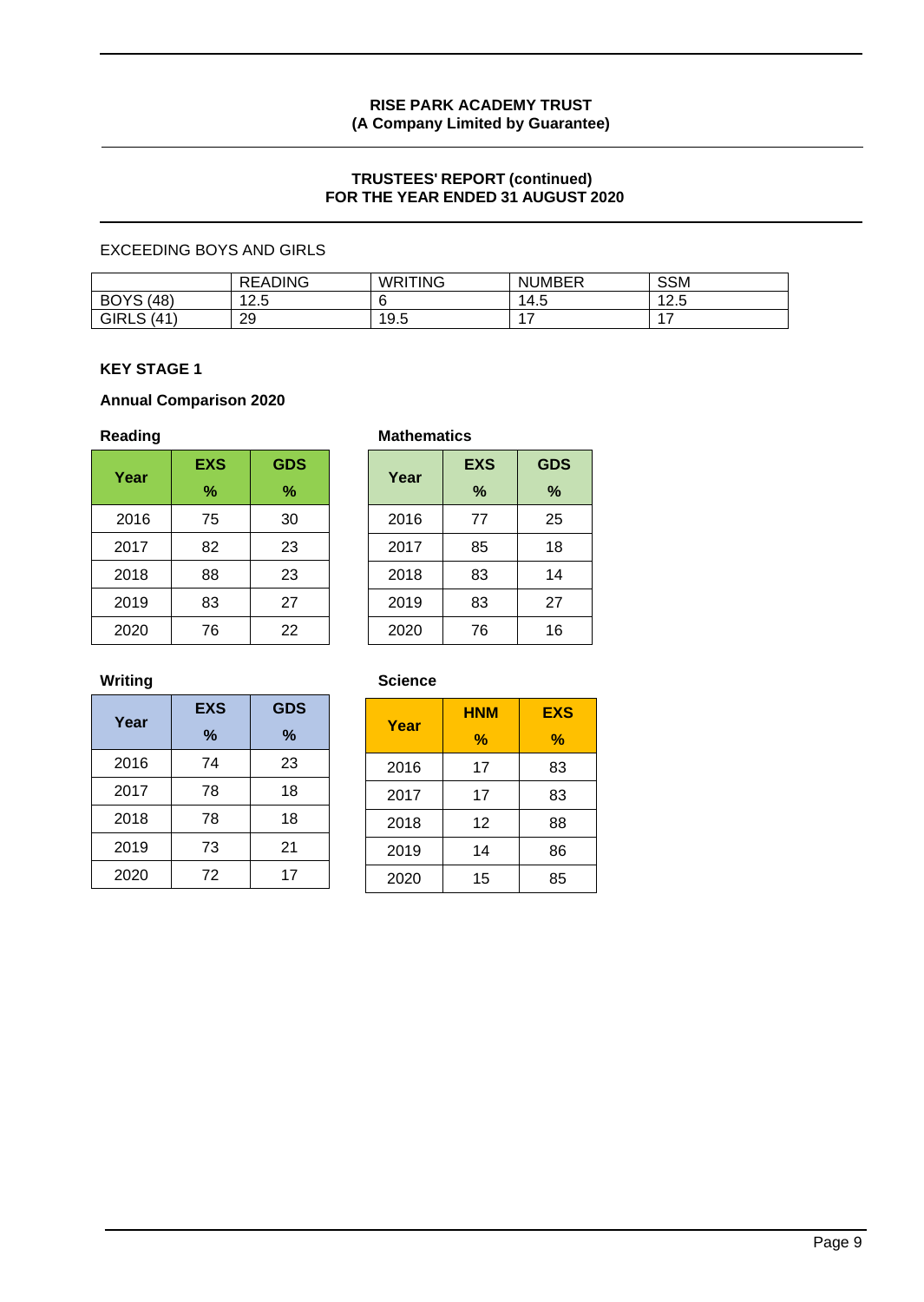EXCEEDING BOYS AND GIRLS

| | READING | WRITING | NUMBER | SSM |
|---|---|---|---|---|
| BOYS (48) | 12.5 | 6 | 14.5 | 12.5 |
| GIRLS (41) | 29 | 19.5 | 17 | 17 |

**KEY STAGE 1**

**Annual Comparison 2020**

**Reading**

| Year | EXS % | GDS % |
|---|---|---|
| 2016 | 75 | 30 |
| 2017 | 82 | 23 |
| 2018 | 88 | 23 |
| 2019 | 83 | 27 |
| 2020 | 76 | 22 |

**Mathematics**

| Year | EXS % | GDS % |
|---|---|---|
| 2016 | 77 | 25 |
| 2017 | 85 | 18 |
| 2018 | 83 | 14 |
| 2019 | 83 | 27 |
| 2020 | 76 | 16 |

**Writing**

| Year | EXS % | GDS % |
|---|---|---|
| 2016 | 74 | 23 |
| 2017 | 78 | 18 |
| 2018 | 78 | 18 |
| 2019 | 73 | 21 |
| 2020 | 72 | 17 |

**Science**

| Year | HNM % | EXS % |
|---|---|---|
| 2016 | 17 | 83 |
| 2017 | 17 | 83 |
| 2018 | 12 | 88 |
| 2019 | 14 | 86 |
| 2020 | 15 | 85 |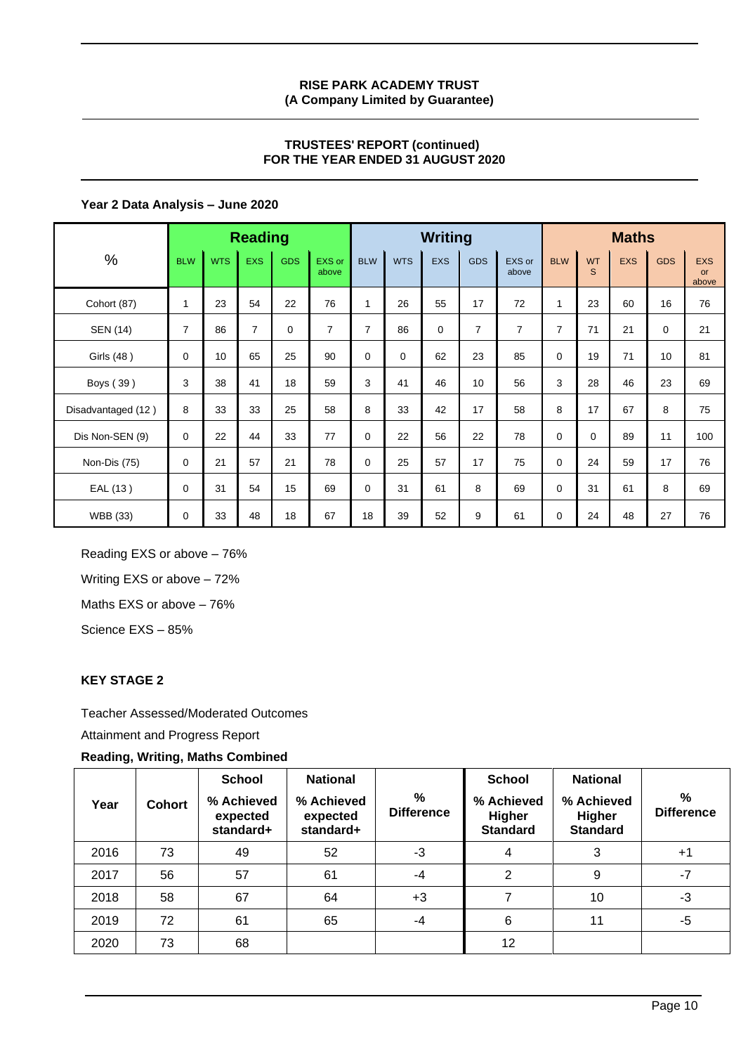**Year 2 Data Analysis – June 2020**

| % | Reading | | | | | Writing | | | | | Maths | | | | |
|---|---|---|---|---|---|---|---|---|---|---|---|---|---|---|---|
| | BLW | WTS | EXS | GDS | EXS or above | BLW | WTS | EXS | GDS | EXS or above | BLW | WTS | EXS | GDS | EXS or above |
| Cohort (87) | 1 | 23 | 54 | 22 | 76 | 1 | 26 | 55 | 17 | 72 | 1 | 23 | 60 | 16 | 76 |
| SEN (14) | 7 | 86 | 7 | 0 | 7 | 7 | 86 | 0 | 7 | 7 | 7 | 71 | 21 | 0 | 21 |
| Girls (48 ) | 0 | 10 | 65 | 25 | 90 | 0 | 0 | 62 | 23 | 85 | 0 | 19 | 71 | 10 | 81 |
| Boys ( 39 ) | 3 | 38 | 41 | 18 | 59 | 3 | 41 | 46 | 10 | 56 | 3 | 28 | 46 | 23 | 69 |
| Disadvantaged (12 ) | 8 | 33 | 33 | 25 | 58 | 8 | 33 | 42 | 17 | 58 | 8 | 17 | 67 | 8 | 75 |
| Dis Non-SEN (9) | 0 | 22 | 44 | 33 | 77 | 0 | 22 | 56 | 22 | 78 | 0 | 0 | 89 | 11 | 100 |
| Non-Dis (75) | 0 | 21 | 57 | 21 | 78 | 0 | 25 | 57 | 17 | 75 | 0 | 24 | 59 | 17 | 76 |
| EAL (13 ) | 0 | 31 | 54 | 15 | 69 | 0 | 31 | 61 | 8 | 69 | 0 | 31 | 61 | 8 | 69 |
| WBB (33) | 0 | 33 | 48 | 18 | 67 | 18 | 39 | 52 | 9 | 61 | 0 | 24 | 48 | 27 | 76 |

Reading EXS or above – 76%

Writing EXS or above – 72%

Maths EXS or above – 76%

Science EXS – 85%

**KEY STAGE 2**

Teacher Assessed/Moderated Outcomes

Attainment and Progress Report

**Reading, Writing, Maths Combined**

| Year | Cohort | School % Achieved expected standard+ | National % Achieved expected standard+ | % Difference | School % Achieved Higher Standard | National % Achieved Higher Standard | % Difference |
|---|---|---|---|---|---|---|---|
| 2016 | 73 | 49 | 52 | -3 | 4 | 3 | +1 |
| 2017 | 56 | 57 | 61 | -4 | 2 | 9 | -7 |
| 2018 | 58 | 67 | 64 | +3 | 7 | 10 | -3 |
| 2019 | 72 | 61 | 65 | -4 | 6 | 11 | -5 |
| 2020 | 73 | 68 | | | 12 | | |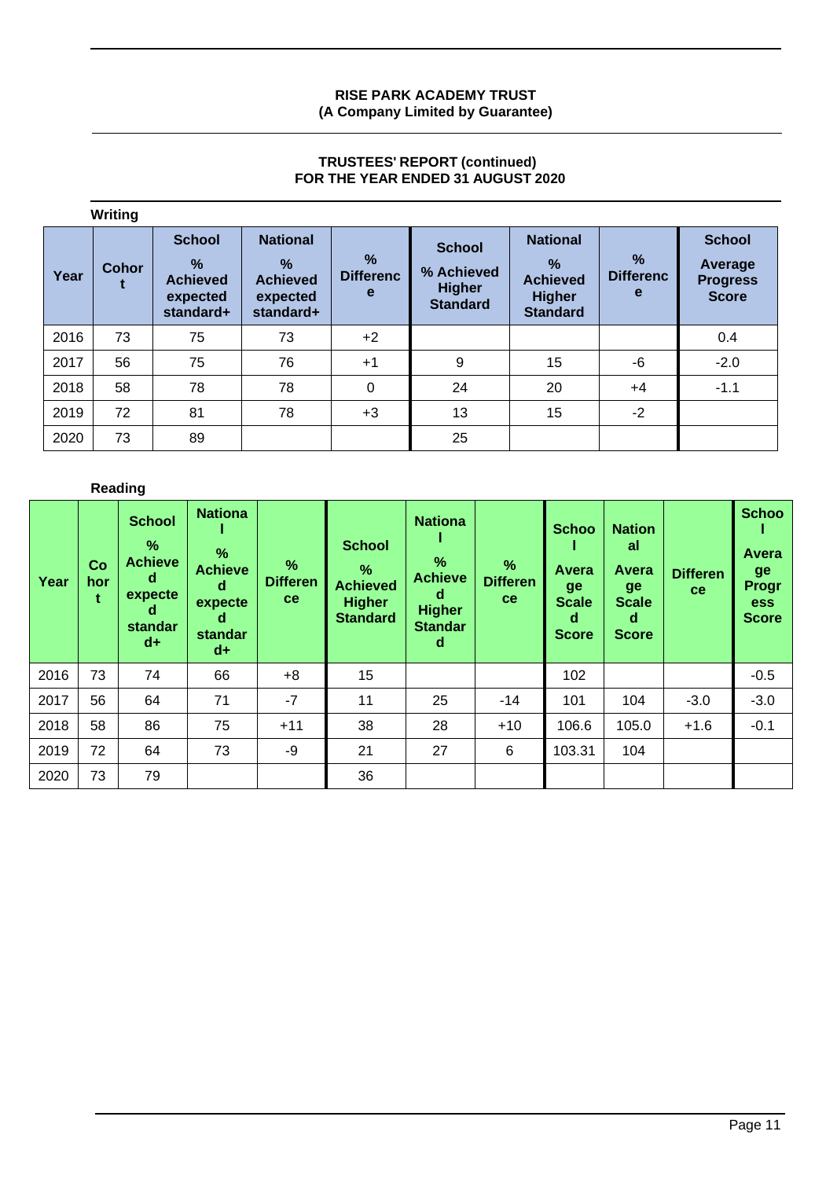**Writing**

| Year | Cohort | School % Achieved expected standard+ | National % Achieved expected standard+ | % Difference | School % Achieved Higher Standard | National % Achieved Higher Standard | % Difference | School Average Progress Score |
|---|---|---|---|---|---|---|---|---|
| 2016 | 73 | 75 | 73 | +2 | | | | 0.4 |
| 2017 | 56 | 75 | 76 | +1 | 9 | 15 | -6 | -2.0 |
| 2018 | 58 | 78 | 78 | 0 | 24 | 20 | +4 | -1.1 |
| 2019 | 72 | 81 | 78 | +3 | 13 | 15 | -2 | |
| 2020 | 73 | 89 | | | 25 | | | |

**Reading**

| Year | Cohort | School % Achieved expected standard+ | National % Achieved expected standard+ | % Difference | School % Achieved Higher Standard | National % Achieved Higher Standard | % Difference | School Average Scaled Score | National Average Scaled Score | Difference | School Average Progress Score |
|---|---|---|---|---|---|---|---|---|---|---|---|
| 2016 | 73 | 74 | 66 | +8 | 15 | | | 102 | | | -0.5 |
| 2017 | 56 | 64 | 71 | -7 | 11 | 25 | -14 | 101 | 104 | -3.0 | -3.0 |
| 2018 | 58 | 86 | 75 | +11 | 38 | 28 | +10 | 106.6 | 105.0 | +1.6 | -0.1 |
| 2019 | 72 | 64 | 73 | -9 | 21 | 27 | 6 | 103.31 | 104 | | |
| 2020 | 73 | 79 | | | 36 | | | | | | |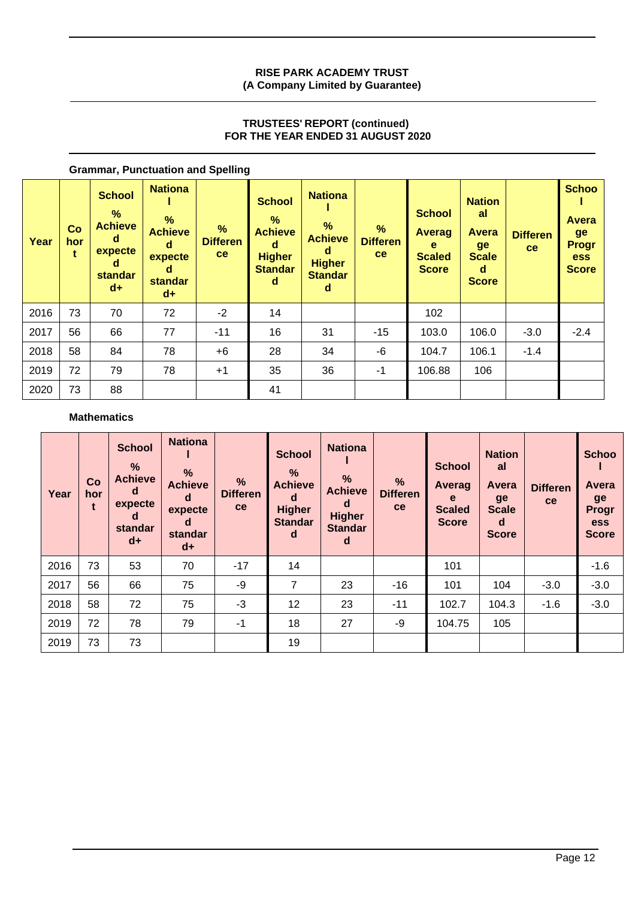RISE PARK ACADEMY TRUST
(A Company Limited by Guarantee)

TRUSTEES' REPORT (continued)
FOR THE YEAR ENDED 31 AUGUST 2020

**Grammar, Punctuation and Spelling**

| Year | Cohort | School % Achieved expected standard+ | National % Achieved expected standard+ | % Difference | School % Achieved Higher Standard | National % Achieved Higher Standard | % Difference | School Average Scaled Score | National Average Scaled Score | Difference | School Average Progress Score |
|---|---|---|---|---|---|---|---|---|---|---|---|
| 2016 | 73 | 70 | 72 | -2 | 14 | | | 102 | | | |
| 2017 | 56 | 66 | 77 | -11 | 16 | 31 | -15 | 103.0 | 106.0 | -3.0 | -2.4 |
| 2018 | 58 | 84 | 78 | +6 | 28 | 34 | -6 | 104.7 | 106.1 | -1.4 | |
| 2019 | 72 | 79 | 78 | +1 | 35 | 36 | -1 | 106.88 | 106 | | |
| 2020 | 73 | 88 | | | 41 | | | | | | |

**Mathematics**

| Year | Cohort | School % Achieved expected standard+ | National % Achieved expected standard+ | % Difference | School % Achieved Higher Standard | National % Achieved Higher Standard | % Difference | School Average Scaled Score | National Average Scaled Score | Difference | School Average Progress Score |
|---|---|---|---|---|---|---|---|---|---|---|---|
| 2016 | 73 | 53 | 70 | -17 | 14 | | | 101 | | | -1.6 |
| 2017 | 56 | 66 | 75 | -9 | 7 | 23 | -16 | 101 | 104 | -3.0 | -3.0 |
| 2018 | 58 | 72 | 75 | -3 | 12 | 23 | -11 | 102.7 | 104.3 | -1.6 | -3.0 |
| 2019 | 72 | 78 | 79 | -1 | 18 | 27 | -9 | 104.75 | 105 | | |
| 2019 | 73 | 73 | | | 19 | | | | | | |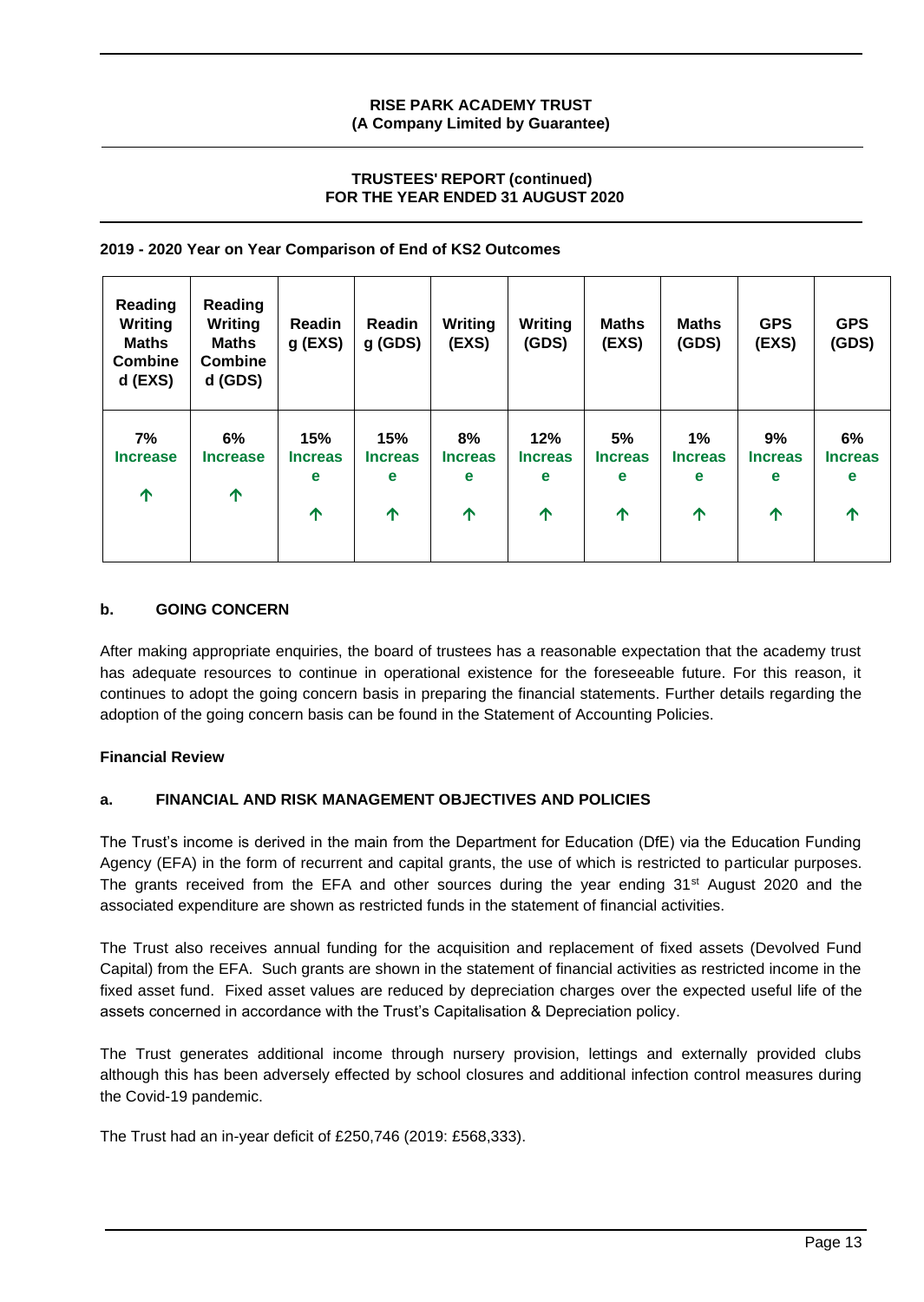**2019 - 2020 Year on Year Comparison of End of KS2 Outcomes**

| Reading Writing Maths Combined (EXS) | Reading Writing Maths Combined (GDS) | Reading (EXS) | Reading (GDS) | Writing (EXS) | Writing (GDS) | Maths (EXS) | Maths (GDS) | GPS (EXS) | GPS (GDS) |
|---|---|---|---|---|---|---|---|---|---|
| 7% Increase ↑ | 6% Increase ↑ | 15% Increase ↑ | 15% Increase ↑ | 8% Increase ↑ | 12% Increase ↑ | 5% Increase ↑ | 1% Increase ↑ | 9% Increase ↑ | 6% Increase ↑ |

### b. GOING CONCERN

After making appropriate enquiries, the board of trustees has a reasonable expectation that the academy trust has adequate resources to continue in operational existence for the foreseeable future. For this reason, it continues to adopt the going concern basis in preparing the financial statements. Further details regarding the adoption of the going concern basis can be found in the Statement of Accounting Policies.

## Financial Review

### a. FINANCIAL AND RISK MANAGEMENT OBJECTIVES AND POLICIES

The Trust's income is derived in the main from the Department for Education (DfE) via the Education Funding Agency (EFA) in the form of recurrent and capital grants, the use of which is restricted to particular purposes. The grants received from the EFA and other sources during the year ending 31st August 2020 and the associated expenditure are shown as restricted funds in the statement of financial activities.

The Trust also receives annual funding for the acquisition and replacement of fixed assets (Devolved Fund Capital) from the EFA. Such grants are shown in the statement of financial activities as restricted income in the fixed asset fund. Fixed asset values are reduced by depreciation charges over the expected useful life of the assets concerned in accordance with the Trust's Capitalisation & Depreciation policy.

The Trust generates additional income through nursery provision, lettings and externally provided clubs although this has been adversely effected by school closures and additional infection control measures during the Covid-19 pandemic.

The Trust had an in-year deficit of £250,746 (2019: £568,333).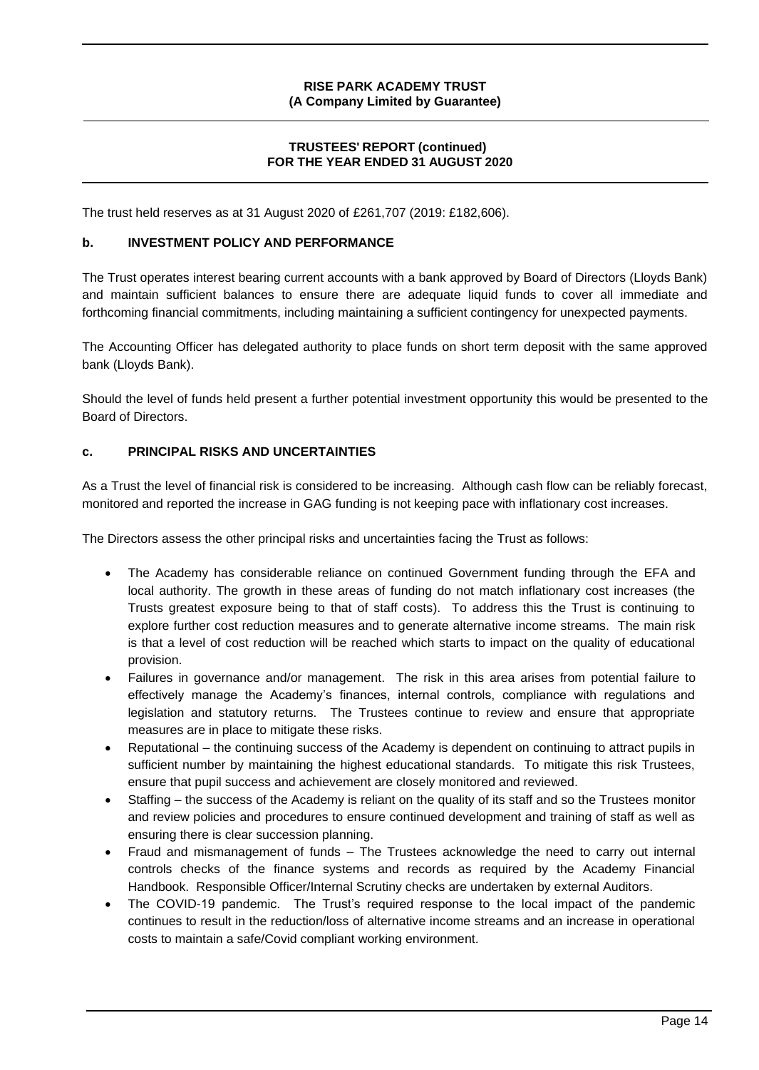The trust held reserves as at 31 August 2020 of £261,707 (2019: £182,606).

## b. INVESTMENT POLICY AND PERFORMANCE

The Trust operates interest bearing current accounts with a bank approved by Board of Directors (Lloyds Bank) and maintain sufficient balances to ensure there are adequate liquid funds to cover all immediate and forthcoming financial commitments, including maintaining a sufficient contingency for unexpected payments.

The Accounting Officer has delegated authority to place funds on short term deposit with the same approved bank (Lloyds Bank).

Should the level of funds held present a further potential investment opportunity this would be presented to the Board of Directors.

## c. PRINCIPAL RISKS AND UNCERTAINTIES

As a Trust the level of financial risk is considered to be increasing. Although cash flow can be reliably forecast, monitored and reported the increase in GAG funding is not keeping pace with inflationary cost increases.

The Directors assess the other principal risks and uncertainties facing the Trust as follows:

- The Academy has considerable reliance on continued Government funding through the EFA and local authority. The growth in these areas of funding do not match inflationary cost increases (the Trusts greatest exposure being to that of staff costs). To address this the Trust is continuing to explore further cost reduction measures and to generate alternative income streams. The main risk is that a level of cost reduction will be reached which starts to impact on the quality of educational provision.
- Failures in governance and/or management. The risk in this area arises from potential failure to effectively manage the Academy's finances, internal controls, compliance with regulations and legislation and statutory returns. The Trustees continue to review and ensure that appropriate measures are in place to mitigate these risks.
- Reputational – the continuing success of the Academy is dependent on continuing to attract pupils in sufficient number by maintaining the highest educational standards. To mitigate this risk Trustees, ensure that pupil success and achievement are closely monitored and reviewed.
- Staffing – the success of the Academy is reliant on the quality of its staff and so the Trustees monitor and review policies and procedures to ensure continued development and training of staff as well as ensuring there is clear succession planning.
- Fraud and mismanagement of funds – The Trustees acknowledge the need to carry out internal controls checks of the finance systems and records as required by the Academy Financial Handbook. Responsible Officer/Internal Scrutiny checks are undertaken by external Auditors.
- The COVID-19 pandemic. The Trust's required response to the local impact of the pandemic continues to result in the reduction/loss of alternative income streams and an increase in operational costs to maintain a safe/Covid compliant working environment.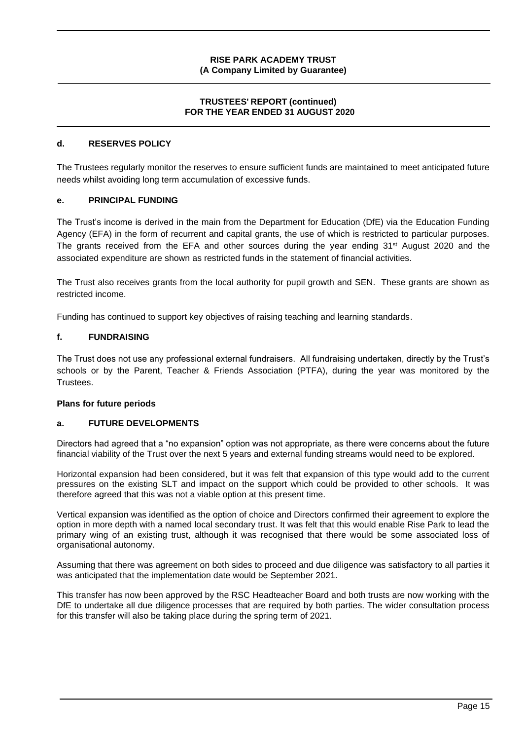### d. RESERVES POLICY

The Trustees regularly monitor the reserves to ensure sufficient funds are maintained to meet anticipated future needs whilst avoiding long term accumulation of excessive funds.

### e. PRINCIPAL FUNDING

The Trust's income is derived in the main from the Department for Education (DfE) via the Education Funding Agency (EFA) in the form of recurrent and capital grants, the use of which is restricted to particular purposes. The grants received from the EFA and other sources during the year ending 31st August 2020 and the associated expenditure are shown as restricted funds in the statement of financial activities.

The Trust also receives grants from the local authority for pupil growth and SEN. These grants are shown as restricted income.

Funding has continued to support key objectives of raising teaching and learning standards.

### f. FUNDRAISING

The Trust does not use any professional external fundraisers. All fundraising undertaken, directly by the Trust's schools or by the Parent, Teacher & Friends Association (PTFA), during the year was monitored by the Trustees.

## Plans for future periods

### a. FUTURE DEVELOPMENTS

Directors had agreed that a "no expansion" option was not appropriate, as there were concerns about the future financial viability of the Trust over the next 5 years and external funding streams would need to be explored.

Horizontal expansion had been considered, but it was felt that expansion of this type would add to the current pressures on the existing SLT and impact on the support which could be provided to other schools. It was therefore agreed that this was not a viable option at this present time.

Vertical expansion was identified as the option of choice and Directors confirmed their agreement to explore the option in more depth with a named local secondary trust. It was felt that this would enable Rise Park to lead the primary wing of an existing trust, although it was recognised that there would be some associated loss of organisational autonomy.

Assuming that there was agreement on both sides to proceed and due diligence was satisfactory to all parties it was anticipated that the implementation date would be September 2021.

This transfer has now been approved by the RSC Headteacher Board and both trusts are now working with the DfE to undertake all due diligence processes that are required by both parties. The wider consultation process for this transfer will also be taking place during the spring term of 2021.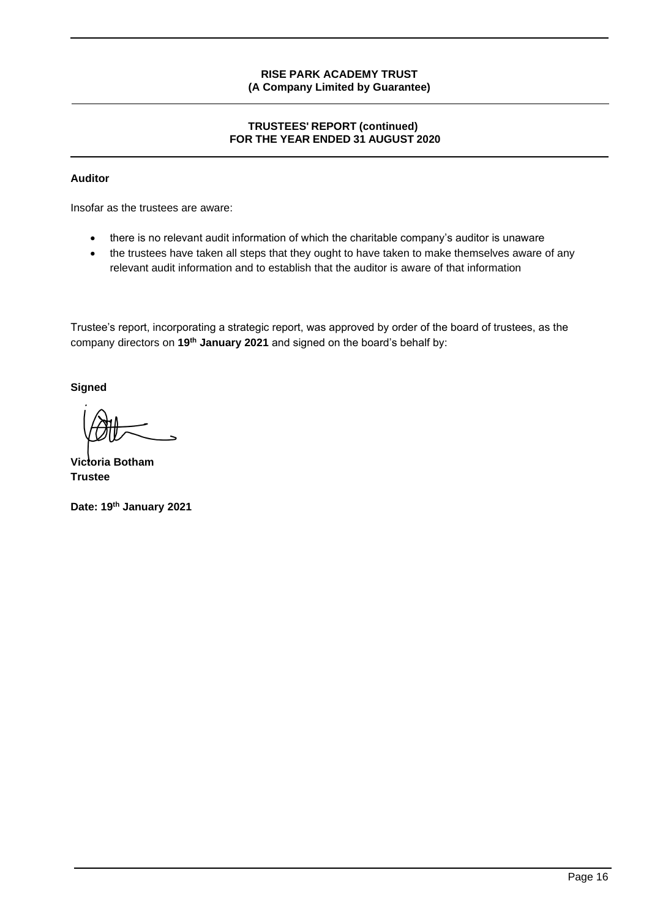## Auditor

Insofar as the trustees are aware:

- there is no relevant audit information of which the charitable company's auditor is unaware
- the trustees have taken all steps that they ought to have taken to make themselves aware of any relevant audit information and to establish that the auditor is aware of that information

Trustee's report, incorporating a strategic report, was approved by order of the board of trustees, as the company directors on **19th January 2021** and signed on the board's behalf by:

**Signed**

**Victoria Botham**
**Trustee**

**Date: 19th January 2021**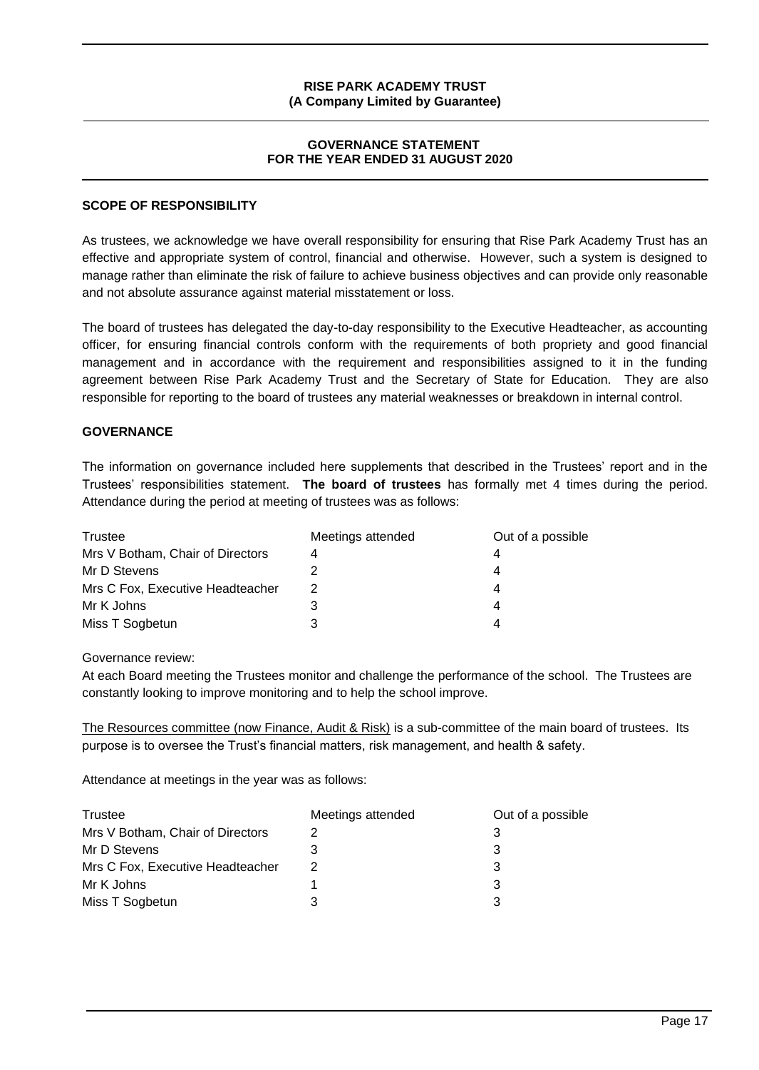**RISE PARK ACADEMY TRUST**
**(A Company Limited by Guarantee)**

# GOVERNANCE STATEMENT
# FOR THE YEAR ENDED 31 AUGUST 2020

## SCOPE OF RESPONSIBILITY

As trustees, we acknowledge we have overall responsibility for ensuring that Rise Park Academy Trust has an effective and appropriate system of control, financial and otherwise. However, such a system is designed to manage rather than eliminate the risk of failure to achieve business objectives and can provide only reasonable and not absolute assurance against material misstatement or loss.

The board of trustees has delegated the day-to-day responsibility to the Executive Headteacher, as accounting officer, for ensuring financial controls conform with the requirements of both propriety and good financial management and in accordance with the requirement and responsibilities assigned to it in the funding agreement between Rise Park Academy Trust and the Secretary of State for Education. They are also responsible for reporting to the board of trustees any material weaknesses or breakdown in internal control.

## GOVERNANCE

The information on governance included here supplements that described in the Trustees' report and in the Trustees' responsibilities statement. **The board of trustees** has formally met 4 times during the period. Attendance during the period at meeting of trustees was as follows:

| Trustee | Meetings attended | Out of a possible |
|---|---|---|
| Mrs V Botham, Chair of Directors | 4 | 4 |
| Mr D Stevens | 2 | 4 |
| Mrs C Fox, Executive Headteacher | 2 | 4 |
| Mr K Johns | 3 | 4 |
| Miss T Sogbetun | 3 | 4 |

Governance review:
At each Board meeting the Trustees monitor and challenge the performance of the school. The Trustees are constantly looking to improve monitoring and to help the school improve.

The Resources committee (now Finance, Audit & Risk) is a sub-committee of the main board of trustees. Its purpose is to oversee the Trust's financial matters, risk management, and health & safety.

Attendance at meetings in the year was as follows:

| Trustee | Meetings attended | Out of a possible |
|---|---|---|
| Mrs V Botham, Chair of Directors | 2 | 3 |
| Mr D Stevens | 3 | 3 |
| Mrs C Fox, Executive Headteacher | 2 | 3 |
| Mr K Johns | 1 | 3 |
| Miss T Sogbetun | 3 | 3 |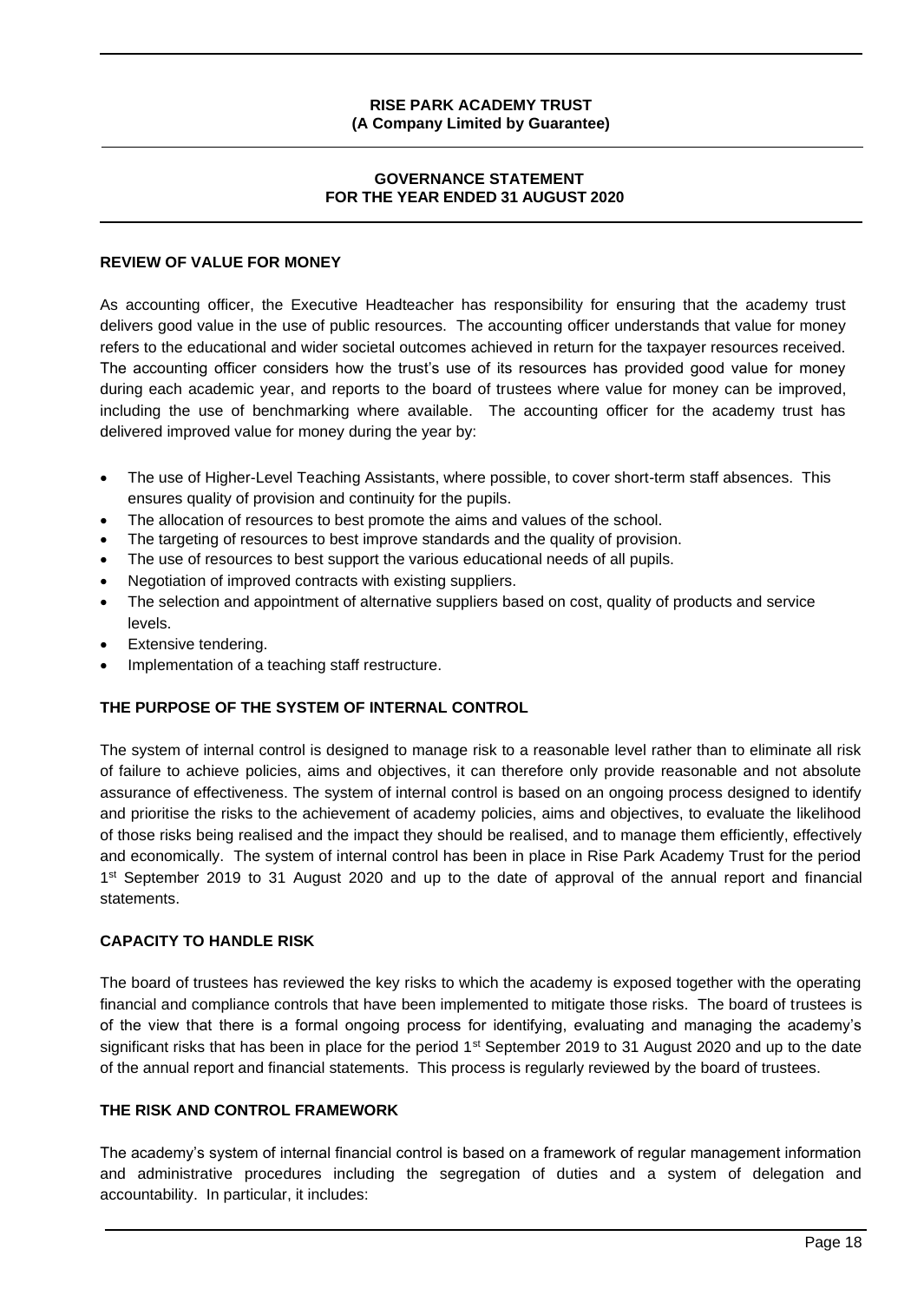## REVIEW OF VALUE FOR MONEY

As accounting officer, the Executive Headteacher has responsibility for ensuring that the academy trust delivers good value in the use of public resources. The accounting officer understands that value for money refers to the educational and wider societal outcomes achieved in return for the taxpayer resources received. The accounting officer considers how the trust's use of its resources has provided good value for money during each academic year, and reports to the board of trustees where value for money can be improved, including the use of benchmarking where available. The accounting officer for the academy trust has delivered improved value for money during the year by:

- The use of Higher-Level Teaching Assistants, where possible, to cover short-term staff absences. This ensures quality of provision and continuity for the pupils.
- The allocation of resources to best promote the aims and values of the school.
- The targeting of resources to best improve standards and the quality of provision.
- The use of resources to best support the various educational needs of all pupils.
- Negotiation of improved contracts with existing suppliers.
- The selection and appointment of alternative suppliers based on cost, quality of products and service levels.
- Extensive tendering.
- Implementation of a teaching staff restructure.

## THE PURPOSE OF THE SYSTEM OF INTERNAL CONTROL

The system of internal control is designed to manage risk to a reasonable level rather than to eliminate all risk of failure to achieve policies, aims and objectives, it can therefore only provide reasonable and not absolute assurance of effectiveness. The system of internal control is based on an ongoing process designed to identify and prioritise the risks to the achievement of academy policies, aims and objectives, to evaluate the likelihood of those risks being realised and the impact they should be realised, and to manage them efficiently, effectively and economically. The system of internal control has been in place in Rise Park Academy Trust for the period 1st September 2019 to 31 August 2020 and up to the date of approval of the annual report and financial statements.

## CAPACITY TO HANDLE RISK

The board of trustees has reviewed the key risks to which the academy is exposed together with the operating financial and compliance controls that have been implemented to mitigate those risks. The board of trustees is of the view that there is a formal ongoing process for identifying, evaluating and managing the academy's significant risks that has been in place for the period 1st September 2019 to 31 August 2020 and up to the date of the annual report and financial statements. This process is regularly reviewed by the board of trustees.

## THE RISK AND CONTROL FRAMEWORK

The academy's system of internal financial control is based on a framework of regular management information and administrative procedures including the segregation of duties and a system of delegation and accountability. In particular, it includes: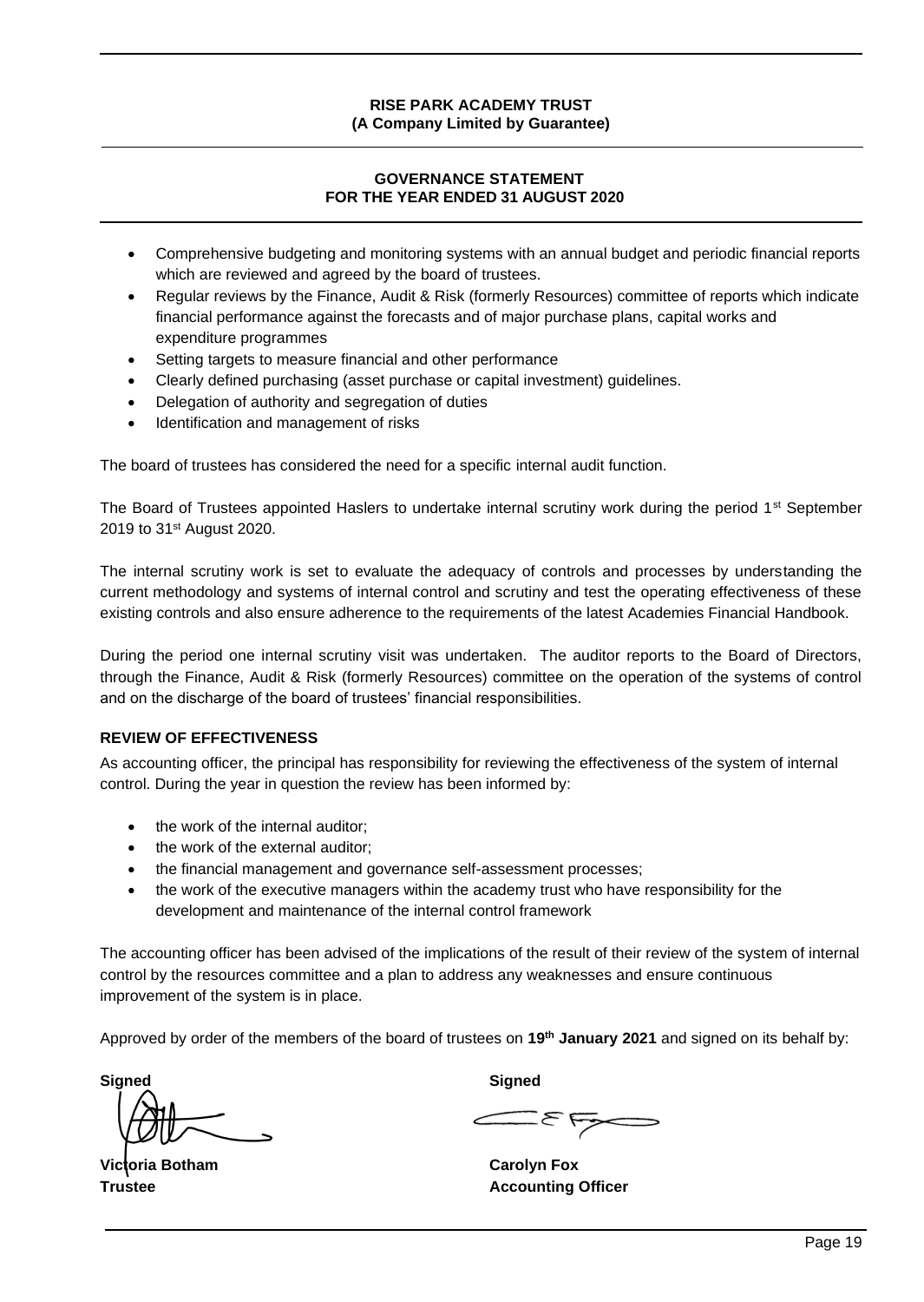- Comprehensive budgeting and monitoring systems with an annual budget and periodic financial reports which are reviewed and agreed by the board of trustees.
- Regular reviews by the Finance, Audit & Risk (formerly Resources) committee of reports which indicate financial performance against the forecasts and of major purchase plans, capital works and expenditure programmes
- Setting targets to measure financial and other performance
- Clearly defined purchasing (asset purchase or capital investment) guidelines.
- Delegation of authority and segregation of duties
- Identification and management of risks

The board of trustees has considered the need for a specific internal audit function.

The Board of Trustees appointed Haslers to undertake internal scrutiny work during the period 1st September 2019 to 31st August 2020.

The internal scrutiny work is set to evaluate the adequacy of controls and processes by understanding the current methodology and systems of internal control and scrutiny and test the operating effectiveness of these existing controls and also ensure adherence to the requirements of the latest Academies Financial Handbook.

During the period one internal scrutiny visit was undertaken. The auditor reports to the Board of Directors, through the Finance, Audit & Risk (formerly Resources) committee on the operation of the systems of control and on the discharge of the board of trustees' financial responsibilities.

**REVIEW OF EFFECTIVENESS**

As accounting officer, the principal has responsibility for reviewing the effectiveness of the system of internal control. During the year in question the review has been informed by:

- the work of the internal auditor;
- the work of the external auditor;
- the financial management and governance self-assessment processes;
- the work of the executive managers within the academy trust who have responsibility for the development and maintenance of the internal control framework

The accounting officer has been advised of the implications of the result of their review of the system of internal control by the resources committee and a plan to address any weaknesses and ensure continuous improvement of the system is in place.

Approved by order of the members of the board of trustees on **19th January 2021** and signed on its behalf by:

| **Signed** | **Signed** |
|---|---|
| **Victoria Botham** | **Carolyn Fox** |
| **Trustee** | **Accounting Officer** |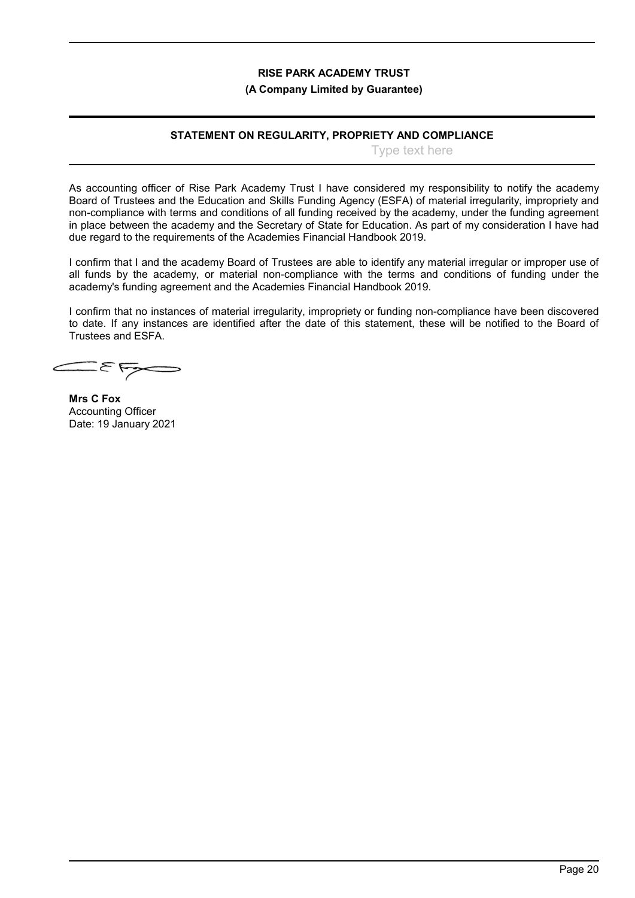# STATEMENT ON REGULARITY, PROPRIETY AND COMPLIANCE

Type text here

As accounting officer of Rise Park Academy Trust I have considered my responsibility to notify the academy Board of Trustees and the Education and Skills Funding Agency (ESFA) of material irregularity, impropriety and non-compliance with terms and conditions of all funding received by the academy, under the funding agreement in place between the academy and the Secretary of State for Education. As part of my consideration I have had due regard to the requirements of the Academies Financial Handbook 2019.

I confirm that I and the academy Board of Trustees are able to identify any material irregular or improper use of all funds by the academy, or material non-compliance with the terms and conditions of funding under the academy's funding agreement and the Academies Financial Handbook 2019.

I confirm that no instances of material irregularity, impropriety or funding non-compliance have been discovered to date. If any instances are identified after the date of this statement, these will be notified to the Board of Trustees and ESFA.

**Mrs C Fox**
Accounting Officer
Date: 19 January 2021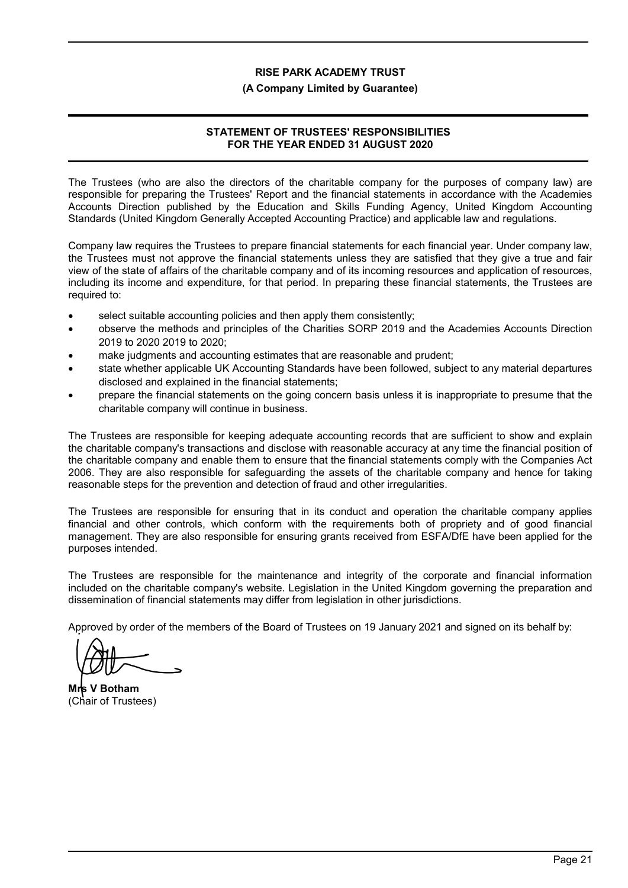**RISE PARK ACADEMY TRUST**

**(A Company Limited by Guarantee)**

# STATEMENT OF TRUSTEES' RESPONSIBILITIES FOR THE YEAR ENDED 31 AUGUST 2020

The Trustees (who are also the directors of the charitable company for the purposes of company law) are responsible for preparing the Trustees' Report and the financial statements in accordance with the Academies Accounts Direction published by the Education and Skills Funding Agency, United Kingdom Accounting Standards (United Kingdom Generally Accepted Accounting Practice) and applicable law and regulations.

Company law requires the Trustees to prepare financial statements for each financial year. Under company law, the Trustees must not approve the financial statements unless they are satisfied that they give a true and fair view of the state of affairs of the charitable company and of its incoming resources and application of resources, including its income and expenditure, for that period. In preparing these financial statements, the Trustees are required to:

- select suitable accounting policies and then apply them consistently;
- observe the methods and principles of the Charities SORP 2019 and the Academies Accounts Direction 2019 to 2020 2019 to 2020;
- make judgments and accounting estimates that are reasonable and prudent;
- state whether applicable UK Accounting Standards have been followed, subject to any material departures disclosed and explained in the financial statements;
- prepare the financial statements on the going concern basis unless it is inappropriate to presume that the charitable company will continue in business.

The Trustees are responsible for keeping adequate accounting records that are sufficient to show and explain the charitable company's transactions and disclose with reasonable accuracy at any time the financial position of the charitable company and enable them to ensure that the financial statements comply with the Companies Act 2006. They are also responsible for safeguarding the assets of the charitable company and hence for taking reasonable steps for the prevention and detection of fraud and other irregularities.

The Trustees are responsible for ensuring that in its conduct and operation the charitable company applies financial and other controls, which conform with the requirements both of propriety and of good financial management. They are also responsible for ensuring grants received from ESFA/DfE have been applied for the purposes intended.

The Trustees are responsible for the maintenance and integrity of the corporate and financial information included on the charitable company's website. Legislation in the United Kingdom governing the preparation and dissemination of financial statements may differ from legislation in other jurisdictions.

Approved by order of the members of the Board of Trustees on 19 January 2021 and signed on its behalf by:

**Mrs V Botham**
(Chair of Trustees)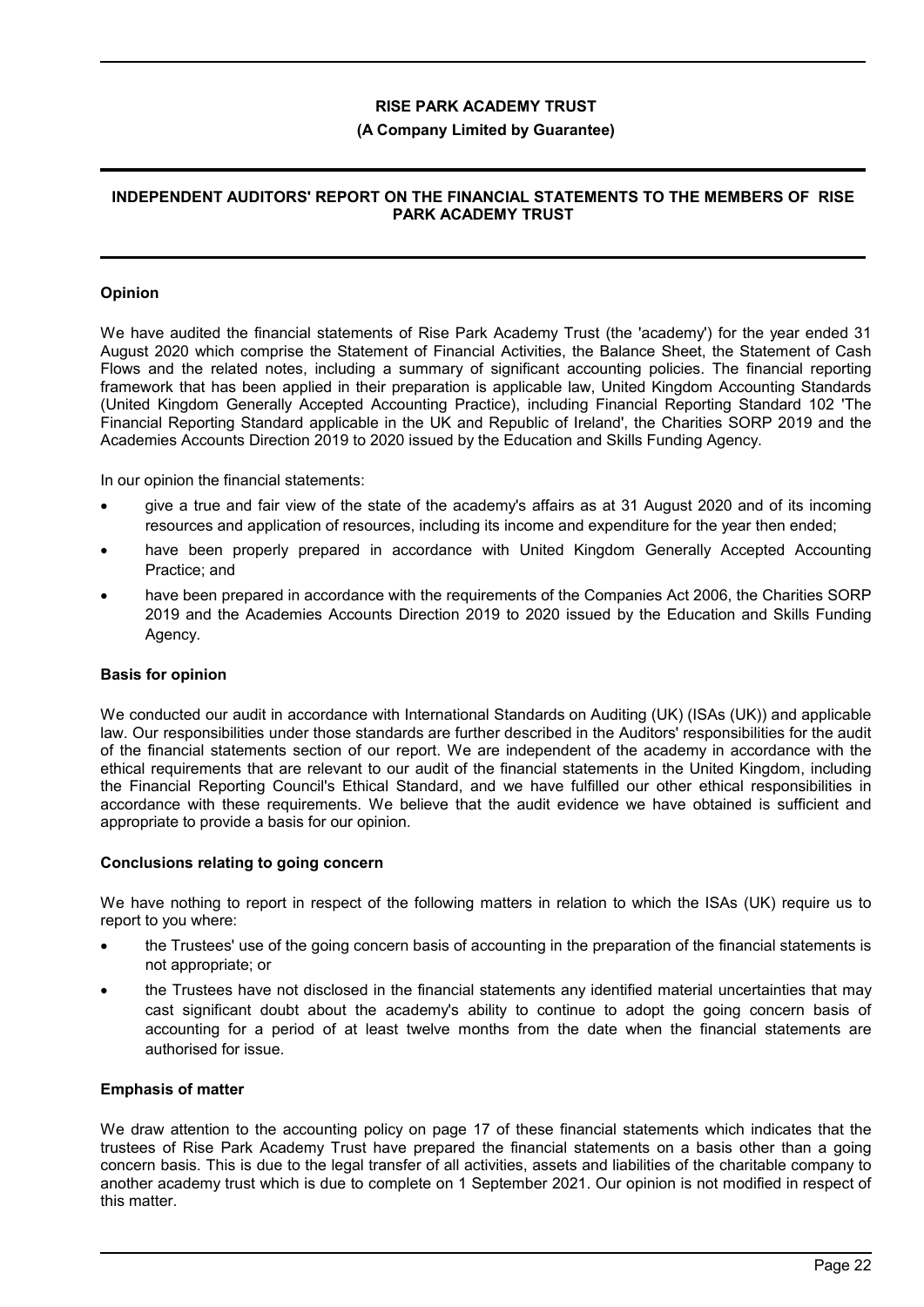**RISE PARK ACADEMY TRUST**

**(A Company Limited by Guarantee)**

## INDEPENDENT AUDITORS' REPORT ON THE FINANCIAL STATEMENTS TO THE MEMBERS OF RISE PARK ACADEMY TRUST

### Opinion

We have audited the financial statements of Rise Park Academy Trust (the 'academy') for the year ended 31 August 2020 which comprise the Statement of Financial Activities, the Balance Sheet, the Statement of Cash Flows and the related notes, including a summary of significant accounting policies. The financial reporting framework that has been applied in their preparation is applicable law, United Kingdom Accounting Standards (United Kingdom Generally Accepted Accounting Practice), including Financial Reporting Standard 102 'The Financial Reporting Standard applicable in the UK and Republic of Ireland', the Charities SORP 2019 and the Academies Accounts Direction 2019 to 2020 issued by the Education and Skills Funding Agency.

In our opinion the financial statements:

- give a true and fair view of the state of the academy's affairs as at 31 August 2020 and of its incoming resources and application of resources, including its income and expenditure for the year then ended;
- have been properly prepared in accordance with United Kingdom Generally Accepted Accounting Practice; and
- have been prepared in accordance with the requirements of the Companies Act 2006, the Charities SORP 2019 and the Academies Accounts Direction 2019 to 2020 issued by the Education and Skills Funding Agency.

### Basis for opinion

We conducted our audit in accordance with International Standards on Auditing (UK) (ISAs (UK)) and applicable law. Our responsibilities under those standards are further described in the Auditors' responsibilities for the audit of the financial statements section of our report. We are independent of the academy in accordance with the ethical requirements that are relevant to our audit of the financial statements in the United Kingdom, including the Financial Reporting Council's Ethical Standard, and we have fulfilled our other ethical responsibilities in accordance with these requirements. We believe that the audit evidence we have obtained is sufficient and appropriate to provide a basis for our opinion.

### Conclusions relating to going concern

We have nothing to report in respect of the following matters in relation to which the ISAs (UK) require us to report to you where:

- the Trustees' use of the going concern basis of accounting in the preparation of the financial statements is not appropriate; or
- the Trustees have not disclosed in the financial statements any identified material uncertainties that may cast significant doubt about the academy's ability to continue to adopt the going concern basis of accounting for a period of at least twelve months from the date when the financial statements are authorised for issue.

### Emphasis of matter

We draw attention to the accounting policy on page 17 of these financial statements which indicates that the trustees of Rise Park Academy Trust have prepared the financial statements on a basis other than a going concern basis. This is due to the legal transfer of all activities, assets and liabilities of the charitable company to another academy trust which is due to complete on 1 September 2021. Our opinion is not modified in respect of this matter.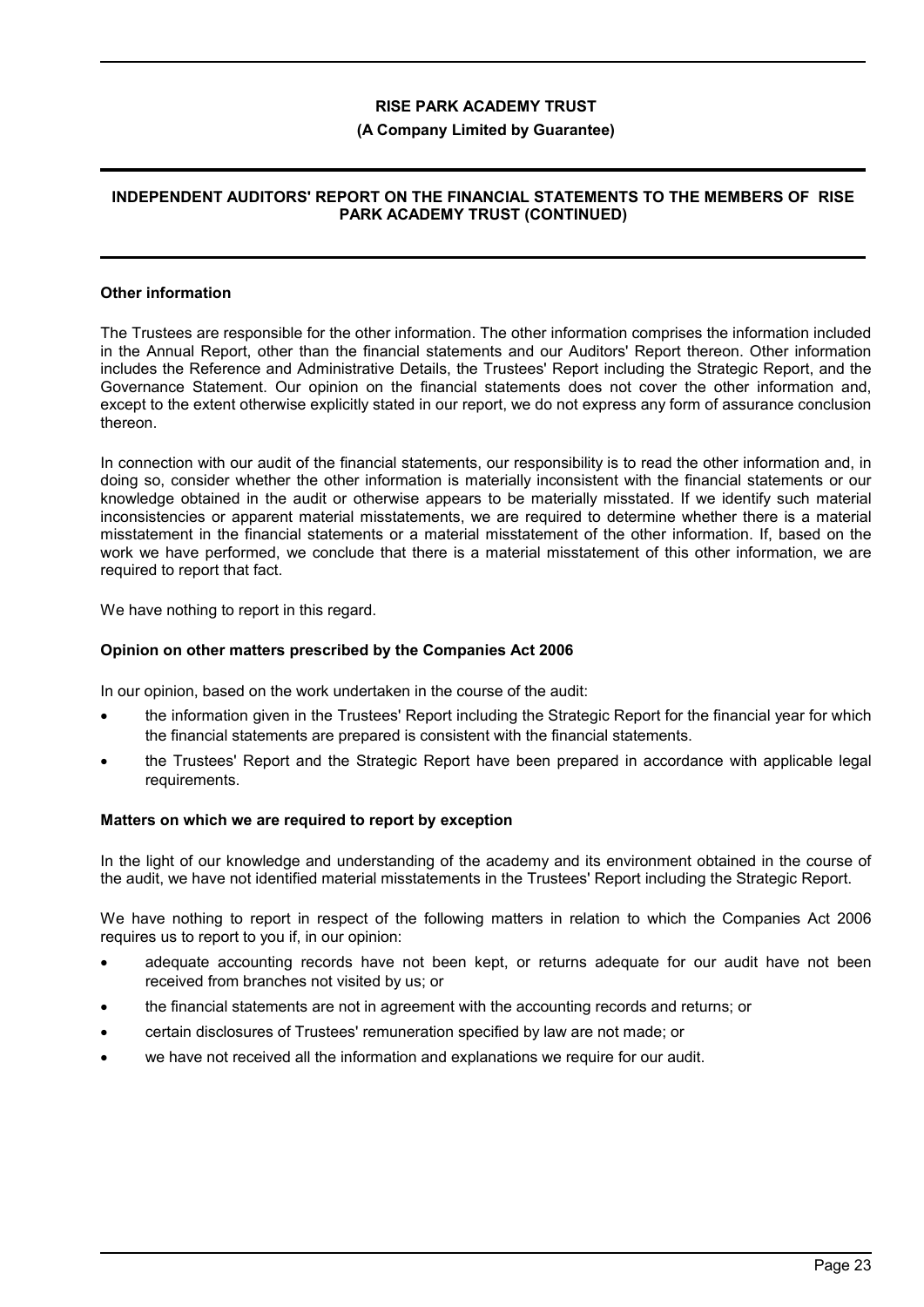## Other information

The Trustees are responsible for the other information. The other information comprises the information included in the Annual Report, other than the financial statements and our Auditors' Report thereon. Other information includes the Reference and Administrative Details, the Trustees' Report including the Strategic Report, and the Governance Statement. Our opinion on the financial statements does not cover the other information and, except to the extent otherwise explicitly stated in our report, we do not express any form of assurance conclusion thereon.

In connection with our audit of the financial statements, our responsibility is to read the other information and, in doing so, consider whether the other information is materially inconsistent with the financial statements or our knowledge obtained in the audit or otherwise appears to be materially misstated. If we identify such material inconsistencies or apparent material misstatements, we are required to determine whether there is a material misstatement in the financial statements or a material misstatement of the other information. If, based on the work we have performed, we conclude that there is a material misstatement of this other information, we are required to report that fact.

We have nothing to report in this regard.

## Opinion on other matters prescribed by the Companies Act 2006

In our opinion, based on the work undertaken in the course of the audit:

- the information given in the Trustees' Report including the Strategic Report for the financial year for which the financial statements are prepared is consistent with the financial statements.
- the Trustees' Report and the Strategic Report have been prepared in accordance with applicable legal requirements.

## Matters on which we are required to report by exception

In the light of our knowledge and understanding of the academy and its environment obtained in the course of the audit, we have not identified material misstatements in the Trustees' Report including the Strategic Report.

We have nothing to report in respect of the following matters in relation to which the Companies Act 2006 requires us to report to you if, in our opinion:

- adequate accounting records have not been kept, or returns adequate for our audit have not been received from branches not visited by us; or
- the financial statements are not in agreement with the accounting records and returns; or
- certain disclosures of Trustees' remuneration specified by law are not made; or
- we have not received all the information and explanations we require for our audit.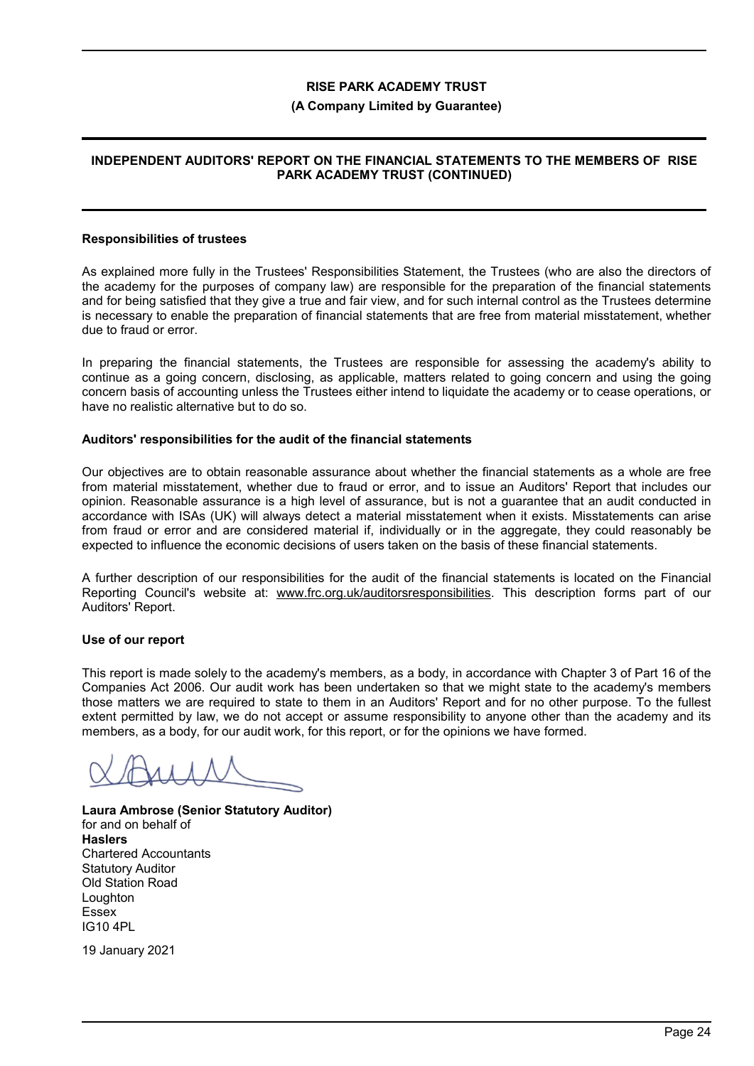## Responsibilities of trustees

As explained more fully in the Trustees' Responsibilities Statement, the Trustees (who are also the directors of the academy for the purposes of company law) are responsible for the preparation of the financial statements and for being satisfied that they give a true and fair view, and for such internal control as the Trustees determine is necessary to enable the preparation of financial statements that are free from material misstatement, whether due to fraud or error.

In preparing the financial statements, the Trustees are responsible for assessing the academy's ability to continue as a going concern, disclosing, as applicable, matters related to going concern and using the going concern basis of accounting unless the Trustees either intend to liquidate the academy or to cease operations, or have no realistic alternative but to do so.

## Auditors' responsibilities for the audit of the financial statements

Our objectives are to obtain reasonable assurance about whether the financial statements as a whole are free from material misstatement, whether due to fraud or error, and to issue an Auditors' Report that includes our opinion. Reasonable assurance is a high level of assurance, but is not a guarantee that an audit conducted in accordance with ISAs (UK) will always detect a material misstatement when it exists. Misstatements can arise from fraud or error and are considered material if, individually or in the aggregate, they could reasonably be expected to influence the economic decisions of users taken on the basis of these financial statements.

A further description of our responsibilities for the audit of the financial statements is located on the Financial Reporting Council's website at: www.frc.org.uk/auditorsresponsibilities. This description forms part of our Auditors' Report.

## Use of our report

This report is made solely to the academy's members, as a body, in accordance with Chapter 3 of Part 16 of the Companies Act 2006. Our audit work has been undertaken so that we might state to the academy's members those matters we are required to state to them in an Auditors' Report and for no other purpose. To the fullest extent permitted by law, we do not accept or assume responsibility to anyone other than the academy and its members, as a body, for our audit work, for this report, or for the opinions we have formed.

**Laura Ambrose (Senior Statutory Auditor)**
for and on behalf of
**Haslers**
Chartered Accountants
Statutory Auditor
Old Station Road
Loughton
Essex
IG10 4PL

19 January 2021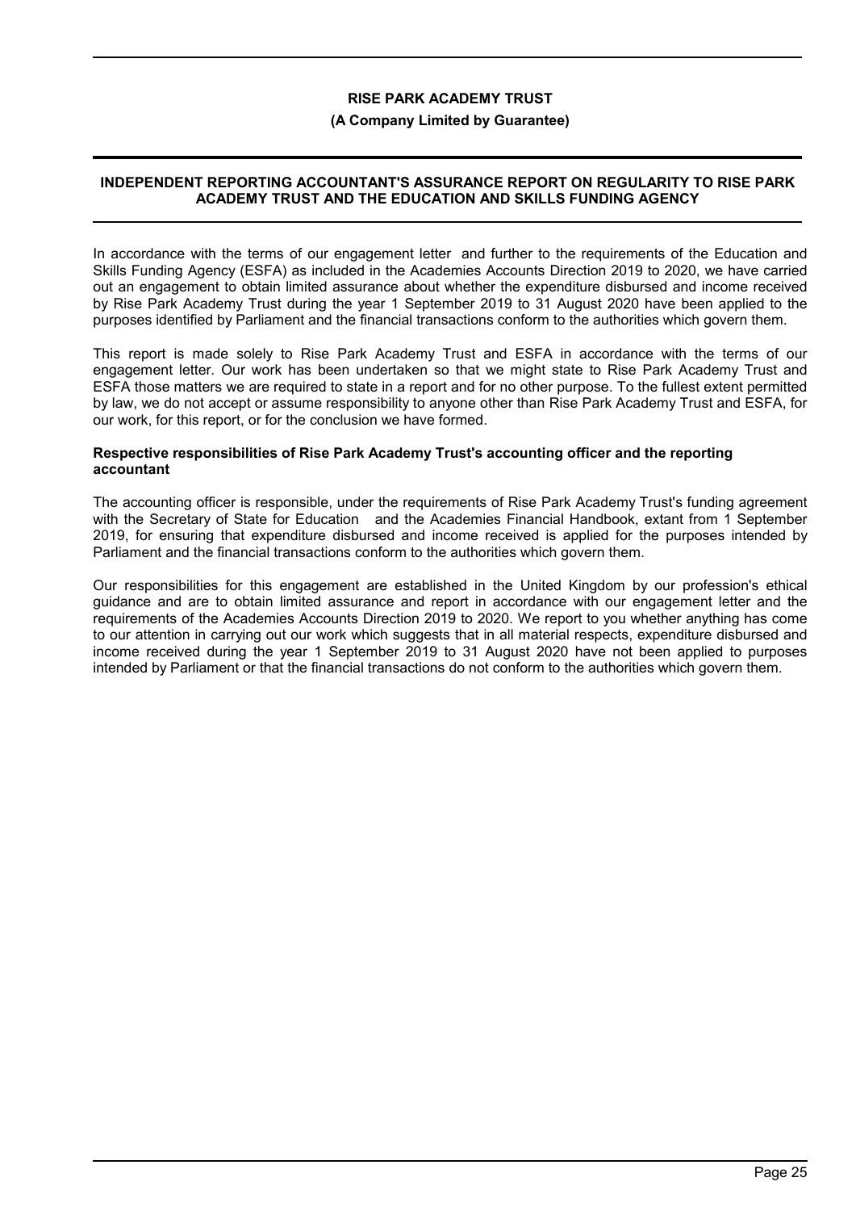**RISE PARK ACADEMY TRUST**

**(A Company Limited by Guarantee)**

## INDEPENDENT REPORTING ACCOUNTANT'S ASSURANCE REPORT ON REGULARITY TO RISE PARK ACADEMY TRUST AND THE EDUCATION AND SKILLS FUNDING AGENCY

In accordance with the terms of our engagement letter and further to the requirements of the Education and Skills Funding Agency (ESFA) as included in the Academies Accounts Direction 2019 to 2020, we have carried out an engagement to obtain limited assurance about whether the expenditure disbursed and income received by Rise Park Academy Trust during the year 1 September 2019 to 31 August 2020 have been applied to the purposes identified by Parliament and the financial transactions conform to the authorities which govern them.

This report is made solely to Rise Park Academy Trust and ESFA in accordance with the terms of our engagement letter. Our work has been undertaken so that we might state to Rise Park Academy Trust and ESFA those matters we are required to state in a report and for no other purpose. To the fullest extent permitted by law, we do not accept or assume responsibility to anyone other than Rise Park Academy Trust and ESFA, for our work, for this report, or for the conclusion we have formed.

### Respective responsibilities of Rise Park Academy Trust's accounting officer and the reporting accountant

The accounting officer is responsible, under the requirements of Rise Park Academy Trust's funding agreement with the Secretary of State for Education and the Academies Financial Handbook, extant from 1 September 2019, for ensuring that expenditure disbursed and income received is applied for the purposes intended by Parliament and the financial transactions conform to the authorities which govern them.

Our responsibilities for this engagement are established in the United Kingdom by our profession's ethical guidance and are to obtain limited assurance and report in accordance with our engagement letter and the requirements of the Academies Accounts Direction 2019 to 2020. We report to you whether anything has come to our attention in carrying out our work which suggests that in all material respects, expenditure disbursed and income received during the year 1 September 2019 to 31 August 2020 have not been applied to purposes intended by Parliament or that the financial transactions do not conform to the authorities which govern them.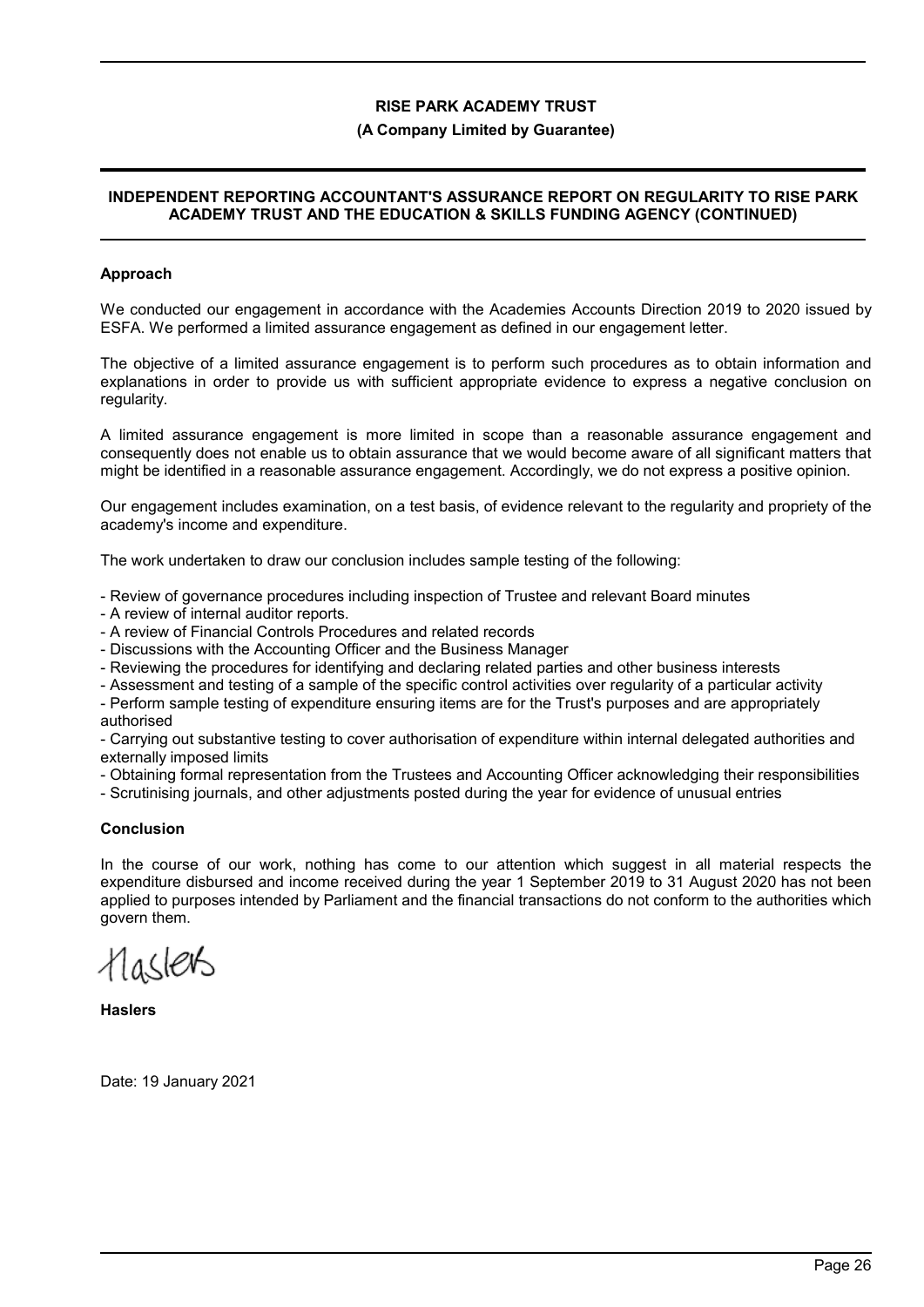## INDEPENDENT REPORTING ACCOUNTANT'S ASSURANCE REPORT ON REGULARITY TO RISE PARK ACADEMY TRUST AND THE EDUCATION & SKILLS FUNDING AGENCY (CONTINUED)

### Approach

We conducted our engagement in accordance with the Academies Accounts Direction 2019 to 2020 issued by ESFA. We performed a limited assurance engagement as defined in our engagement letter.

The objective of a limited assurance engagement is to perform such procedures as to obtain information and explanations in order to provide us with sufficient appropriate evidence to express a negative conclusion on regularity.

A limited assurance engagement is more limited in scope than a reasonable assurance engagement and consequently does not enable us to obtain assurance that we would become aware of all significant matters that might be identified in a reasonable assurance engagement. Accordingly, we do not express a positive opinion.

Our engagement includes examination, on a test basis, of evidence relevant to the regularity and propriety of the academy's income and expenditure.

The work undertaken to draw our conclusion includes sample testing of the following:

- Review of governance procedures including inspection of Trustee and relevant Board minutes
- A review of internal auditor reports.
- A review of Financial Controls Procedures and related records
- Discussions with the Accounting Officer and the Business Manager
- Reviewing the procedures for identifying and declaring related parties and other business interests
- Assessment and testing of a sample of the specific control activities over regularity of a particular activity
- Perform sample testing of expenditure ensuring items are for the Trust's purposes and are appropriately authorised
- Carrying out substantive testing to cover authorisation of expenditure within internal delegated authorities and externally imposed limits
- Obtaining formal representation from the Trustees and Accounting Officer acknowledging their responsibilities
- Scrutinising journals, and other adjustments posted during the year for evidence of unusual entries

### Conclusion

In the course of our work, nothing has come to our attention which suggest in all material respects the expenditure disbursed and income received during the year 1 September 2019 to 31 August 2020 has not been applied to purposes intended by Parliament and the financial transactions do not conform to the authorities which govern them.

Haslers

**Haslers**

Date: 19 January 2021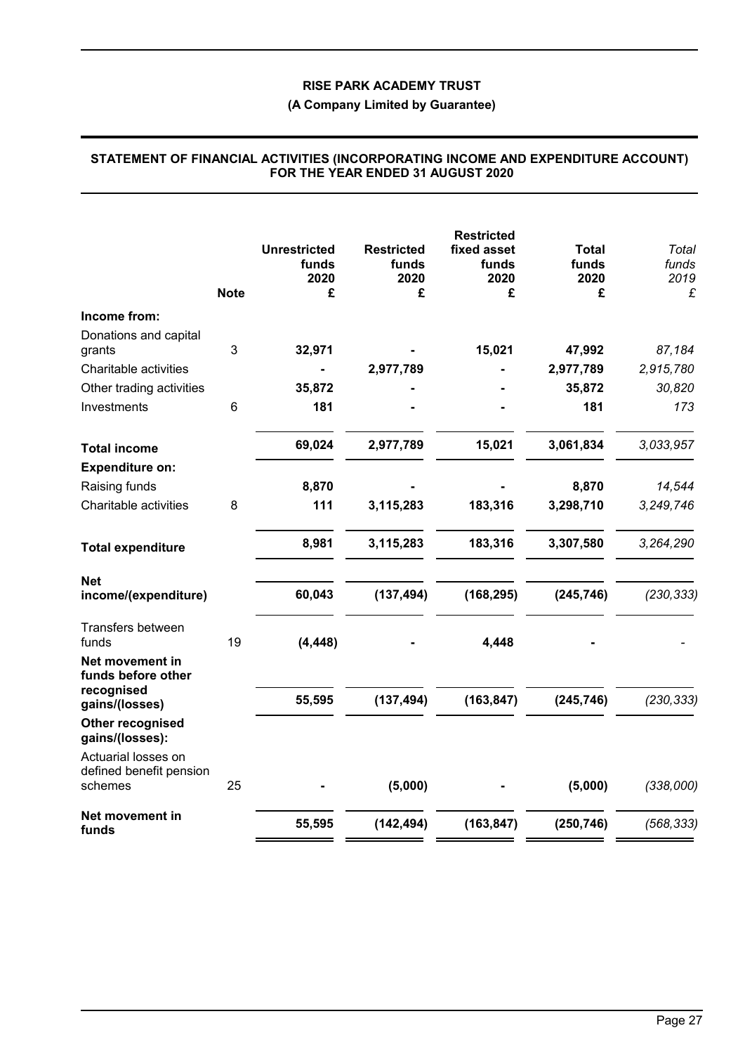**RISE PARK ACADEMY TRUST**

**(A Company Limited by Guarantee)**

**STATEMENT OF FINANCIAL ACTIVITIES (INCORPORATING INCOME AND EXPENDITURE ACCOUNT) FOR THE YEAR ENDED 31 AUGUST 2020**

| | Note | Unrestricted funds 2020 £ | Restricted funds 2020 £ | Restricted fixed asset funds 2020 £ | Total funds 2020 £ | *Total funds 2019 £* |
|---|---|---|---|---|---|---|
| **Income from:** | | | | | | |
| Donations and capital grants | 3 | **32,971** | **-** | **15,021** | **47,992** | *87,184* |
| Charitable activities | | **-** | **2,977,789** | **-** | **2,977,789** | *2,915,780* |
| Other trading activities | | **35,872** | **-** | **-** | **35,872** | *30,820* |
| Investments | 6 | **181** | **-** | **-** | **181** | *173* |
| **Total income** | | **69,024** | **2,977,789** | **15,021** | **3,061,834** | *3,033,957* |
| **Expenditure on:** | | | | | | |
| Raising funds | | **8,870** | **-** | **-** | **8,870** | *14,544* |
| Charitable activities | 8 | **111** | **3,115,283** | **183,316** | **3,298,710** | *3,249,746* |
| **Total expenditure** | | **8,981** | **3,115,283** | **183,316** | **3,307,580** | *3,264,290* |
| **Net income/(expenditure)** | | **60,043** | **(137,494)** | **(168,295)** | **(245,746)** | *(230,333)* |
| Transfers between funds | 19 | **(4,448)** | **-** | **4,448** | **-** | *-* |
| **Net movement in funds before other recognised gains/(losses)** | | **55,595** | **(137,494)** | **(163,847)** | **(245,746)** | *(230,333)* |
| **Other recognised gains/(losses):** | | | | | | |
| Actuarial losses on defined benefit pension schemes | 25 | **-** | **(5,000)** | **-** | **(5,000)** | *(338,000)* |
| **Net movement in funds** | | **55,595** | **(142,494)** | **(163,847)** | **(250,746)** | *(568,333)* |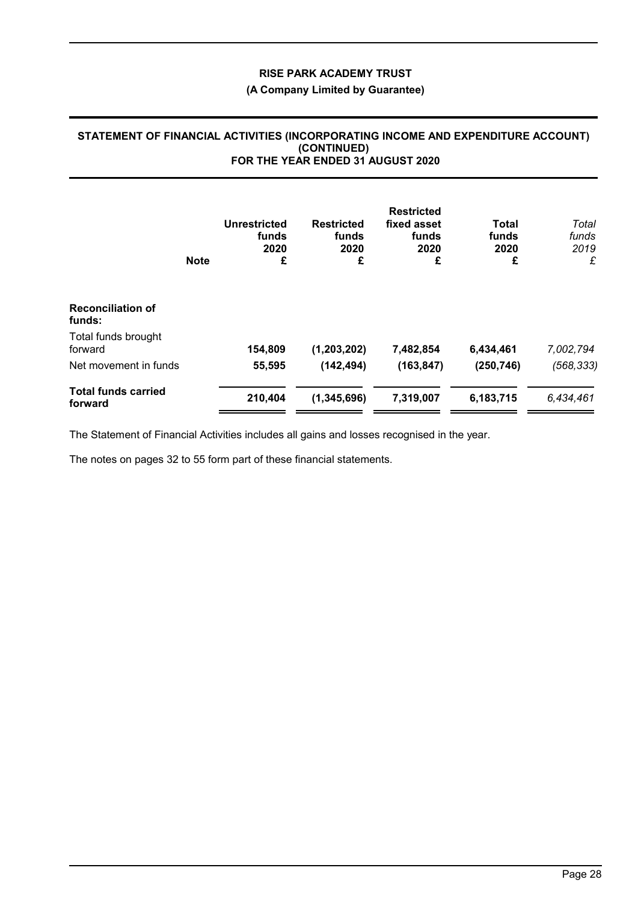**RISE PARK ACADEMY TRUST**

**(A Company Limited by Guarantee)**

**STATEMENT OF FINANCIAL ACTIVITIES (INCORPORATING INCOME AND EXPENDITURE ACCOUNT) (CONTINUED)**
**FOR THE YEAR ENDED 31 AUGUST 2020**

| | Note | Unrestricted funds 2020 £ | Restricted funds 2020 £ | Restricted fixed asset funds 2020 £ | Total funds 2020 £ | *Total funds 2019 £* |
|---|---|---|---|---|---|---|
| **Reconciliation of funds:** | | | | | | |
| Total funds brought forward | | **154,809** | **(1,203,202)** | **7,482,854** | **6,434,461** | *7,002,794* |
| Net movement in funds | | **55,595** | **(142,494)** | **(163,847)** | **(250,746)** | *(568,333)* |
| **Total funds carried forward** | | **210,404** | **(1,345,696)** | **7,319,007** | **6,183,715** | *6,434,461* |

The Statement of Financial Activities includes all gains and losses recognised in the year.

The notes on pages 32 to 55 form part of these financial statements.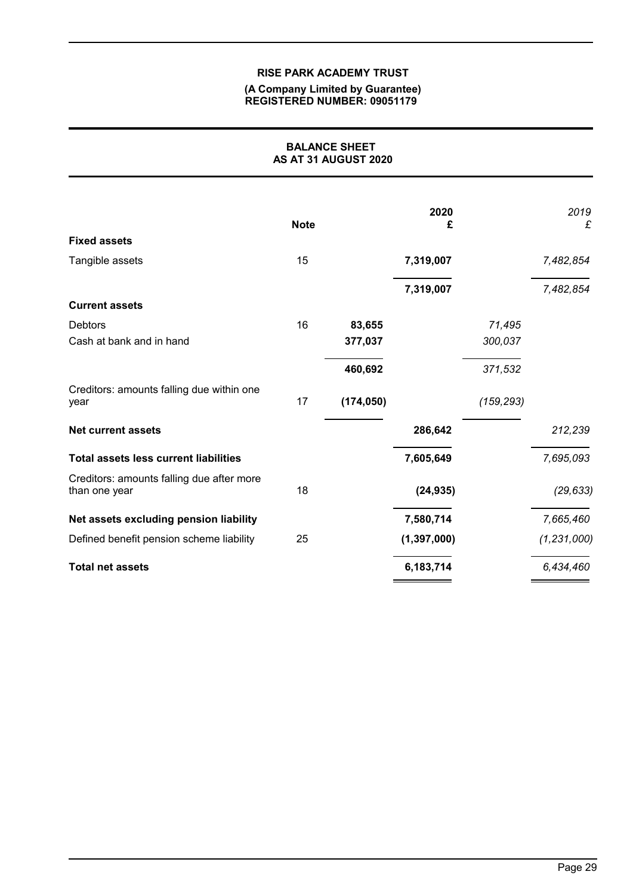**RISE PARK ACADEMY TRUST**

**(A Company Limited by Guarantee)**
**REGISTERED NUMBER: 09051179**

## BALANCE SHEET
## AS AT 31 AUGUST 2020

| | Note | | 2020 £ | | 2019 £ |
|---|---|---|---|---|---|
| **Fixed assets** | | | | | |
| Tangible assets | 15 | | 7,319,007 | | *7,482,854* |
| | | | 7,319,007 | | *7,482,854* |
| **Current assets** | | | | | |
| Debtors | 16 | 83,655 | | *71,495* | |
| Cash at bank and in hand | | 377,037 | | *300,037* | |
| | | 460,692 | | *371,532* | |
| Creditors: amounts falling due within one year | 17 | (174,050) | | *(159,293)* | |
| **Net current assets** | | | 286,642 | | *212,239* |
| **Total assets less current liabilities** | | | 7,605,649 | | *7,695,093* |
| Creditors: amounts falling due after more than one year | 18 | | (24,935) | | *(29,633)* |
| **Net assets excluding pension liability** | | | 7,580,714 | | *7,665,460* |
| Defined benefit pension scheme liability | 25 | | (1,397,000) | | *(1,231,000)* |
| **Total net assets** | | | 6,183,714 | | *6,434,460* |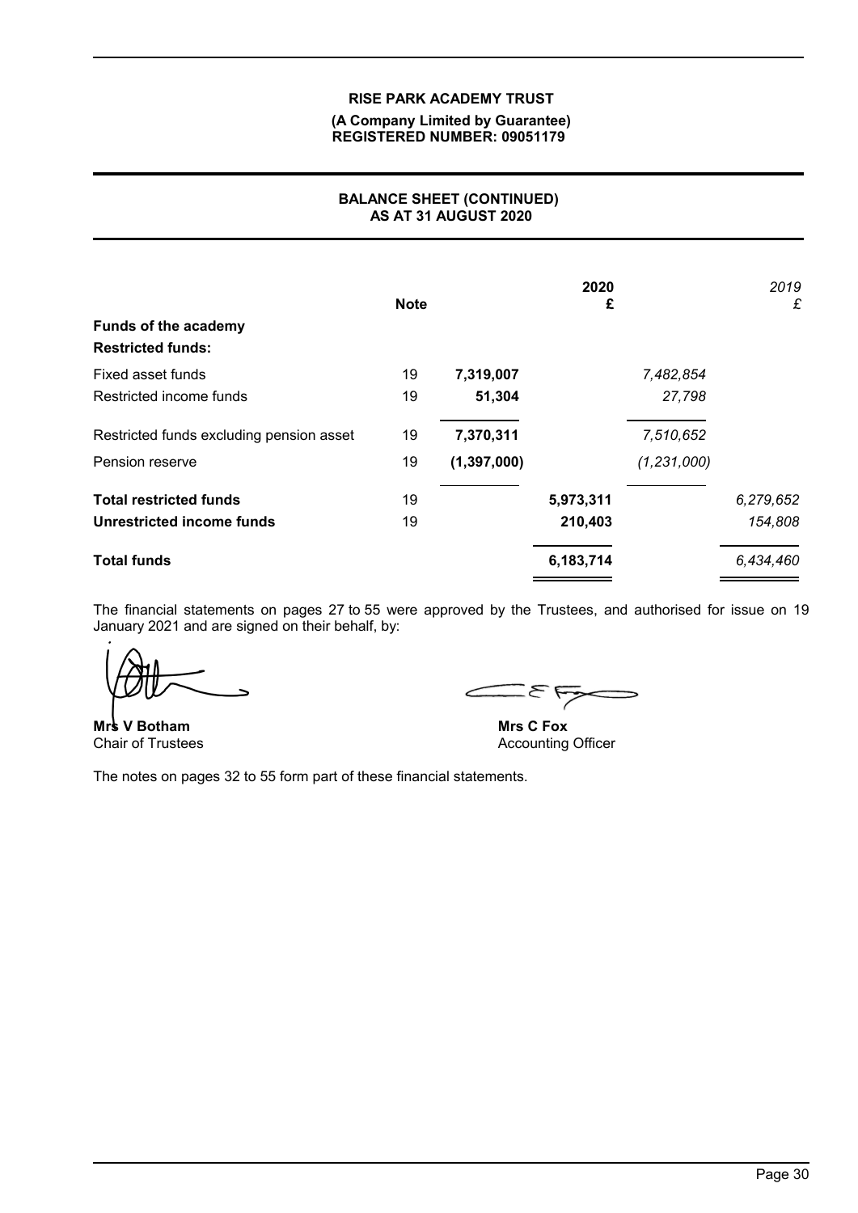**RISE PARK ACADEMY TRUST**
**(A Company Limited by Guarantee)**
**REGISTERED NUMBER: 09051179**

## BALANCE SHEET (CONTINUED)
## AS AT 31 AUGUST 2020

| | Note | | 2020 £ | | 2019 £ |
|---|---|---|---|---|---|
| **Funds of the academy** | | | | | |
| **Restricted funds:** | | | | | |
| Fixed asset funds | 19 | 7,319,007 | | *7,482,854* | |
| Restricted income funds | 19 | 51,304 | | *27,798* | |
| Restricted funds excluding pension asset | 19 | 7,370,311 | | *7,510,652* | |
| Pension reserve | 19 | (1,397,000) | | *(1,231,000)* | |
| **Total restricted funds** | 19 | | 5,973,311 | | *6,279,652* |
| **Unrestricted income funds** | 19 | | 210,403 | | *154,808* |
| **Total funds** | | | 6,183,714 | | *6,434,460* |

The financial statements on pages 27 to 55 were approved by the Trustees, and authorised for issue on 19 January 2021 and are signed on their behalf, by:

**Mrs V Botham**
Chair of Trustees

**Mrs C Fox**
Accounting Officer

The notes on pages 32 to 55 form part of these financial statements.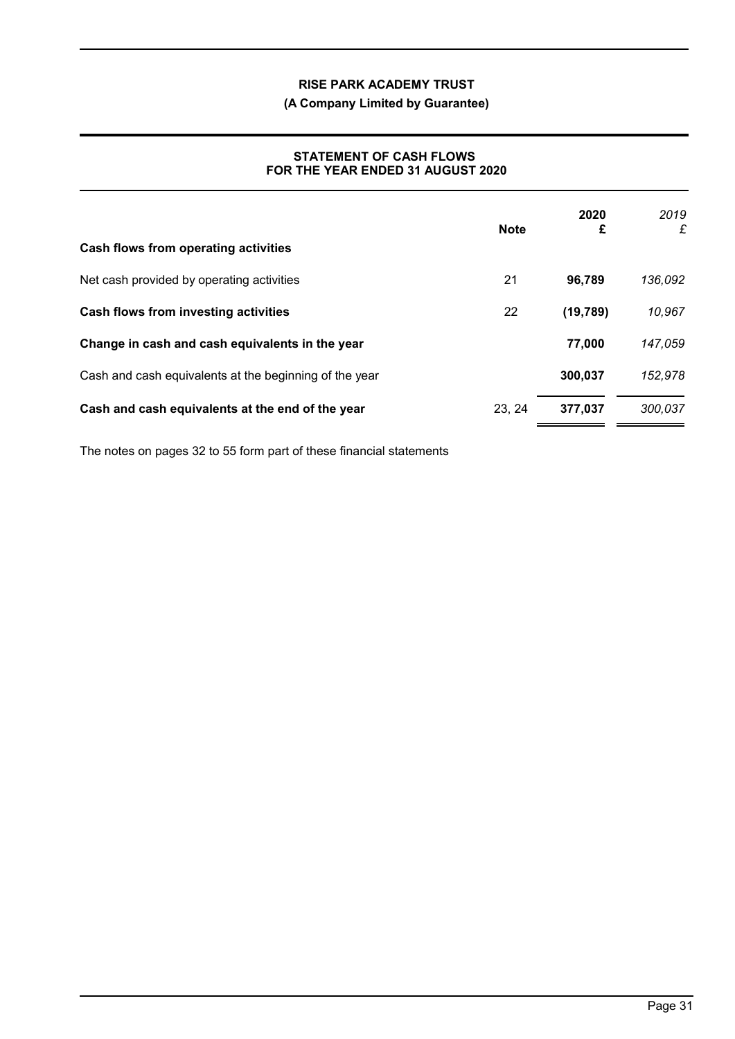# RISE PARK ACADEMY TRUST

**(A Company Limited by Guarantee)**

## STATEMENT OF CASH FLOWS
## FOR THE YEAR ENDED 31 AUGUST 2020

| | Note | 2020 £ | *2019 £* |
|---|---|---|---|
| **Cash flows from operating activities** | | | |
| Net cash provided by operating activities | 21 | **96,789** | *136,092* |
| **Cash flows from investing activities** | 22 | **(19,789)** | *10,967* |
| **Change in cash and cash equivalents in the year** | | **77,000** | *147,059* |
| Cash and cash equivalents at the beginning of the year | | **300,037** | *152,978* |
| **Cash and cash equivalents at the end of the year** | 23, 24 | **377,037** | *300,037* |

The notes on pages 32 to 55 form part of these financial statements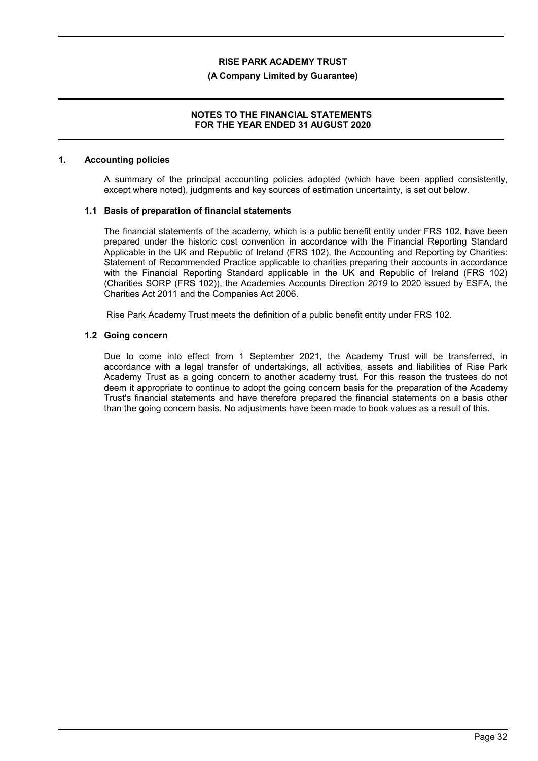**RISE PARK ACADEMY TRUST**

**(A Company Limited by Guarantee)**

**NOTES TO THE FINANCIAL STATEMENTS FOR THE YEAR ENDED 31 AUGUST 2020**

## 1. Accounting policies

A summary of the principal accounting policies adopted (which have been applied consistently, except where noted), judgments and key sources of estimation uncertainty, is set out below.

### 1.1 Basis of preparation of financial statements

The financial statements of the academy, which is a public benefit entity under FRS 102, have been prepared under the historic cost convention in accordance with the Financial Reporting Standard Applicable in the UK and Republic of Ireland (FRS 102), the Accounting and Reporting by Charities: Statement of Recommended Practice applicable to charities preparing their accounts in accordance with the Financial Reporting Standard applicable in the UK and Republic of Ireland (FRS 102) (Charities SORP (FRS 102)), the Academies Accounts Direction *2019* to 2020 issued by ESFA, the Charities Act 2011 and the Companies Act 2006.

Rise Park Academy Trust meets the definition of a public benefit entity under FRS 102.

### 1.2 Going concern

Due to come into effect from 1 September 2021, the Academy Trust will be transferred, in accordance with a legal transfer of undertakings, all activities, assets and liabilities of Rise Park Academy Trust as a going concern to another academy trust. For this reason the trustees do not deem it appropriate to continue to adopt the going concern basis for the preparation of the Academy Trust's financial statements and have therefore prepared the financial statements on a basis other than the going concern basis. No adjustments have been made to book values as a result of this.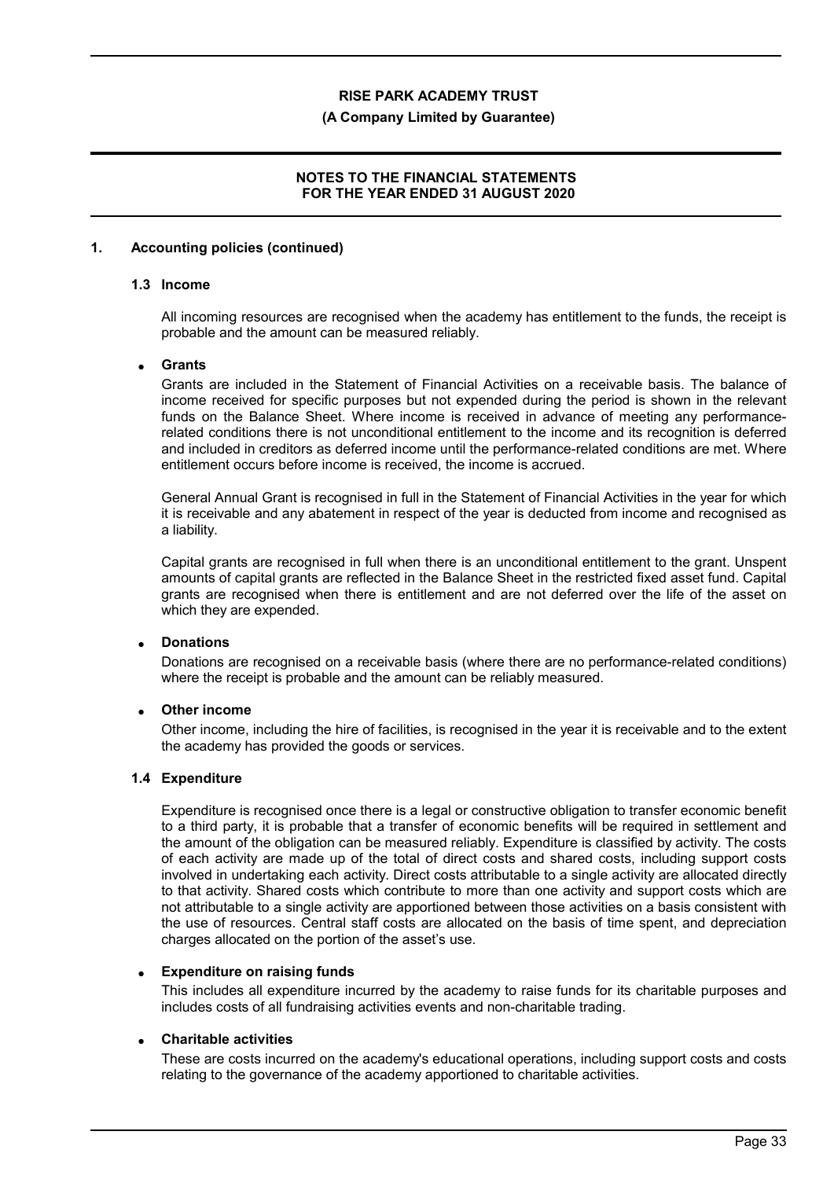## 1. Accounting policies (continued)

### 1.3 Income

All incoming resources are recognised when the academy has entitlement to the funds, the receipt is probable and the amount can be measured reliably.

- **Grants**

Grants are included in the Statement of Financial Activities on a receivable basis. The balance of income received for specific purposes but not expended during the period is shown in the relevant funds on the Balance Sheet. Where income is received in advance of meeting any performance-related conditions there is not unconditional entitlement to the income and its recognition is deferred and included in creditors as deferred income until the performance-related conditions are met. Where entitlement occurs before income is received, the income is accrued.

General Annual Grant is recognised in full in the Statement of Financial Activities in the year for which it is receivable and any abatement in respect of the year is deducted from income and recognised as a liability.

Capital grants are recognised in full when there is an unconditional entitlement to the grant. Unspent amounts of capital grants are reflected in the Balance Sheet in the restricted fixed asset fund. Capital grants are recognised when there is entitlement and are not deferred over the life of the asset on which they are expended.

- **Donations**

Donations are recognised on a receivable basis (where there are no performance-related conditions) where the receipt is probable and the amount can be reliably measured.

- **Other income**

Other income, including the hire of facilities, is recognised in the year it is receivable and to the extent the academy has provided the goods or services.

### 1.4 Expenditure

Expenditure is recognised once there is a legal or constructive obligation to transfer economic benefit to a third party, it is probable that a transfer of economic benefits will be required in settlement and the amount of the obligation can be measured reliably. Expenditure is classified by activity. The costs of each activity are made up of the total of direct costs and shared costs, including support costs involved in undertaking each activity. Direct costs attributable to a single activity are allocated directly to that activity. Shared costs which contribute to more than one activity and support costs which are not attributable to a single activity are apportioned between those activities on a basis consistent with the use of resources. Central staff costs are allocated on the basis of time spent, and depreciation charges allocated on the portion of the asset's use.

- **Expenditure on raising funds**

This includes all expenditure incurred by the academy to raise funds for its charitable purposes and includes costs of all fundraising activities events and non-charitable trading.

- **Charitable activities**

These are costs incurred on the academy's educational operations, including support costs and costs relating to the governance of the academy apportioned to charitable activities.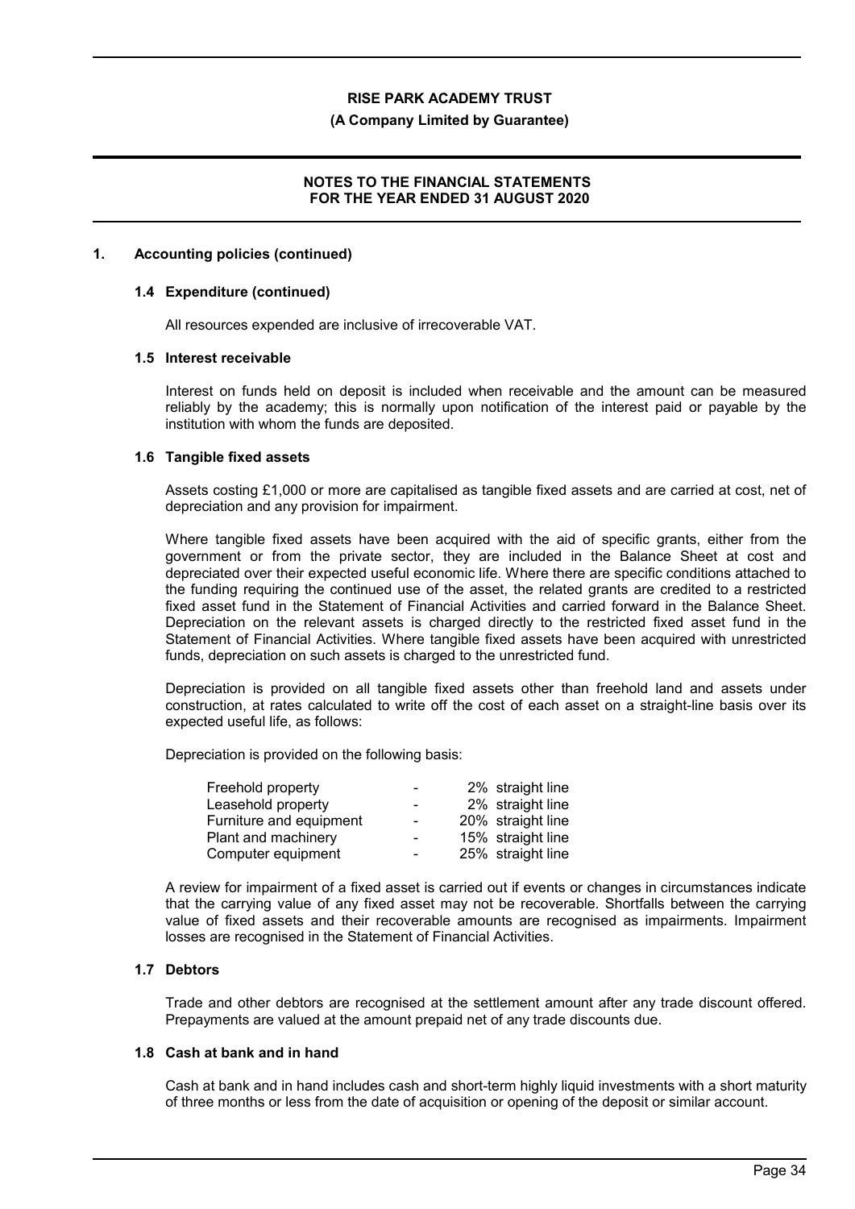## 1. Accounting policies (continued)

### 1.4 Expenditure (continued)

All resources expended are inclusive of irrecoverable VAT.

### 1.5 Interest receivable

Interest on funds held on deposit is included when receivable and the amount can be measured reliably by the academy; this is normally upon notification of the interest paid or payable by the institution with whom the funds are deposited.

### 1.6 Tangible fixed assets

Assets costing £1,000 or more are capitalised as tangible fixed assets and are carried at cost, net of depreciation and any provision for impairment.

Where tangible fixed assets have been acquired with the aid of specific grants, either from the government or from the private sector, they are included in the Balance Sheet at cost and depreciated over their expected useful economic life. Where there are specific conditions attached to the funding requiring the continued use of the asset, the related grants are credited to a restricted fixed asset fund in the Statement of Financial Activities and carried forward in the Balance Sheet. Depreciation on the relevant assets is charged directly to the restricted fixed asset fund in the Statement of Financial Activities. Where tangible fixed assets have been acquired with unrestricted funds, depreciation on such assets is charged to the unrestricted fund.

Depreciation is provided on all tangible fixed assets other than freehold land and assets under construction, at rates calculated to write off the cost of each asset on a straight-line basis over its expected useful life, as follows:

Depreciation is provided on the following basis:

| | | |
|---|---|---|
| Freehold property | - | 2% straight line |
| Leasehold property | - | 2% straight line |
| Furniture and equipment | - | 20% straight line |
| Plant and machinery | - | 15% straight line |
| Computer equipment | - | 25% straight line |

A review for impairment of a fixed asset is carried out if events or changes in circumstances indicate that the carrying value of any fixed asset may not be recoverable. Shortfalls between the carrying value of fixed assets and their recoverable amounts are recognised as impairments. Impairment losses are recognised in the Statement of Financial Activities.

### 1.7 Debtors

Trade and other debtors are recognised at the settlement amount after any trade discount offered. Prepayments are valued at the amount prepaid net of any trade discounts due.

### 1.8 Cash at bank and in hand

Cash at bank and in hand includes cash and short-term highly liquid investments with a short maturity of three months or less from the date of acquisition or opening of the deposit or similar account.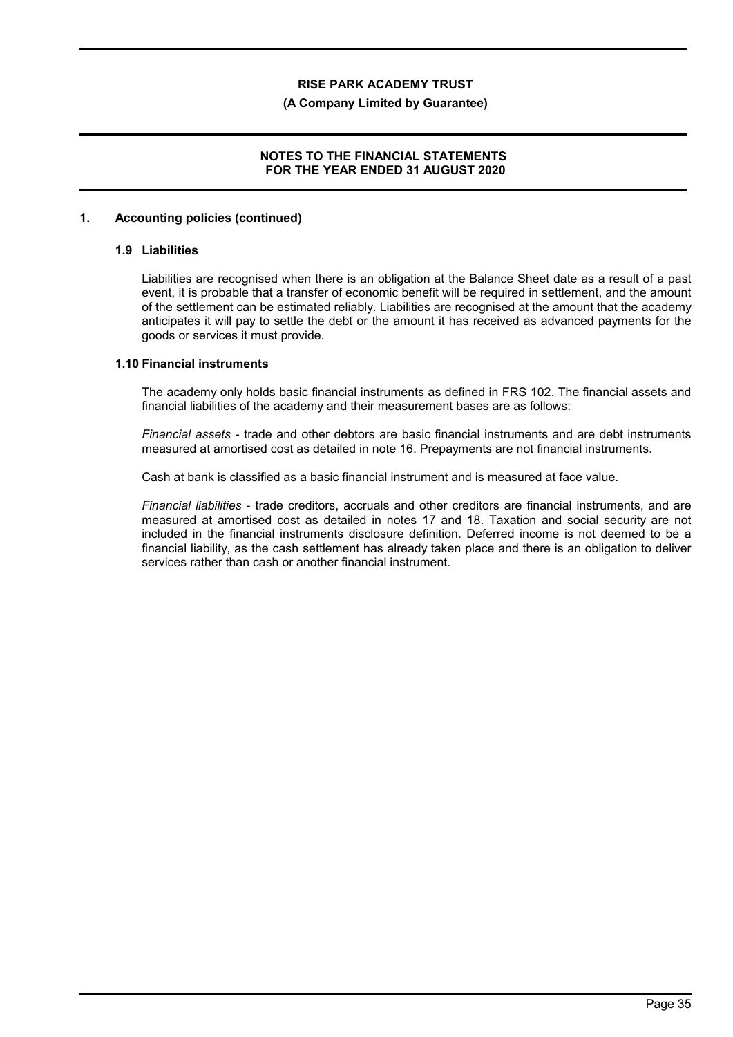## 1. Accounting policies (continued)

### 1.9 Liabilities

Liabilities are recognised when there is an obligation at the Balance Sheet date as a result of a past event, it is probable that a transfer of economic benefit will be required in settlement, and the amount of the settlement can be estimated reliably. Liabilities are recognised at the amount that the academy anticipates it will pay to settle the debt or the amount it has received as advanced payments for the goods or services it must provide.

### 1.10 Financial instruments

The academy only holds basic financial instruments as defined in FRS 102. The financial assets and financial liabilities of the academy and their measurement bases are as follows:

*Financial assets* - trade and other debtors are basic financial instruments and are debt instruments measured at amortised cost as detailed in note 16. Prepayments are not financial instruments.

Cash at bank is classified as a basic financial instrument and is measured at face value.

*Financial liabilities* - trade creditors, accruals and other creditors are financial instruments, and are measured at amortised cost as detailed in notes 17 and 18. Taxation and social security are not included in the financial instruments disclosure definition. Deferred income is not deemed to be a financial liability, as the cash settlement has already taken place and there is an obligation to deliver services rather than cash or another financial instrument.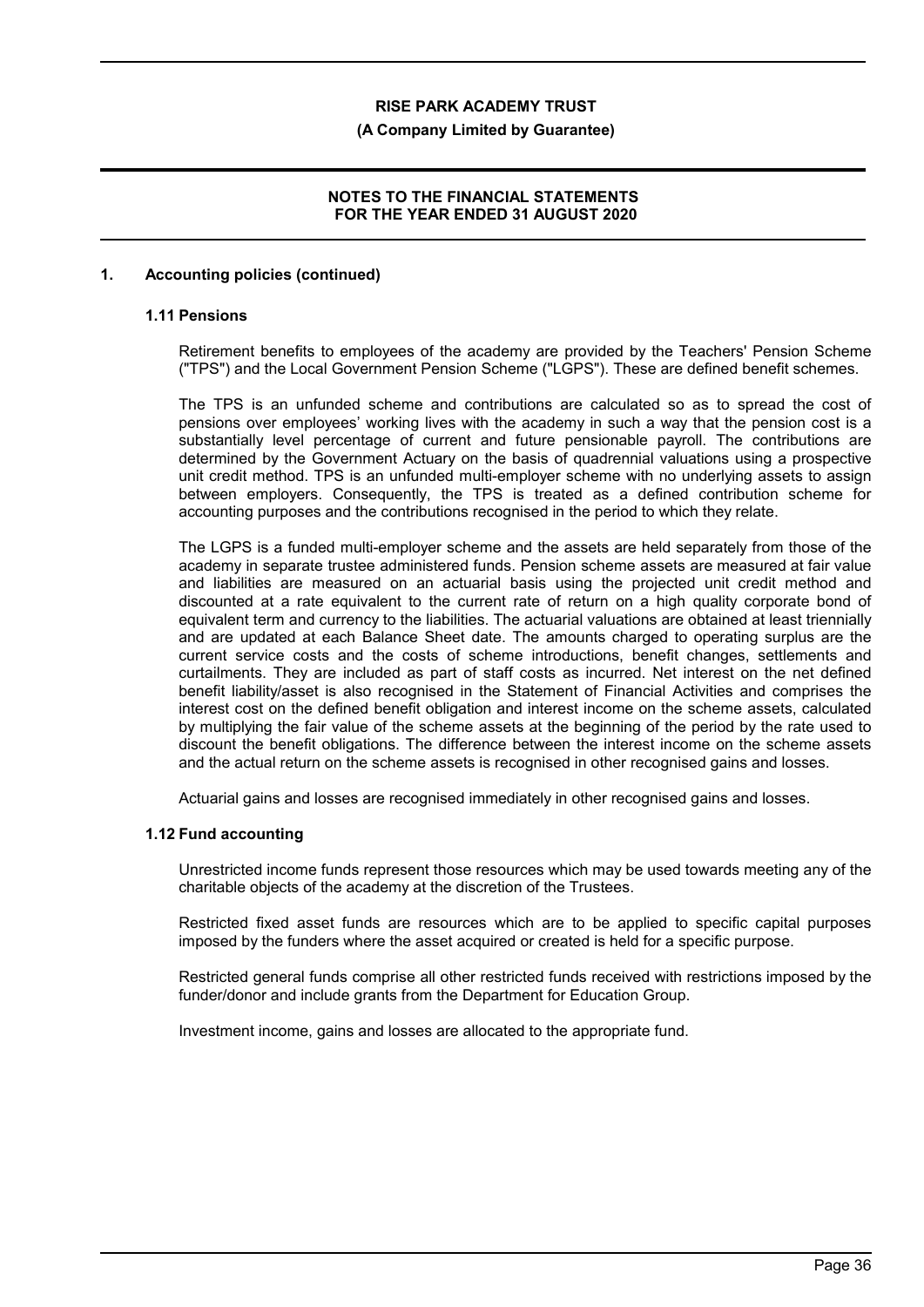## 1. Accounting policies (continued)

### 1.11 Pensions

Retirement benefits to employees of the academy are provided by the Teachers' Pension Scheme ("TPS") and the Local Government Pension Scheme ("LGPS"). These are defined benefit schemes.

The TPS is an unfunded scheme and contributions are calculated so as to spread the cost of pensions over employees' working lives with the academy in such a way that the pension cost is a substantially level percentage of current and future pensionable payroll. The contributions are determined by the Government Actuary on the basis of quadrennial valuations using a prospective unit credit method. TPS is an unfunded multi-employer scheme with no underlying assets to assign between employers. Consequently, the TPS is treated as a defined contribution scheme for accounting purposes and the contributions recognised in the period to which they relate.

The LGPS is a funded multi-employer scheme and the assets are held separately from those of the academy in separate trustee administered funds. Pension scheme assets are measured at fair value and liabilities are measured on an actuarial basis using the projected unit credit method and discounted at a rate equivalent to the current rate of return on a high quality corporate bond of equivalent term and currency to the liabilities. The actuarial valuations are obtained at least triennially and are updated at each Balance Sheet date. The amounts charged to operating surplus are the current service costs and the costs of scheme introductions, benefit changes, settlements and curtailments. They are included as part of staff costs as incurred. Net interest on the net defined benefit liability/asset is also recognised in the Statement of Financial Activities and comprises the interest cost on the defined benefit obligation and interest income on the scheme assets, calculated by multiplying the fair value of the scheme assets at the beginning of the period by the rate used to discount the benefit obligations. The difference between the interest income on the scheme assets and the actual return on the scheme assets is recognised in other recognised gains and losses.

Actuarial gains and losses are recognised immediately in other recognised gains and losses.

### 1.12 Fund accounting

Unrestricted income funds represent those resources which may be used towards meeting any of the charitable objects of the academy at the discretion of the Trustees.

Restricted fixed asset funds are resources which are to be applied to specific capital purposes imposed by the funders where the asset acquired or created is held for a specific purpose.

Restricted general funds comprise all other restricted funds received with restrictions imposed by the funder/donor and include grants from the Department for Education Group.

Investment income, gains and losses are allocated to the appropriate fund.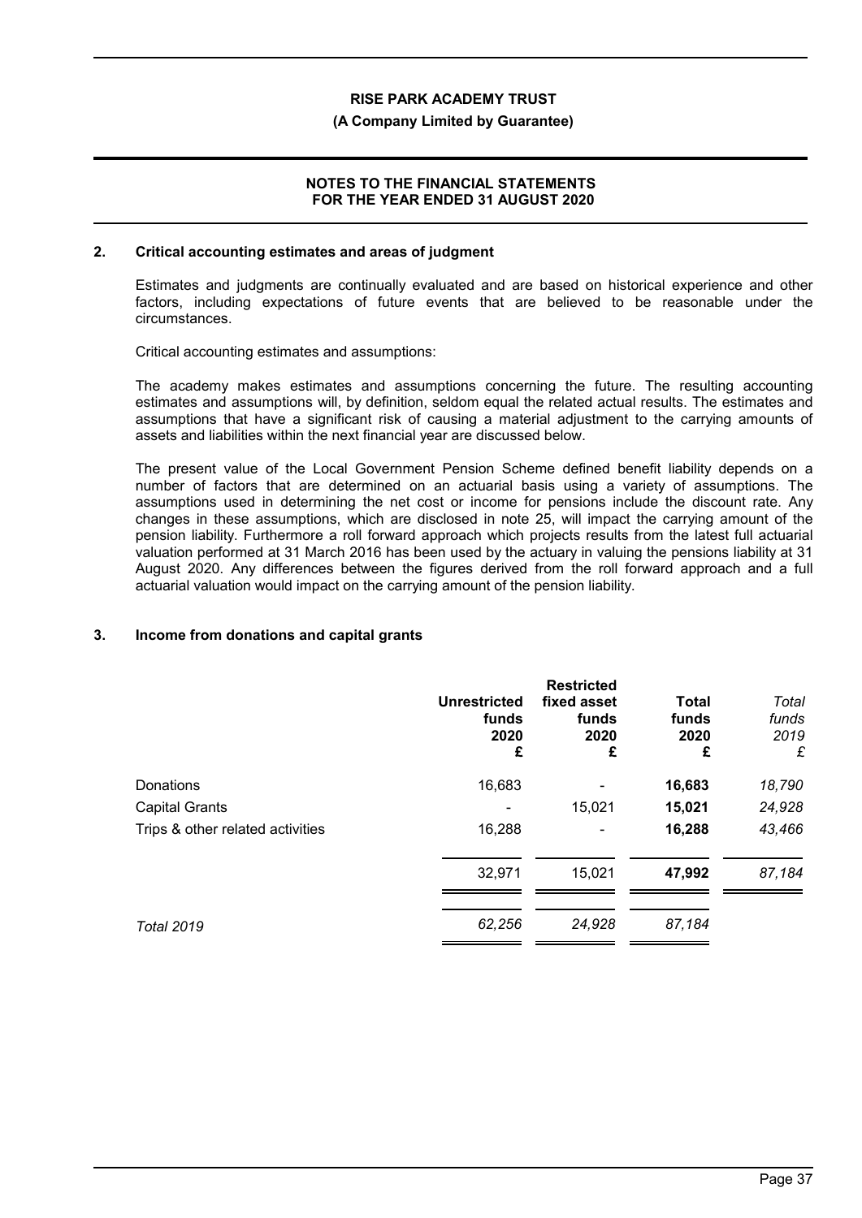## 2. Critical accounting estimates and areas of judgment

Estimates and judgments are continually evaluated and are based on historical experience and other factors, including expectations of future events that are believed to be reasonable under the circumstances.

Critical accounting estimates and assumptions:

The academy makes estimates and assumptions concerning the future. The resulting accounting estimates and assumptions will, by definition, seldom equal the related actual results. The estimates and assumptions that have a significant risk of causing a material adjustment to the carrying amounts of assets and liabilities within the next financial year are discussed below.

The present value of the Local Government Pension Scheme defined benefit liability depends on a number of factors that are determined on an actuarial basis using a variety of assumptions. The assumptions used in determining the net cost or income for pensions include the discount rate. Any changes in these assumptions, which are disclosed in note 25, will impact the carrying amount of the pension liability. Furthermore a roll forward approach which projects results from the latest full actuarial valuation performed at 31 March 2016 has been used by the actuary in valuing the pensions liability at 31 August 2020. Any differences between the figures derived from the roll forward approach and a full actuarial valuation would impact on the carrying amount of the pension liability.

## 3. Income from donations and capital grants

| | Unrestricted funds 2020 £ | Restricted fixed asset funds 2020 £ | Total funds 2020 £ | *Total funds 2019 £* |
|---|---|---|---|---|
| Donations | 16,683 | - | **16,683** | *18,790* |
| Capital Grants | - | 15,021 | **15,021** | *24,928* |
| Trips & other related activities | 16,288 | - | **16,288** | *43,466* |
| | 32,971 | 15,021 | **47,992** | *87,184* |
| *Total 2019* | *62,256* | *24,928* | *87,184* | |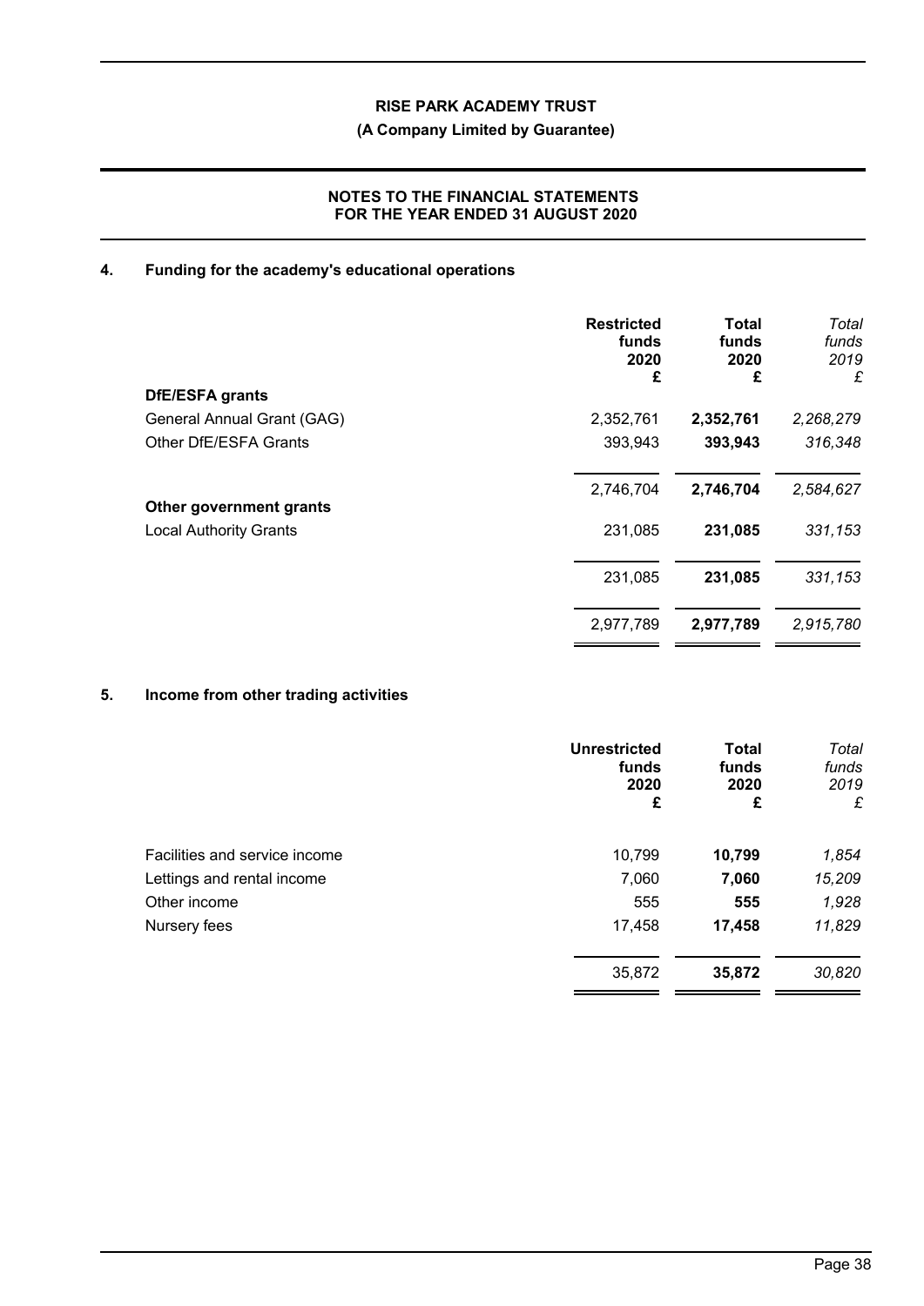# RISE PARK ACADEMY TRUST

**(A Company Limited by Guarantee)**

**NOTES TO THE FINANCIAL STATEMENTS FOR THE YEAR ENDED 31 AUGUST 2020**

## 4. Funding for the academy's educational operations

| | Restricted funds 2020 £ | Total funds 2020 £ | *Total funds 2019 £* |
|---|---|---|---|
| **DfE/ESFA grants** | | | |
| General Annual Grant (GAG) | 2,352,761 | **2,352,761** | *2,268,279* |
| Other DfE/ESFA Grants | 393,943 | **393,943** | *316,348* |
| | 2,746,704 | **2,746,704** | *2,584,627* |
| **Other government grants** | | | |
| Local Authority Grants | 231,085 | **231,085** | *331,153* |
| | 231,085 | **231,085** | *331,153* |
| | 2,977,789 | **2,977,789** | *2,915,780* |

## 5. Income from other trading activities

| | Unrestricted funds 2020 £ | Total funds 2020 £ | *Total funds 2019 £* |
|---|---|---|---|
| Facilities and service income | 10,799 | **10,799** | *1,854* |
| Lettings and rental income | 7,060 | **7,060** | *15,209* |
| Other income | 555 | **555** | *1,928* |
| Nursery fees | 17,458 | **17,458** | *11,829* |
| | 35,872 | **35,872** | *30,820* |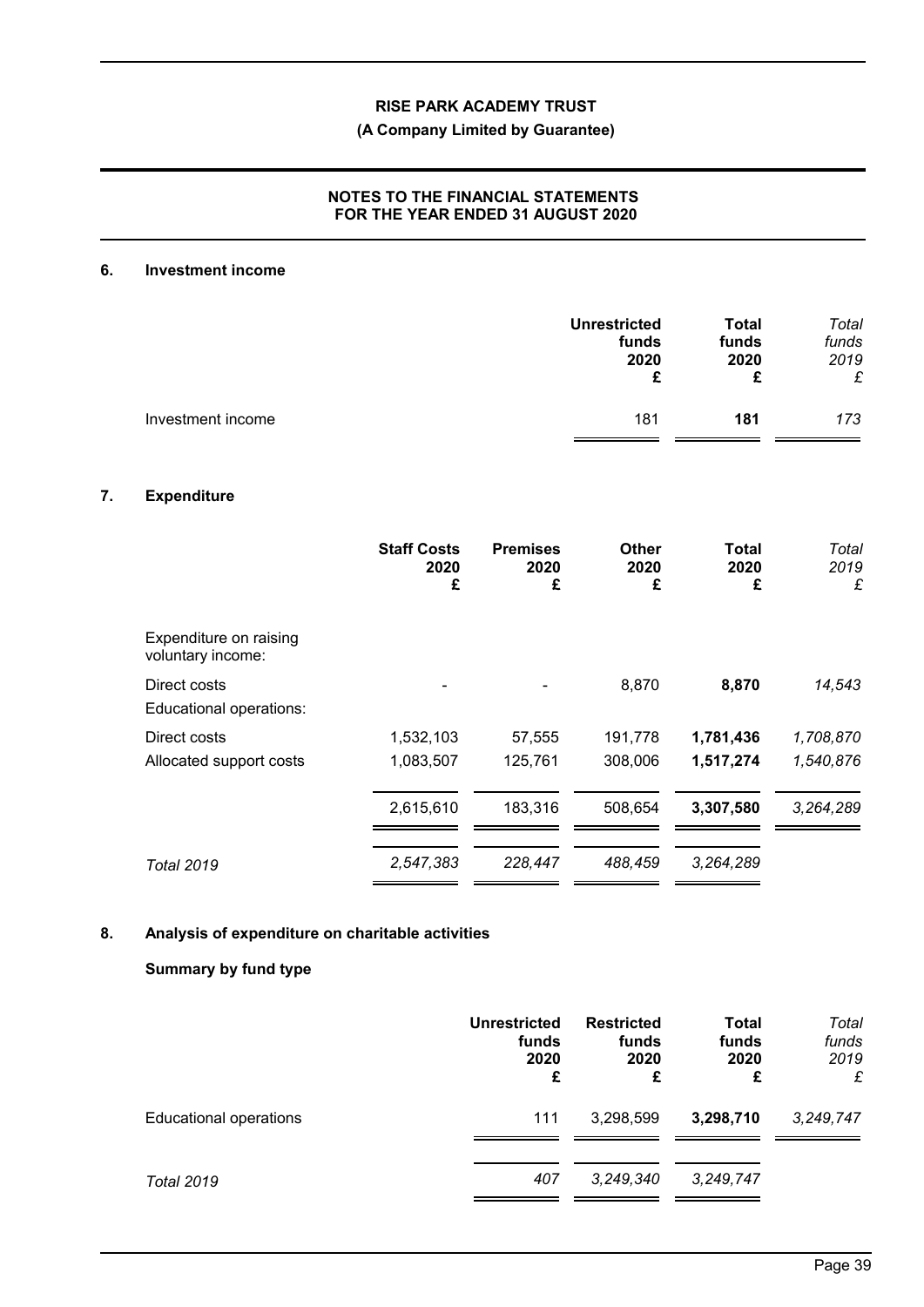## 6. Investment income

| | Unrestricted funds 2020 £ | Total funds 2020 £ | *Total funds 2019 £* |
|---|---|---|---|
| Investment income | 181 | **181** | *173* |

## 7. Expenditure

| | Staff Costs 2020 £ | Premises 2020 £ | Other 2020 £ | Total 2020 £ | *Total 2019 £* |
|---|---|---|---|---|---|
| Expenditure on raising voluntary income: | | | | | |
| Direct costs | - | - | 8,870 | **8,870** | *14,543* |
| Educational operations: | | | | | |
| Direct costs | 1,532,103 | 57,555 | 191,778 | **1,781,436** | *1,708,870* |
| Allocated support costs | 1,083,507 | 125,761 | 308,006 | **1,517,274** | *1,540,876* |
| | 2,615,610 | 183,316 | 508,654 | **3,307,580** | *3,264,289* |
| *Total 2019* | *2,547,383* | *228,447* | *488,459* | *3,264,289* | |

## 8. Analysis of expenditure on charitable activities

### Summary by fund type

| | Unrestricted funds 2020 £ | Restricted funds 2020 £ | Total funds 2020 £ | *Total funds 2019 £* |
|---|---|---|---|---|
| Educational operations | 111 | 3,298,599 | **3,298,710** | *3,249,747* |
| *Total 2019* | *407* | *3,249,340* | *3,249,747* | |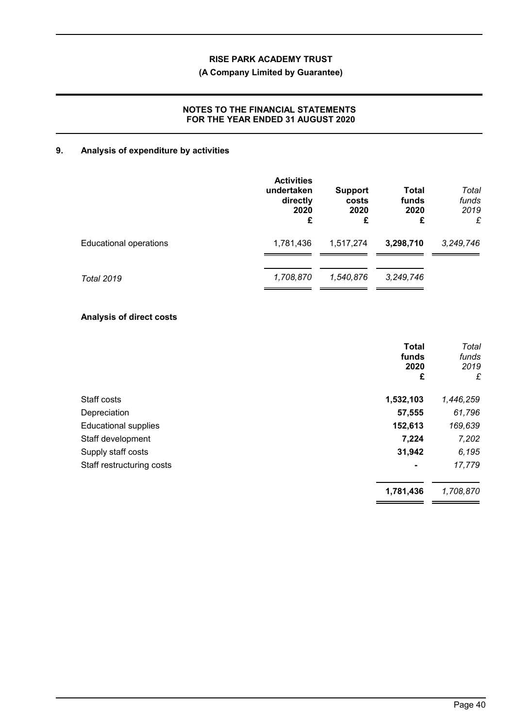## 9. Analysis of expenditure by activities

| | Activities undertaken directly 2020 £ | Support costs 2020 £ | Total funds 2020 £ | *Total funds 2019 £* |
|---|---|---|---|---|
| Educational operations | 1,781,436 | 1,517,274 | **3,298,710** | *3,249,746* |
| *Total 2019* | *1,708,870* | *1,540,876* | *3,249,746* | |

### Analysis of direct costs

| | Total funds 2020 £ | *Total funds 2019 £* |
|---|---|---|
| Staff costs | **1,532,103** | *1,446,259* |
| Depreciation | **57,555** | *61,796* |
| Educational supplies | **152,613** | *169,639* |
| Staff development | **7,224** | *7,202* |
| Supply staff costs | **31,942** | *6,195* |
| Staff restructuring costs | **-** | *17,779* |
| | **1,781,436** | *1,708,870* |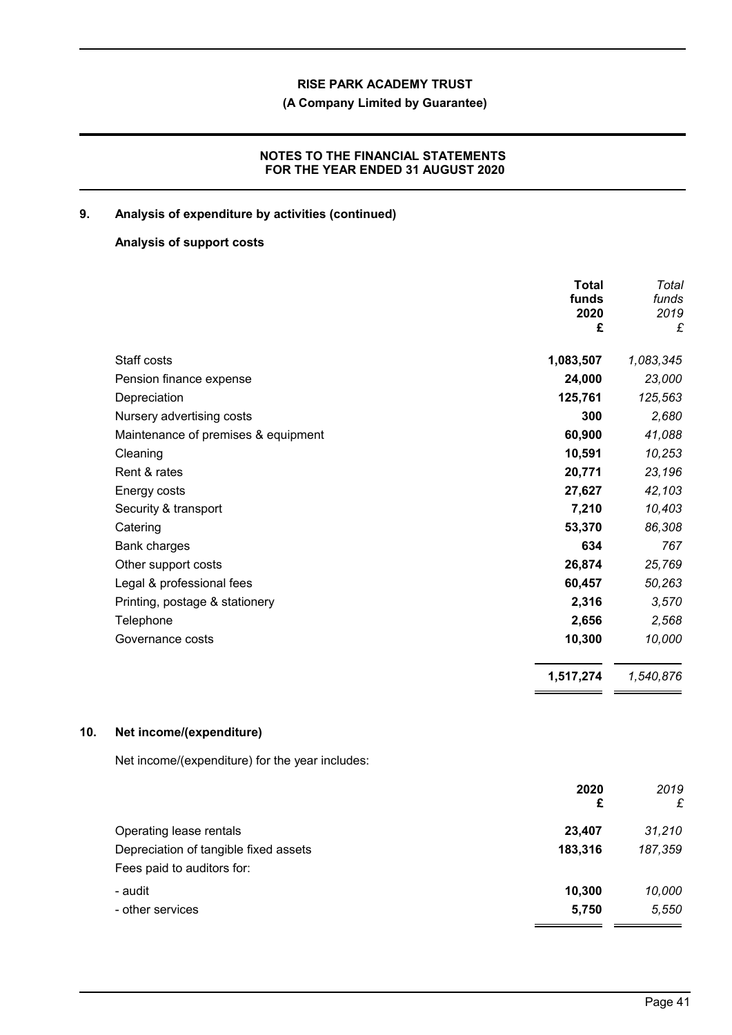## 9. Analysis of expenditure by activities (continued)

### Analysis of support costs

| | Total funds 2020 £ | *Total funds 2019 £* |
|---|---|---|
| Staff costs | **1,083,507** | *1,083,345* |
| Pension finance expense | **24,000** | *23,000* |
| Depreciation | **125,761** | *125,563* |
| Nursery advertising costs | **300** | *2,680* |
| Maintenance of premises & equipment | **60,900** | *41,088* |
| Cleaning | **10,591** | *10,253* |
| Rent & rates | **20,771** | *23,196* |
| Energy costs | **27,627** | *42,103* |
| Security & transport | **7,210** | *10,403* |
| Catering | **53,370** | *86,308* |
| Bank charges | **634** | *767* |
| Other support costs | **26,874** | *25,769* |
| Legal & professional fees | **60,457** | *50,263* |
| Printing, postage & stationery | **2,316** | *3,570* |
| Telephone | **2,656** | *2,568* |
| Governance costs | **10,300** | *10,000* |
| | **1,517,274** | *1,540,876* |

## 10. Net income/(expenditure)

Net income/(expenditure) for the year includes:

| | 2020 £ | *2019 £* |
|---|---|---|
| Operating lease rentals | **23,407** | *31,210* |
| Depreciation of tangible fixed assets | **183,316** | *187,359* |
| Fees paid to auditors for: | | |
| - audit | **10,300** | *10,000* |
| - other services | **5,750** | *5,550* |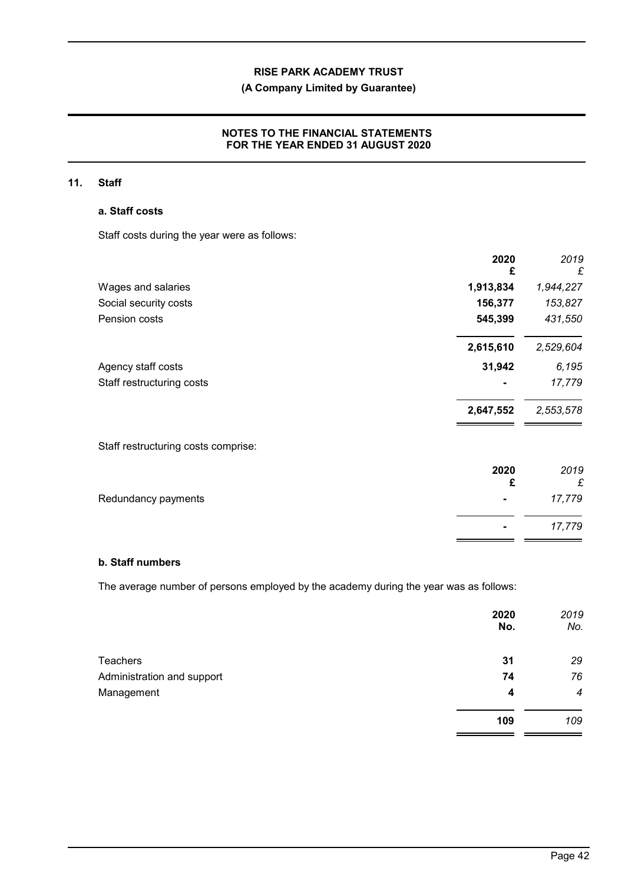## 11. Staff

### a. Staff costs

Staff costs during the year were as follows:

| | 2020 £ | *2019 £* |
|---|---|---|
| Wages and salaries | **1,913,834** | *1,944,227* |
| Social security costs | **156,377** | *153,827* |
| Pension costs | **545,399** | *431,550* |
| | **2,615,610** | *2,529,604* |
| Agency staff costs | **31,942** | *6,195* |
| Staff restructuring costs | **-** | *17,779* |
| | **2,647,552** | *2,553,578* |

Staff restructuring costs comprise:

| | 2020 £ | *2019 £* |
|---|---|---|
| Redundancy payments | **-** | *17,779* |
| | **-** | *17,779* |

### b. Staff numbers

The average number of persons employed by the academy during the year was as follows:

| | 2020 No. | *2019 No.* |
|---|---|---|
| Teachers | **31** | *29* |
| Administration and support | **74** | *76* |
| Management | **4** | *4* |
| | **109** | *109* |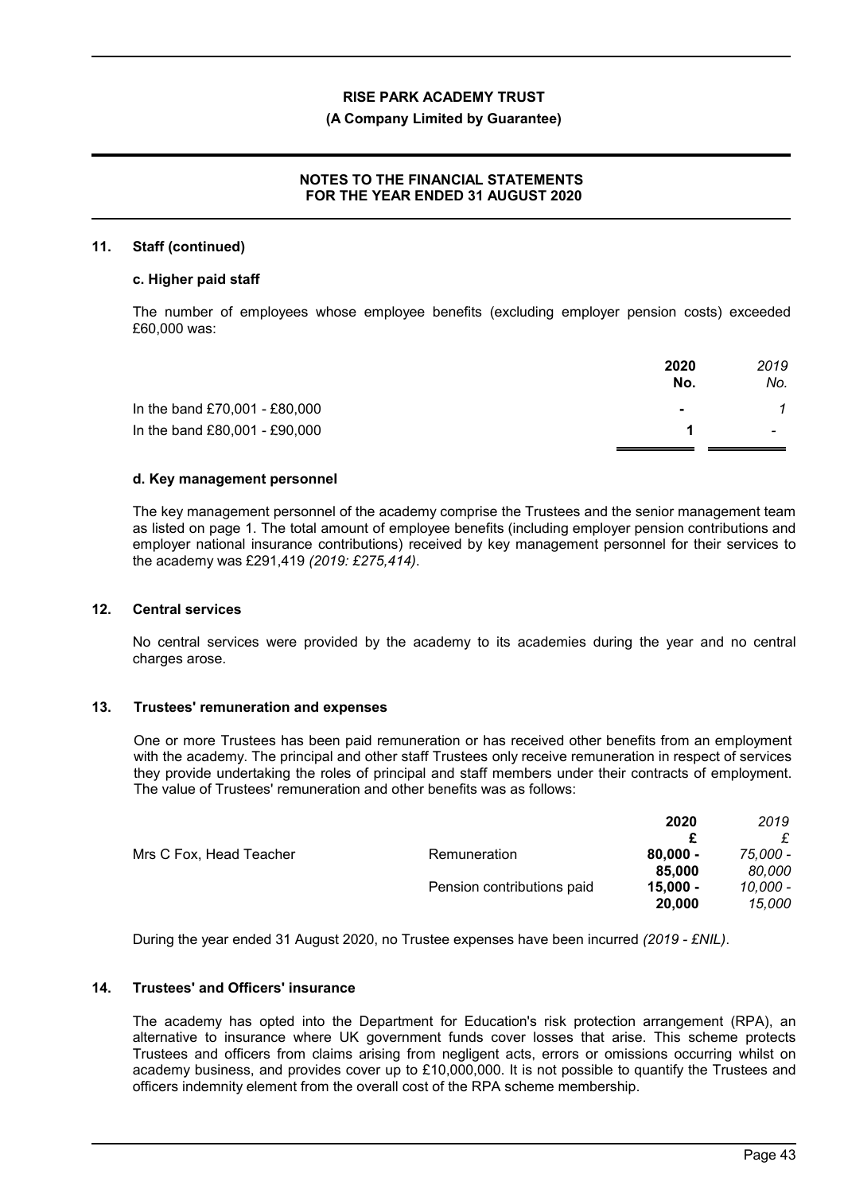### 11. Staff (continued)

#### c. Higher paid staff

The number of employees whose employee benefits (excluding employer pension costs) exceeded £60,000 was:

| | 2020 No. | *2019 No.* |
|---|---|---|
| In the band £70,001 - £80,000 | - | *1* |
| In the band £80,001 - £90,000 | 1 | - |

#### d. Key management personnel

The key management personnel of the academy comprise the Trustees and the senior management team as listed on page 1. The total amount of employee benefits (including employer pension contributions and employer national insurance contributions) received by key management personnel for their services to the academy was £291,419 *(2019: £275,414)*.

### 12. Central services

No central services were provided by the academy to its academies during the year and no central charges arose.

### 13. Trustees' remuneration and expenses

One or more Trustees has been paid remuneration or has received other benefits from an employment with the academy. The principal and other staff Trustees only receive remuneration in respect of services they provide undertaking the roles of principal and staff members under their contracts of employment. The value of Trustees' remuneration and other benefits was as follows:

| | | 2020 £ | *2019 £* |
|---|---|---|---|
| Mrs C Fox, Head Teacher | Remuneration | 80,000 - 85,000 | *75,000 - 80,000* |
| | Pension contributions paid | 15,000 - 20,000 | *10,000 - 15,000* |

During the year ended 31 August 2020, no Trustee expenses have been incurred *(2019 - £NIL)*.

### 14. Trustees' and Officers' insurance

The academy has opted into the Department for Education's risk protection arrangement (RPA), an alternative to insurance where UK government funds cover losses that arise. This scheme protects Trustees and officers from claims arising from negligent acts, errors or omissions occurring whilst on academy business, and provides cover up to £10,000,000. It is not possible to quantify the Trustees and officers indemnity element from the overall cost of the RPA scheme membership.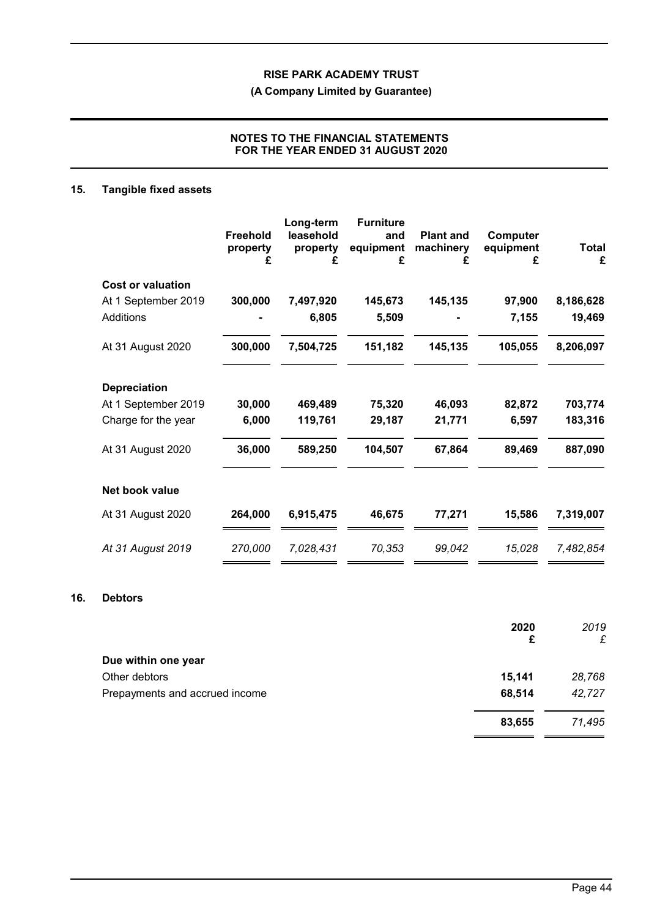## 15. Tangible fixed assets

| | Freehold property £ | Long-term leasehold property £ | Furniture and equipment £ | Plant and machinery £ | Computer equipment £ | Total £ |
|---|---|---|---|---|---|---|
| **Cost or valuation** | | | | | | |
| At 1 September 2019 | **300,000** | **7,497,920** | **145,673** | **145,135** | **97,900** | **8,186,628** |
| Additions | **-** | **6,805** | **5,509** | **-** | **7,155** | **19,469** |
| At 31 August 2020 | **300,000** | **7,504,725** | **151,182** | **145,135** | **105,055** | **8,206,097** |
| **Depreciation** | | | | | | |
| At 1 September 2019 | **30,000** | **469,489** | **75,320** | **46,093** | **82,872** | **703,774** |
| Charge for the year | **6,000** | **119,761** | **29,187** | **21,771** | **6,597** | **183,316** |
| At 31 August 2020 | **36,000** | **589,250** | **104,507** | **67,864** | **89,469** | **887,090** |
| **Net book value** | | | | | | |
| At 31 August 2020 | **264,000** | **6,915,475** | **46,675** | **77,271** | **15,586** | **7,319,007** |
| *At 31 August 2019* | *270,000* | *7,028,431* | *70,353* | *99,042* | *15,028* | *7,482,854* |

## 16. Debtors

| | 2020 £ | *2019 £* |
|---|---|---|
| **Due within one year** | | |
| Other debtors | **15,141** | *28,768* |
| Prepayments and accrued income | **68,514** | *42,727* |
| | **83,655** | *71,495* |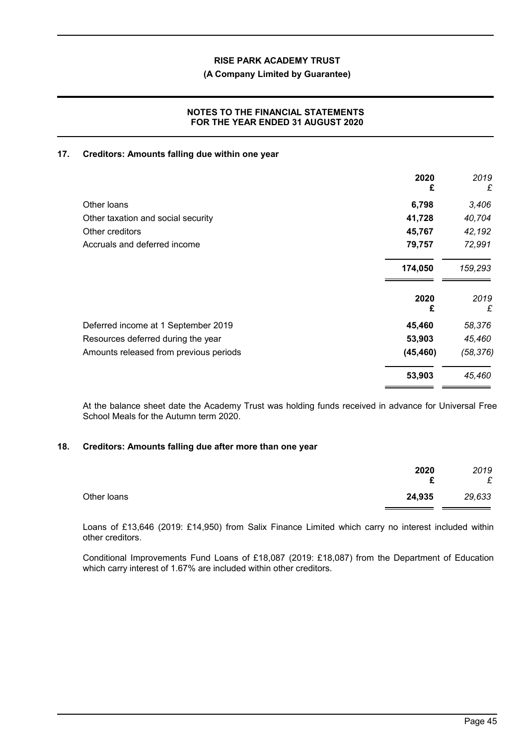### 17. Creditors: Amounts falling due within one year

| | 2020<br>£ | 2019<br>£ |
|---|---|---|
| Other loans | 6,798 | 3,406 |
| Other taxation and social security | 41,728 | 40,704 |
| Other creditors | 45,767 | 42,192 |
| Accruals and deferred income | 79,757 | 72,991 |
| | 174,050 | 159,293 |

| | 2020<br>£ | 2019<br>£ |
|---|---|---|
| Deferred income at 1 September 2019 | 45,460 | 58,376 |
| Resources deferred during the year | 53,903 | 45,460 |
| Amounts released from previous periods | (45,460) | (58,376) |
| | 53,903 | 45,460 |

At the balance sheet date the Academy Trust was holding funds received in advance for Universal Free School Meals for the Autumn term 2020.

### 18. Creditors: Amounts falling due after more than one year

| | 2020<br>£ | 2019<br>£ |
|---|---|---|
| Other loans | 24,935 | 29,633 |

Loans of £13,646 (2019: £14,950) from Salix Finance Limited which carry no interest included within other creditors.

Conditional Improvements Fund Loans of £18,087 (2019: £18,087) from the Department of Education which carry interest of 1.67% are included within other creditors.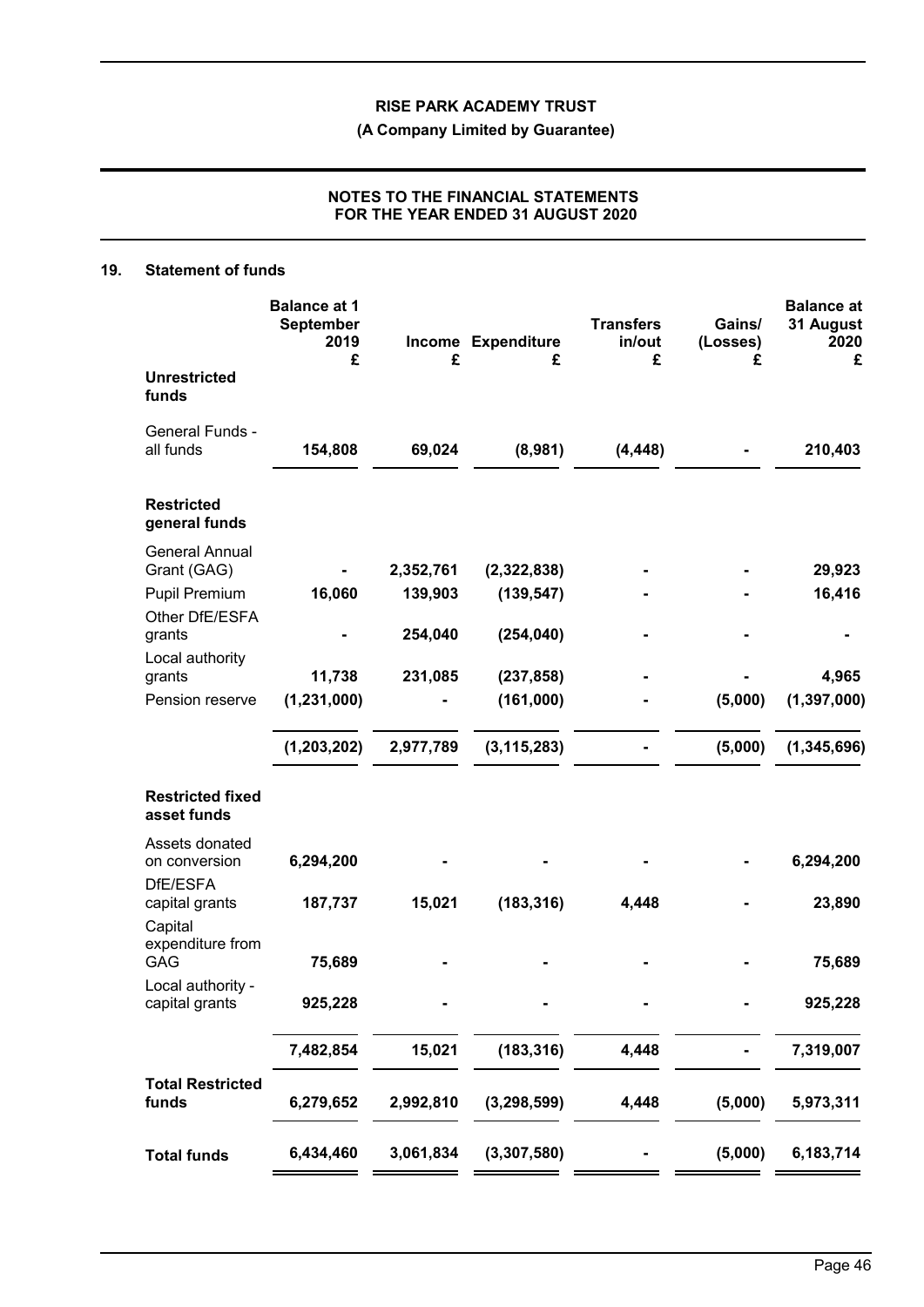## 19. Statement of funds

| | Balance at 1 September 2019 £ | Income £ | Expenditure £ | Transfers in/out £ | Gains/ (Losses) £ | Balance at 31 August 2020 £ |
|---|---|---|---|---|---|---|
| **Unrestricted funds** | | | | | | |
| General Funds - all funds | **154,808** | **69,024** | **(8,981)** | **(4,448)** | **-** | **210,403** |
| **Restricted general funds** | | | | | | |
| General Annual Grant (GAG) | **-** | **2,352,761** | **(2,322,838)** | **-** | **-** | **29,923** |
| Pupil Premium | **16,060** | **139,903** | **(139,547)** | **-** | **-** | **16,416** |
| Other DfE/ESFA grants | **-** | **254,040** | **(254,040)** | **-** | **-** | **-** |
| Local authority grants | **11,738** | **231,085** | **(237,858)** | **-** | **-** | **4,965** |
| Pension reserve | **(1,231,000)** | **-** | **(161,000)** | **-** | **(5,000)** | **(1,397,000)** |
| | **(1,203,202)** | **2,977,789** | **(3,115,283)** | **-** | **(5,000)** | **(1,345,696)** |
| **Restricted fixed asset funds** | | | | | | |
| Assets donated on conversion | **6,294,200** | **-** | **-** | **-** | **-** | **6,294,200** |
| DfE/ESFA capital grants | **187,737** | **15,021** | **(183,316)** | **4,448** | **-** | **23,890** |
| Capital expenditure from GAG | **75,689** | **-** | **-** | **-** | **-** | **75,689** |
| Local authority - capital grants | **925,228** | **-** | **-** | **-** | **-** | **925,228** |
| | **7,482,854** | **15,021** | **(183,316)** | **4,448** | **-** | **7,319,007** |
| **Total Restricted funds** | **6,279,652** | **2,992,810** | **(3,298,599)** | **4,448** | **(5,000)** | **5,973,311** |
| **Total funds** | **6,434,460** | **3,061,834** | **(3,307,580)** | **-** | **(5,000)** | **6,183,714** |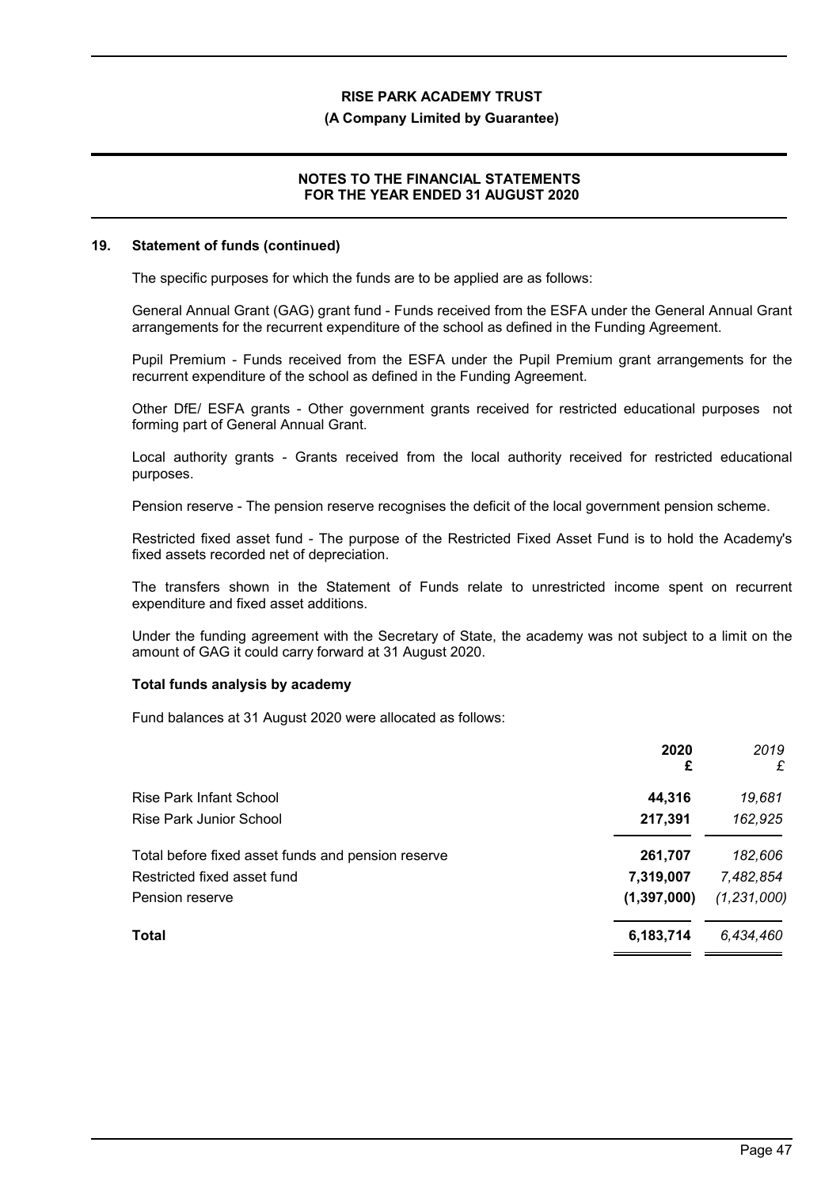## 19. Statement of funds (continued)

The specific purposes for which the funds are to be applied are as follows:

General Annual Grant (GAG) grant fund - Funds received from the ESFA under the General Annual Grant arrangements for the recurrent expenditure of the school as defined in the Funding Agreement.

Pupil Premium - Funds received from the ESFA under the Pupil Premium grant arrangements for the recurrent expenditure of the school as defined in the Funding Agreement.

Other DfE/ ESFA grants - Other government grants received for restricted educational purposes not forming part of General Annual Grant.

Local authority grants - Grants received from the local authority received for restricted educational purposes.

Pension reserve - The pension reserve recognises the deficit of the local government pension scheme.

Restricted fixed asset fund - The purpose of the Restricted Fixed Asset Fund is to hold the Academy's fixed assets recorded net of depreciation.

The transfers shown in the Statement of Funds relate to unrestricted income spent on recurrent expenditure and fixed asset additions.

Under the funding agreement with the Secretary of State, the academy was not subject to a limit on the amount of GAG it could carry forward at 31 August 2020.

### Total funds analysis by academy

Fund balances at 31 August 2020 were allocated as follows:

| | **2020 £** | *2019 £* |
|---|---|---|
| Rise Park Infant School | **44,316** | *19,681* |
| Rise Park Junior School | **217,391** | *162,925* |
| Total before fixed asset funds and pension reserve | **261,707** | *182,606* |
| Restricted fixed asset fund | **7,319,007** | *7,482,854* |
| Pension reserve | **(1,397,000)** | *(1,231,000)* |
| **Total** | **6,183,714** | *6,434,460* |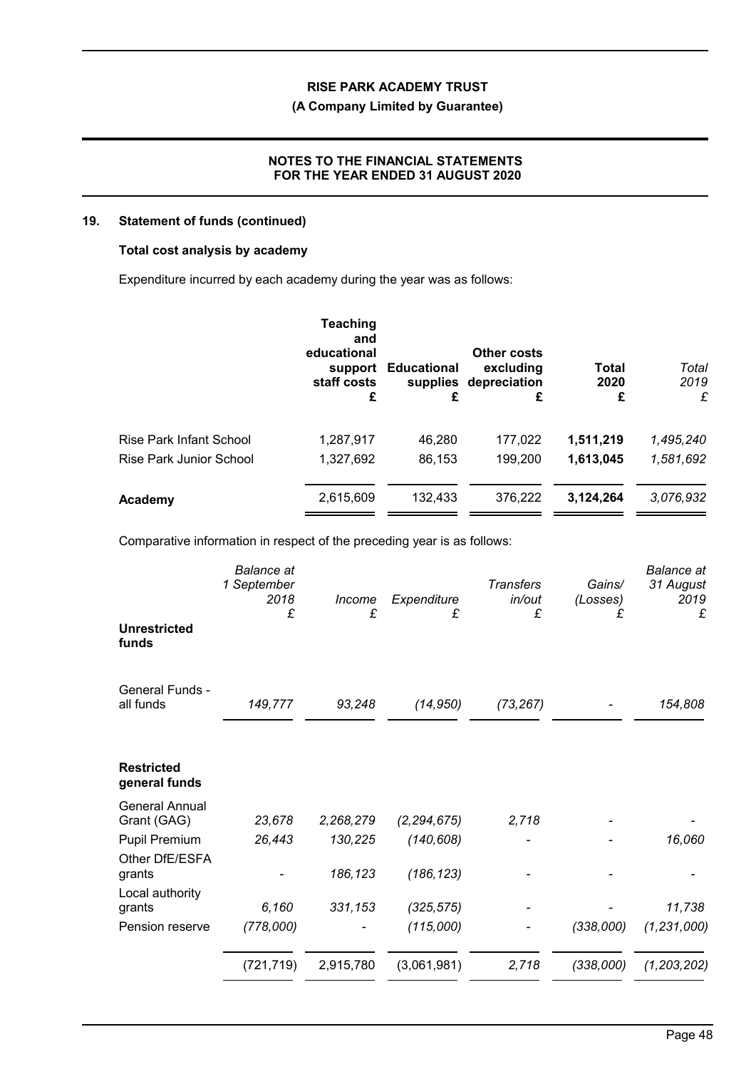## 19. Statement of funds (continued)

### Total cost analysis by academy

Expenditure incurred by each academy during the year was as follows:

| | Teaching and educational support staff costs £ | Educational supplies £ | Other costs excluding depreciation £ | Total 2020 £ | *Total 2019 £* |
|---|---|---|---|---|---|
| Rise Park Infant School | 1,287,917 | 46,280 | 177,022 | **1,511,219** | *1,495,240* |
| Rise Park Junior School | 1,327,692 | 86,153 | 199,200 | **1,613,045** | *1,581,692* |
| **Academy** | 2,615,609 | 132,433 | 376,222 | **3,124,264** | *3,076,932* |

Comparative information in respect of the preceding year is as follows:

| | *Balance at 1 September 2018 £* | *Income £* | *Expenditure £* | *Transfers in/out £* | *Gains/ (Losses) £* | *Balance at 31 August 2019 £* |
|---|---|---|---|---|---|---|
| **Unrestricted funds** | | | | | | |
| General Funds - all funds | *149,777* | *93,248* | *(14,950)* | *(73,267)* | *-* | *154,808* |
| **Restricted general funds** | | | | | | |
| General Annual Grant (GAG) | *23,678* | *2,268,279* | *(2,294,675)* | *2,718* | *-* | *-* |
| Pupil Premium | *26,443* | *130,225* | *(140,608)* | *-* | *-* | *16,060* |
| Other DfE/ESFA grants | *-* | *186,123* | *(186,123)* | *-* | *-* | *-* |
| Local authority grants | *6,160* | *331,153* | *(325,575)* | *-* | *-* | *11,738* |
| Pension reserve | *(778,000)* | *-* | *(115,000)* | *-* | *(338,000)* | *(1,231,000)* |
| | (721,719) | 2,915,780 | (3,061,981) | *2,718* | *(338,000)* | *(1,203,202)* |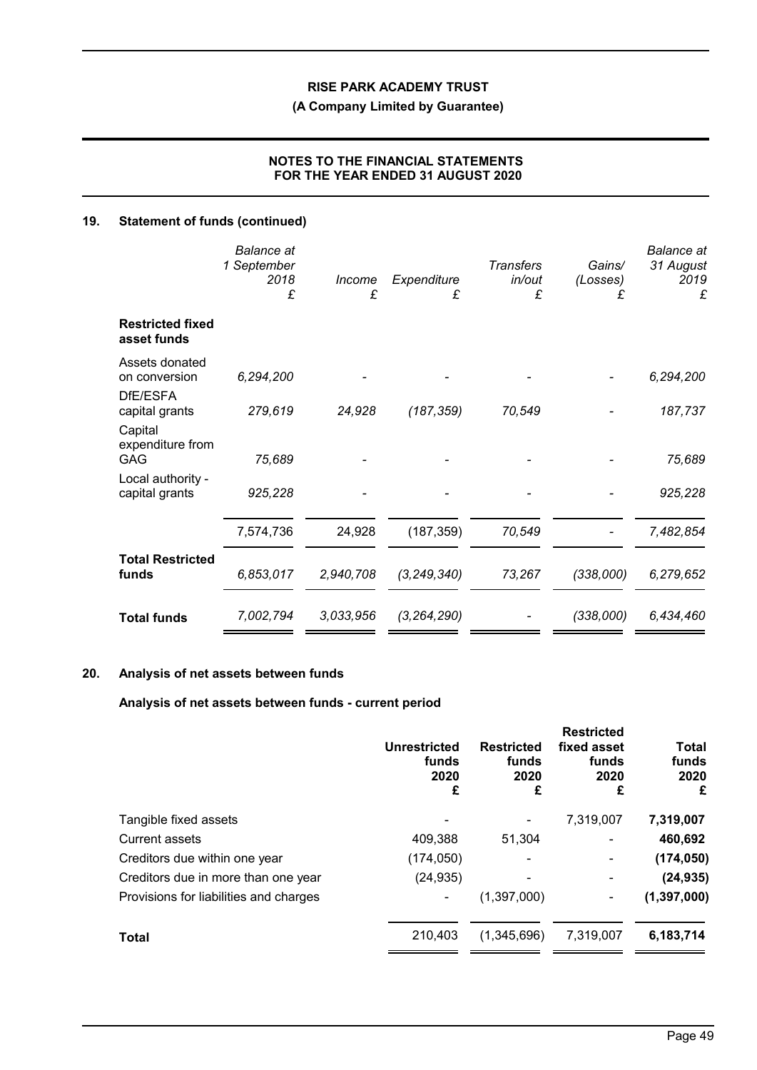## 19. Statement of funds (continued)

| | Balance at 1 September 2018 £ | Income £ | Expenditure £ | Transfers in/out £ | Gains/ (Losses) £ | Balance at 31 August 2019 £ |
|---|---|---|---|---|---|---|
| **Restricted fixed asset funds** | | | | | | |
| Assets donated on conversion | *6,294,200* | - | - | - | - | *6,294,200* |
| DfE/ESFA capital grants | *279,619* | *24,928* | *(187,359)* | *70,549* | - | *187,737* |
| Capital expenditure from GAG | *75,689* | - | - | - | - | *75,689* |
| Local authority - capital grants | *925,228* | - | - | - | - | *925,228* |
| | 7,574,736 | 24,928 | (187,359) | *70,549* | - | *7,482,854* |
| **Total Restricted funds** | *6,853,017* | *2,940,708* | *(3,249,340)* | *73,267* | *(338,000)* | *6,279,652* |
| **Total funds** | *7,002,794* | *3,033,956* | *(3,264,290)* | - | *(338,000)* | *6,434,460* |

## 20. Analysis of net assets between funds

### Analysis of net assets between funds - current period

| | Unrestricted funds 2020 £ | Restricted funds 2020 £ | Restricted fixed asset funds 2020 £ | Total funds 2020 £ |
|---|---|---|---|---|
| Tangible fixed assets | - | - | 7,319,007 | **7,319,007** |
| Current assets | 409,388 | 51,304 | - | **460,692** |
| Creditors due within one year | (174,050) | - | - | **(174,050)** |
| Creditors due in more than one year | (24,935) | - | - | **(24,935)** |
| Provisions for liabilities and charges | - | (1,397,000) | - | **(1,397,000)** |
| **Total** | 210,403 | (1,345,696) | 7,319,007 | **6,183,714** |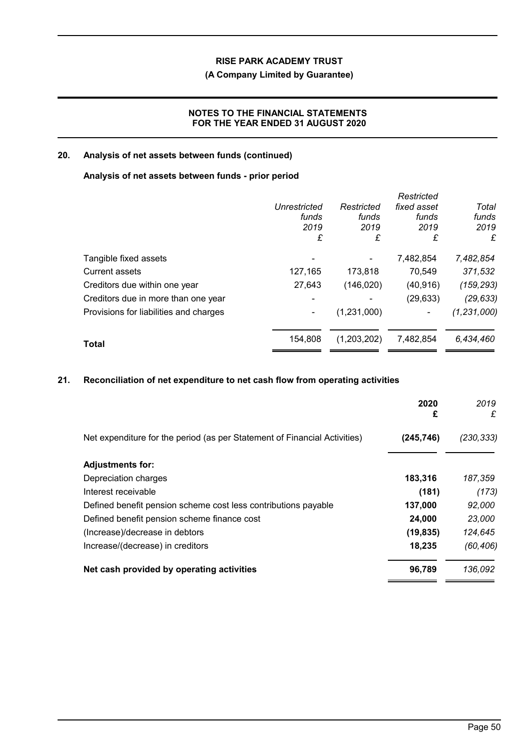## 20. Analysis of net assets between funds (continued)

### Analysis of net assets between funds - prior period

| | *Unrestricted funds 2019 £* | *Restricted funds 2019 £* | *Restricted fixed asset funds 2019 £* | *Total funds 2019 £* |
|---|---|---|---|---|
| Tangible fixed assets | - | - | 7,482,854 | *7,482,854* |
| Current assets | 127,165 | 173,818 | 70,549 | *371,532* |
| Creditors due within one year | 27,643 | (146,020) | (40,916) | *(159,293)* |
| Creditors due in more than one year | - | - | (29,633) | *(29,633)* |
| Provisions for liabilities and charges | - | (1,231,000) | - | *(1,231,000)* |
| **Total** | 154,808 | (1,203,202) | 7,482,854 | *6,434,460* |

## 21. Reconciliation of net expenditure to net cash flow from operating activities

| | **2020 £** | *2019 £* |
|---|---|---|
| Net expenditure for the period (as per Statement of Financial Activities) | **(245,746)** | *(230,333)* |
| **Adjustments for:** | | |
| Depreciation charges | **183,316** | *187,359* |
| Interest receivable | **(181)** | *(173)* |
| Defined benefit pension scheme cost less contributions payable | **137,000** | *92,000* |
| Defined benefit pension scheme finance cost | **24,000** | *23,000* |
| (Increase)/decrease in debtors | **(19,835)** | *124,645* |
| Increase/(decrease) in creditors | **18,235** | *(60,406)* |
| **Net cash provided by operating activities** | **96,789** | *136,092* |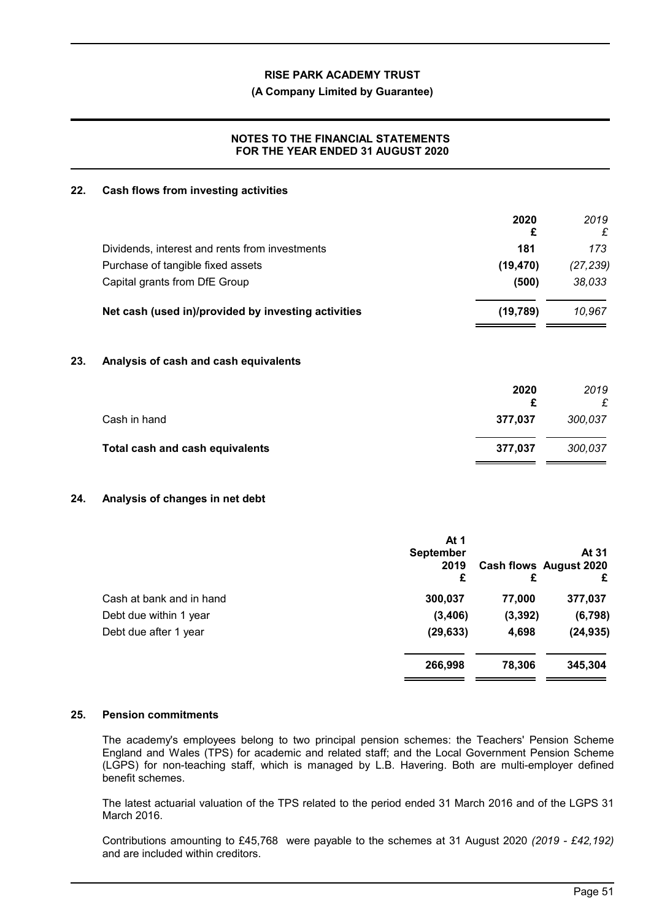## 22. Cash flows from investing activities

| | 2020 £ | *2019 £* |
|---|---|---|
| Dividends, interest and rents from investments | 181 | *173* |
| Purchase of tangible fixed assets | (19,470) | *(27,239)* |
| Capital grants from DfE Group | (500) | *38,033* |
| **Net cash (used in)/provided by investing activities** | **(19,789)** | *10,967* |

## 23. Analysis of cash and cash equivalents

| | 2020 £ | *2019 £* |
|---|---|---|
| Cash in hand | 377,037 | *300,037* |
| **Total cash and cash equivalents** | **377,037** | *300,037* |

## 24. Analysis of changes in net debt

| | At 1 September 2019 £ | Cash flows £ | At 31 August 2020 £ |
|---|---|---|---|
| Cash at bank and in hand | 300,037 | 77,000 | 377,037 |
| Debt due within 1 year | (3,406) | (3,392) | (6,798) |
| Debt due after 1 year | (29,633) | 4,698 | (24,935) |
| | 266,998 | 78,306 | 345,304 |

## 25. Pension commitments

The academy's employees belong to two principal pension schemes: the Teachers' Pension Scheme England and Wales (TPS) for academic and related staff; and the Local Government Pension Scheme (LGPS) for non-teaching staff, which is managed by L.B. Havering. Both are multi-employer defined benefit schemes.

The latest actuarial valuation of the TPS related to the period ended 31 March 2016 and of the LGPS 31 March 2016.

Contributions amounting to £45,768 were payable to the schemes at 31 August 2020 *(2019 - £42,192)* and are included within creditors.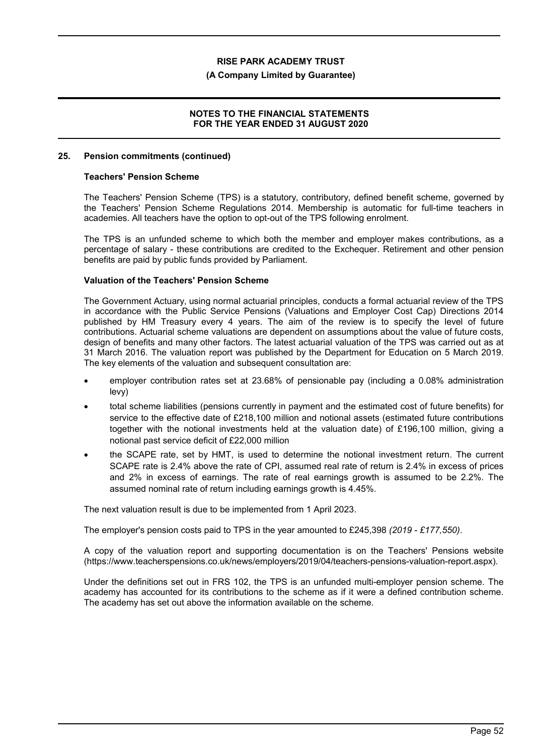## 25. Pension commitments (continued)

### Teachers' Pension Scheme

The Teachers' Pension Scheme (TPS) is a statutory, contributory, defined benefit scheme, governed by the Teachers' Pension Scheme Regulations 2014. Membership is automatic for full-time teachers in academies. All teachers have the option to opt-out of the TPS following enrolment.

The TPS is an unfunded scheme to which both the member and employer makes contributions, as a percentage of salary - these contributions are credited to the Exchequer. Retirement and other pension benefits are paid by public funds provided by Parliament.

### Valuation of the Teachers' Pension Scheme

The Government Actuary, using normal actuarial principles, conducts a formal actuarial review of the TPS in accordance with the Public Service Pensions (Valuations and Employer Cost Cap) Directions 2014 published by HM Treasury every 4 years. The aim of the review is to specify the level of future contributions. Actuarial scheme valuations are dependent on assumptions about the value of future costs, design of benefits and many other factors. The latest actuarial valuation of the TPS was carried out as at 31 March 2016. The valuation report was published by the Department for Education on 5 March 2019. The key elements of the valuation and subsequent consultation are:

- employer contribution rates set at 23.68% of pensionable pay (including a 0.08% administration levy)
- total scheme liabilities (pensions currently in payment and the estimated cost of future benefits) for service to the effective date of £218,100 million and notional assets (estimated future contributions together with the notional investments held at the valuation date) of £196,100 million, giving a notional past service deficit of £22,000 million
- the SCAPE rate, set by HMT, is used to determine the notional investment return. The current SCAPE rate is 2.4% above the rate of CPI, assumed real rate of return is 2.4% in excess of prices and 2% in excess of earnings. The rate of real earnings growth is assumed to be 2.2%. The assumed nominal rate of return including earnings growth is 4.45%.

The next valuation result is due to be implemented from 1 April 2023.

The employer's pension costs paid to TPS in the year amounted to £245,398 *(2019 - £177,550)*.

A copy of the valuation report and supporting documentation is on the Teachers' Pensions website (https://www.teacherspensions.co.uk/news/employers/2019/04/teachers-pensions-valuation-report.aspx).

Under the definitions set out in FRS 102, the TPS is an unfunded multi-employer pension scheme. The academy has accounted for its contributions to the scheme as if it were a defined contribution scheme. The academy has set out above the information available on the scheme.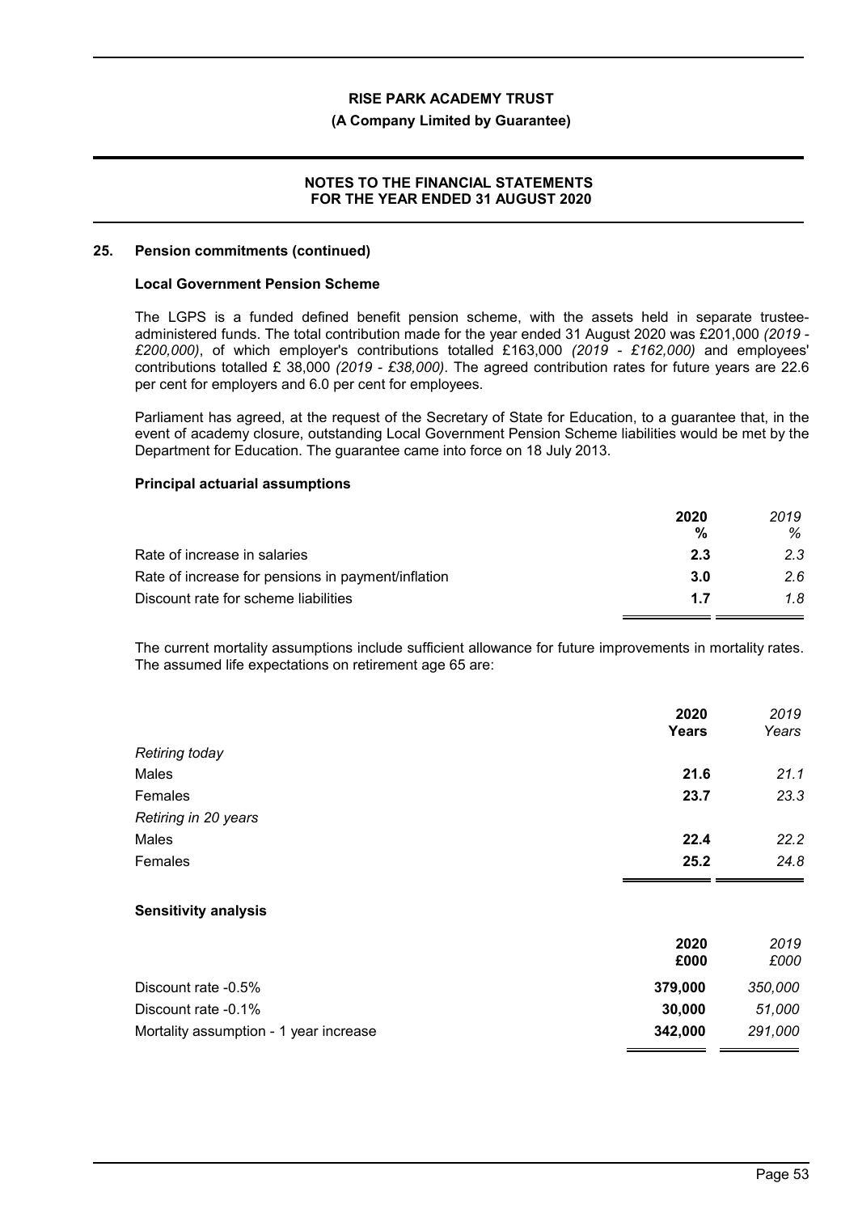## 25. Pension commitments (continued)

### Local Government Pension Scheme

The LGPS is a funded defined benefit pension scheme, with the assets held in separate trustee-administered funds. The total contribution made for the year ended 31 August 2020 was £201,000 *(2019 - £200,000)*, of which employer's contributions totalled £163,000 *(2019 - £162,000)* and employees' contributions totalled £ 38,000 *(2019 - £38,000)*. The agreed contribution rates for future years are 22.6 per cent for employers and 6.0 per cent for employees.

Parliament has agreed, at the request of the Secretary of State for Education, to a guarantee that, in the event of academy closure, outstanding Local Government Pension Scheme liabilities would be met by the Department for Education. The guarantee came into force on 18 July 2013.

### Principal actuarial assumptions

| | **2020** | *2019* |
|---|---|---|
| | **%** | *%* |
| Rate of increase in salaries | **2.3** | *2.3* |
| Rate of increase for pensions in payment/inflation | **3.0** | *2.6* |
| Discount rate for scheme liabilities | **1.7** | *1.8* |

The current mortality assumptions include sufficient allowance for future improvements in mortality rates. The assumed life expectations on retirement age 65 are:

| | **2020** | *2019* |
|---|---|---|
| | **Years** | *Years* |
| *Retiring today* | | |
| Males | **21.6** | *21.1* |
| Females | **23.7** | *23.3* |
| *Retiring in 20 years* | | |
| Males | **22.4** | *22.2* |
| Females | **25.2** | *24.8* |

### Sensitivity analysis

| | **2020** | *2019* |
|---|---|---|
| | **£000** | *£000* |
| Discount rate -0.5% | **379,000** | *350,000* |
| Discount rate -0.1% | **30,000** | *51,000* |
| Mortality assumption - 1 year increase | **342,000** | *291,000* |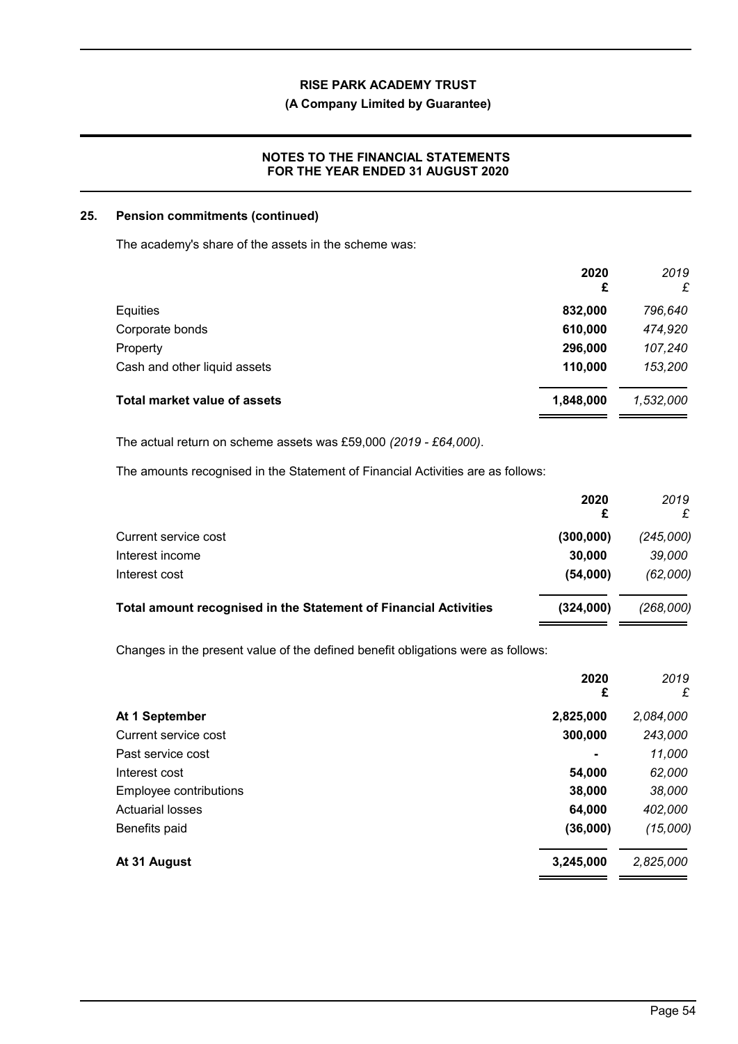## 25. Pension commitments (continued)

The academy's share of the assets in the scheme was:

| | 2020 £ | *2019 £* |
|---|---|---|
| Equities | 832,000 | *796,640* |
| Corporate bonds | 610,000 | *474,920* |
| Property | 296,000 | *107,240* |
| Cash and other liquid assets | 110,000 | *153,200* |
| **Total market value of assets** | **1,848,000** | *1,532,000* |

The actual return on scheme assets was £59,000 *(2019 - £64,000)*.

The amounts recognised in the Statement of Financial Activities are as follows:

| | 2020 £ | *2019 £* |
|---|---|---|
| Current service cost | (300,000) | *(245,000)* |
| Interest income | 30,000 | *39,000* |
| Interest cost | (54,000) | *(62,000)* |
| **Total amount recognised in the Statement of Financial Activities** | **(324,000)** | *(268,000)* |

Changes in the present value of the defined benefit obligations were as follows:

| | 2020 £ | *2019 £* |
|---|---|---|
| **At 1 September** | 2,825,000 | *2,084,000* |
| Current service cost | 300,000 | *243,000* |
| Past service cost | - | *11,000* |
| Interest cost | 54,000 | *62,000* |
| Employee contributions | 38,000 | *38,000* |
| Actuarial losses | 64,000 | *402,000* |
| Benefits paid | (36,000) | *(15,000)* |
| **At 31 August** | **3,245,000** | *2,825,000* |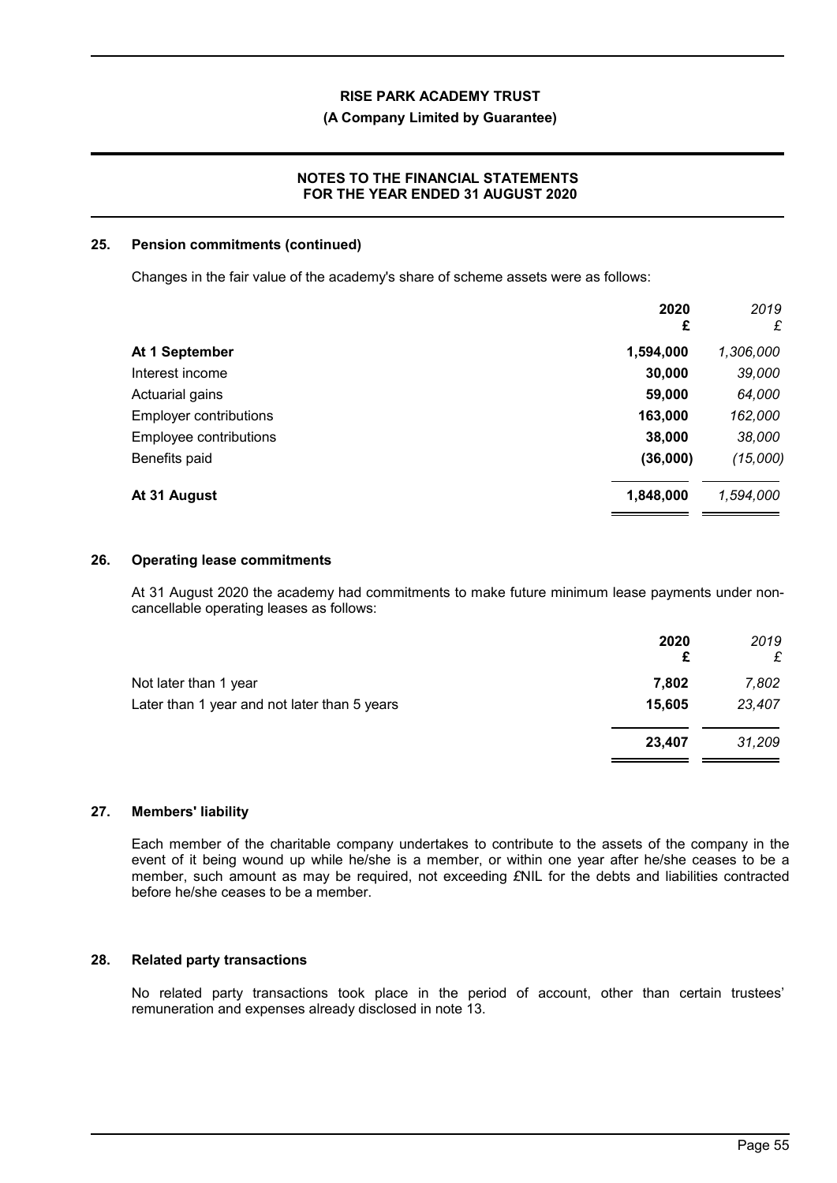## 25. Pension commitments (continued)

Changes in the fair value of the academy's share of scheme assets were as follows:

| | 2020 £ | *2019 £* |
|---|---|---|
| **At 1 September** | **1,594,000** | *1,306,000* |
| Interest income | **30,000** | *39,000* |
| Actuarial gains | **59,000** | *64,000* |
| Employer contributions | **163,000** | *162,000* |
| Employee contributions | **38,000** | *38,000* |
| Benefits paid | **(36,000)** | *(15,000)* |
| **At 31 August** | **1,848,000** | *1,594,000* |

## 26. Operating lease commitments

At 31 August 2020 the academy had commitments to make future minimum lease payments under non-cancellable operating leases as follows:

| | 2020 £ | *2019 £* |
|---|---|---|
| Not later than 1 year | **7,802** | *7,802* |
| Later than 1 year and not later than 5 years | **15,605** | *23,407* |
| | **23,407** | *31,209* |

## 27. Members' liability

Each member of the charitable company undertakes to contribute to the assets of the company in the event of it being wound up while he/she is a member, or within one year after he/she ceases to be a member, such amount as may be required, not exceeding £NIL for the debts and liabilities contracted before he/she ceases to be a member.

## 28. Related party transactions

No related party transactions took place in the period of account, other than certain trustees' remuneration and expenses already disclosed in note 13.